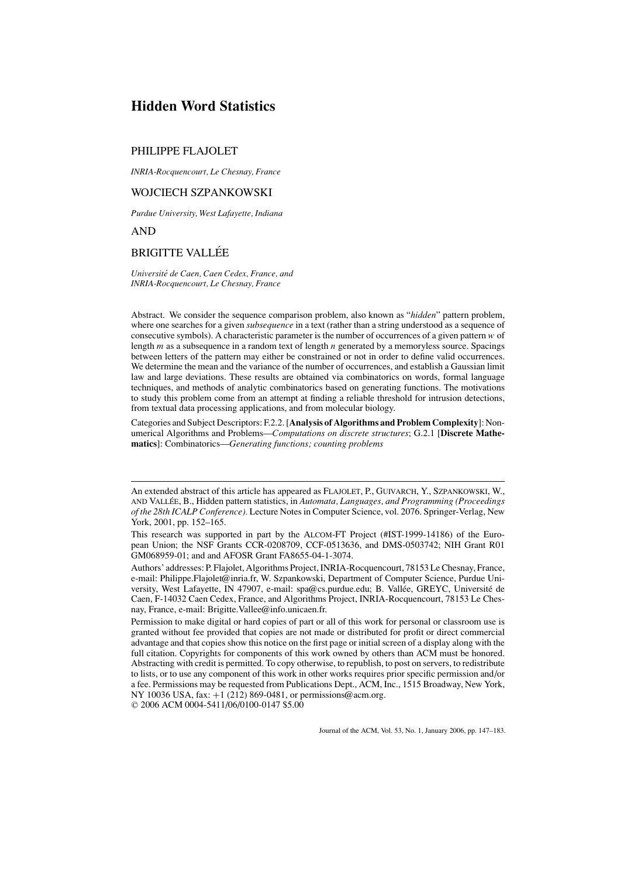# Hidden Word Statistics

PHILIPPE FLAJOLET

*INRIA-Rocquencourt, Le Chesnay, France*

WOJCIECH SZPANKOWSKI

*Purdue University, West Lafayette, Indiana*

AND

BRIGITTE VALLÉE

*Université de Caen, Caen Cedex, France, and INRIA-Rocquencourt, Le Chesnay, France*

Abstract. We consider the sequence comparison problem, also known as "*hidden*" pattern problem, where one searches for a given *subsequence* in a text (rather than a string understood as a sequence of consecutive symbols). A characteristic parameter is the number of occurrences of a given pattern $w$ of length $m$ as a subsequence in a random text of length $n$ generated by a memoryless source. Spacings between letters of the pattern may either be constrained or not in order to define valid occurrences. We determine the mean and the variance of the number of occurrences, and establish a Gaussian limit law and large deviations. These results are obtained via combinatorics on words, formal language techniques, and methods of analytic combinatorics based on generating functions. The motivations to study this problem come from an attempt at finding a reliable threshold for intrusion detections, from textual data processing applications, and from molecular biology.

Categories and Subject Descriptors: F.2.2. [**Analysis of Algorithms and Problem Complexity**]: Nonumerical Algorithms and Problems—*Computations on discrete structures*; G.2.1 [**Discrete Mathematics**]: Combinatorics—*Generating functions; counting problems*

---

An extended abstract of this article has appeared as FLAJOLET, P., GUIVARCH, Y., SZPANKOWSKI, W., AND VALLÉE, B., Hidden pattern statistics, in *Automata, Languages, and Programming (Proceedings of the 28th ICALP Conference).* Lecture Notes in Computer Science, vol. 2076. Springer-Verlag, New York, 2001, pp. 152–165.

This research was supported in part by the ALCOM-FT Project (#IST-1999-14186) of the European Union; the NSF Grants CCR-0208709, CCF-0513636, and DMS-0503742; NIH Grant R01 GM068959-01; and and AFOSR Grant FA8655-04-1-3074.

Authors' addresses: P. Flajolet, Algorithms Project, INRIA-Rocquencourt, 78153 Le Chesnay, France, e-mail: Philippe.Flajolet@inria.fr, W. Szpankowski, Department of Computer Science, Purdue University, West Lafayette, IN 47907, e-mail: spa@cs.purdue.edu; B. Vallée, GREYC, Université de Caen, F-14032 Caen Cedex, France, and Algorithms Project, INRIA-Rocquencourt, 78153 Le Chesnay, France, e-mail: Brigitte.Vallee@info.unicaen.fr.

Permission to make digital or hard copies of part or all of this work for personal or classroom use is granted without fee provided that copies are not made or distributed for profit or direct commercial advantage and that copies show this notice on the first page or initial screen of a display along with the full citation. Copyrights for components of this work owned by others than ACM must be honored. Abstracting with credit is permitted. To copy otherwise, to republish, to post on servers, to redistribute to lists, or to use any component of this work in other works requires prior specific permission and/or a fee. Permissions may be requested from Publications Dept., ACM, Inc., 1515 Broadway, New York, NY 10036 USA, fax: +1 (212) 869-0481, or permissions@acm.org.
© 2006 ACM 0004-5411/06/0100-0147 $5.00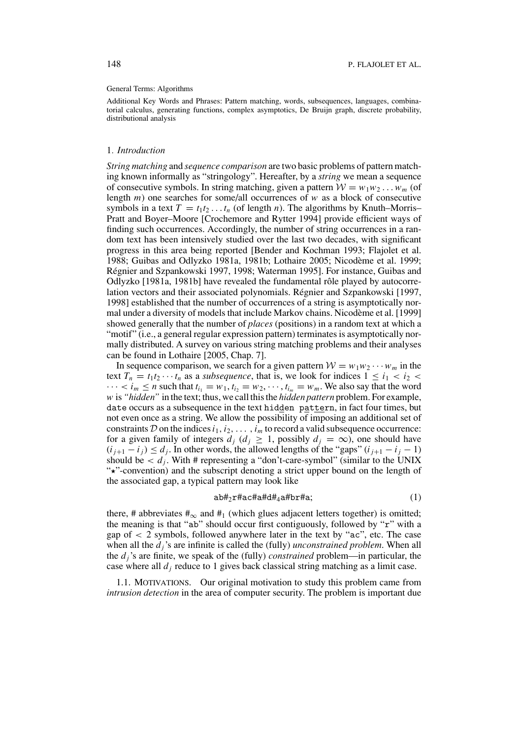General Terms: Algorithms

Additional Key Words and Phrases: Pattern matching, words, subsequences, languages, combinatorial calculus, generating functions, complex asymptotics, De Bruijn graph, discrete probability, distributional analysis

## 1. *Introduction*

*String matching* and *sequence comparison* are two basic problems of pattern matching known informally as "stringology". Hereafter, by a *string* we mean a sequence of consecutive symbols. In string matching, given a pattern $\mathcal{W} = w_1 w_2 \ldots w_m$ (of length $m$) one searches for some/all occurrences of $w$ as a block of consecutive symbols in a text $T = t_1 t_2 \ldots t_n$ (of length $n$). The algorithms by Knuth–Morris–Pratt and Boyer–Moore [Crochemore and Rytter 1994] provide efficient ways of finding such occurrences. Accordingly, the number of string occurrences in a random text has been intensively studied over the last two decades, with significant progress in this area being reported [Bender and Kochman 1993; Flajolet et al. 1988; Guibas and Odlyzko 1981a, 1981b; Lothaire 2005; Nicodème et al. 1999; Régnier and Szpankowski 1997, 1998; Waterman 1995]. For instance, Guibas and Odlyzko [1981a, 1981b] have revealed the fundamental rôle played by autocorrelation vectors and their associated polynomials. Régnier and Szpankowski [1997, 1998] established that the number of occurrences of a string is asymptotically normal under a diversity of models that include Markov chains. Nicodème et al. [1999] showed generally that the number of *places* (positions) in a random text at which a "motif" (i.e., a general regular expression pattern) terminates is asymptotically normally distributed. A survey on various string matching problems and their analyses can be found in Lothaire [2005, Chap. 7].

In sequence comparison, we search for a given pattern $\mathcal{W} = w_1 w_2 \cdots w_m$ in the text $T_n = t_1 t_2 \cdots t_n$ as a *subsequence*, that is, we look for indices $1 \leq i_1 < i_2 < \cdots < i_m \leq n$ such that $t_{i_1} = w_1, t_{i_2} = w_2, \cdots, t_{i_m} = w_m$. We also say that the word $w$ is *"hidden"* in the text; thus, we call this the *hidden pattern* problem. For example, `date` occurs as a subsequence in the text `hidden pattern`, in fact four times, but not even once as a string. We allow the possibility of imposing an additional set of constraints $\mathcal{D}$ on the indices $i_1, i_2, \ldots, i_m$ to record a valid subsequence occurrence: for a given family of integers $d_j$ ($d_j \geq 1$, possibly $d_j = \infty$), one should have $(i_{j+1} - i_j) \leq d_j$. In other words, the allowed lengths of the "gaps" $(i_{j+1} - i_j - 1)$ should be $< d_j$. With # representing a "don't-care-symbol" (similar to the UNIX "$\star$"-convention) and the subscript denoting a strict upper bound on the length of the associated gap, a typical pattern may look like

$$\texttt{ab}\#_2\texttt{r}\#\texttt{ac}\#\texttt{a}\#\texttt{d}\#_4\texttt{a}\#\texttt{br}\#\texttt{a}; \tag{1}$$

there, # abbreviates $\#_\infty$ and $\#_1$ (which glues adjacent letters together) is omitted; the meaning is that "`ab`" should occur first contiguously, followed by "`r`" with a gap of $< 2$ symbols, followed anywhere later in the text by "`ac`", etc. The case when all the $d_j$'s are infinite is called the (fully) *unconstrained problem*. When all the $d_j$'s are finite, we speak of the (fully) *constrained* problem—in particular, the case where all $d_j$ reduce to 1 gives back classical string matching as a limit case.

1.1. MOTIVATIONS. Our original motivation to study this problem came from *intrusion detection* in the area of computer security. The problem is important due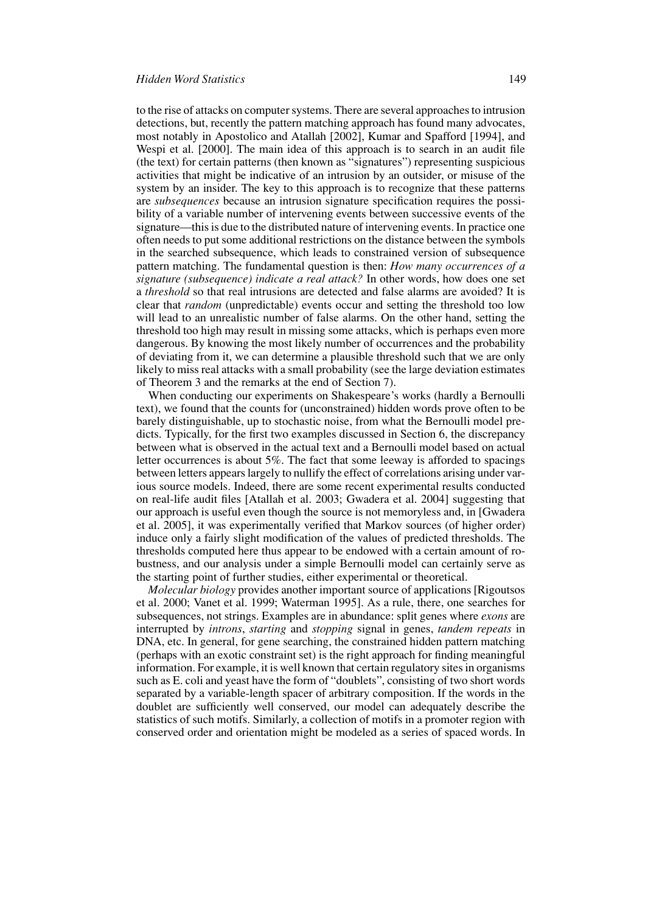to the rise of attacks on computer systems. There are several approaches to intrusion detections, but, recently the pattern matching approach has found many advocates, most notably in Apostolico and Atallah [2002], Kumar and Spafford [1994], and Wespi et al. [2000]. The main idea of this approach is to search in an audit file (the text) for certain patterns (then known as "signatures") representing suspicious activities that might be indicative of an intrusion by an outsider, or misuse of the system by an insider. The key to this approach is to recognize that these patterns are *subsequences* because an intrusion signature specification requires the possibility of a variable number of intervening events between successive events of the signature—this is due to the distributed nature of intervening events. In practice one often needs to put some additional restrictions on the distance between the symbols in the searched subsequence, which leads to constrained version of subsequence pattern matching. The fundamental question is then: *How many occurrences of a signature (subsequence) indicate a real attack?* In other words, how does one set a *threshold* so that real intrusions are detected and false alarms are avoided? It is clear that *random* (unpredictable) events occur and setting the threshold too low will lead to an unrealistic number of false alarms. On the other hand, setting the threshold too high may result in missing some attacks, which is perhaps even more dangerous. By knowing the most likely number of occurrences and the probability of deviating from it, we can determine a plausible threshold such that we are only likely to miss real attacks with a small probability (see the large deviation estimates of Theorem 3 and the remarks at the end of Section 7).

When conducting our experiments on Shakespeare's works (hardly a Bernoulli text), we found that the counts for (unconstrained) hidden words prove often to be barely distinguishable, up to stochastic noise, from what the Bernoulli model predicts. Typically, for the first two examples discussed in Section 6, the discrepancy between what is observed in the actual text and a Bernoulli model based on actual letter occurrences is about 5%. The fact that some leeway is afforded to spacings between letters appears largely to nullify the effect of correlations arising under various source models. Indeed, there are some recent experimental results conducted on real-life audit files [Atallah et al. 2003; Gwadera et al. 2004] suggesting that our approach is useful even though the source is not memoryless and, in [Gwadera et al. 2005], it was experimentally verified that Markov sources (of higher order) induce only a fairly slight modification of the values of predicted thresholds. The thresholds computed here thus appear to be endowed with a certain amount of robustness, and our analysis under a simple Bernoulli model can certainly serve as the starting point of further studies, either experimental or theoretical.

*Molecular biology* provides another important source of applications [Rigoutsos et al. 2000; Vanet et al. 1999; Waterman 1995]. As a rule, there, one searches for subsequences, not strings. Examples are in abundance: split genes where *exons* are interrupted by *introns*, *starting* and *stopping* signal in genes, *tandem repeats* in DNA, etc. In general, for gene searching, the constrained hidden pattern matching (perhaps with an exotic constraint set) is the right approach for finding meaningful information. For example, it is well known that certain regulatory sites in organisms such as E. coli and yeast have the form of "doublets", consisting of two short words separated by a variable-length spacer of arbitrary composition. If the words in the doublet are sufficiently well conserved, our model can adequately describe the statistics of such motifs. Similarly, a collection of motifs in a promoter region with conserved order and orientation might be modeled as a series of spaced words. In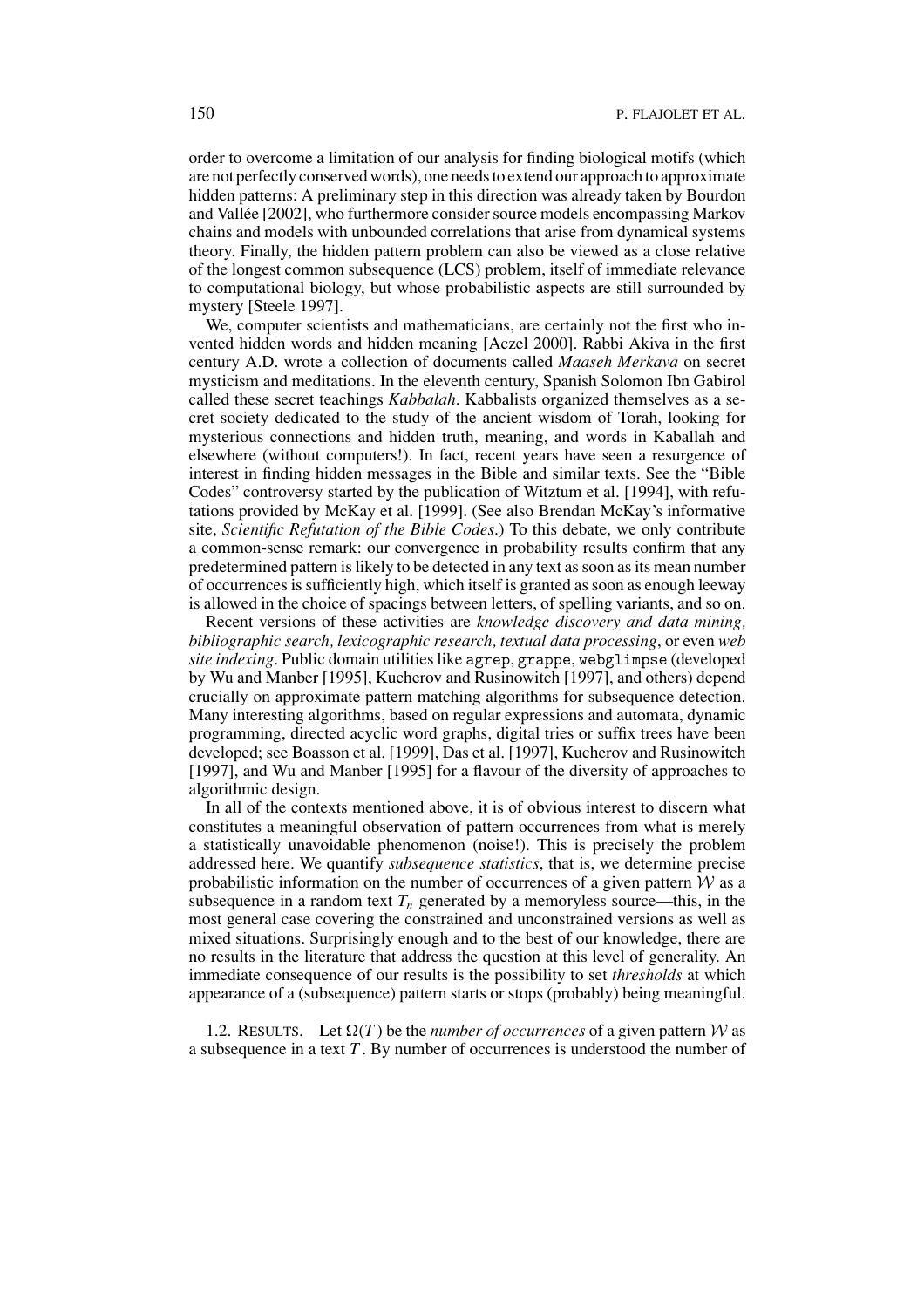order to overcome a limitation of our analysis for finding biological motifs (which are not perfectly conserved words), one needs to extend our approach to approximate hidden patterns: A preliminary step in this direction was already taken by Bourdon and Vallée [2002], who furthermore consider source models encompassing Markov chains and models with unbounded correlations that arise from dynamical systems theory. Finally, the hidden pattern problem can also be viewed as a close relative of the longest common subsequence (LCS) problem, itself of immediate relevance to computational biology, but whose probabilistic aspects are still surrounded by mystery [Steele 1997].

We, computer scientists and mathematicians, are certainly not the first who invented hidden words and hidden meaning [Aczel 2000]. Rabbi Akiva in the first century A.D. wrote a collection of documents called *Maaseh Merkava* on secret mysticism and meditations. In the eleventh century, Spanish Solomon Ibn Gabirol called these secret teachings *Kabbalah*. Kabbalists organized themselves as a secret society dedicated to the study of the ancient wisdom of Torah, looking for mysterious connections and hidden truth, meaning, and words in Kaballah and elsewhere (without computers!). In fact, recent years have seen a resurgence of interest in finding hidden messages in the Bible and similar texts. See the "Bible Codes" controversy started by the publication of Witztum et al. [1994], with refutations provided by McKay et al. [1999]. (See also Brendan McKay's informative site, *Scientific Refutation of the Bible Codes*.) To this debate, we only contribute a common-sense remark: our convergence in probability results confirm that any predetermined pattern is likely to be detected in any text as soon as its mean number of occurrences is sufficiently high, which itself is granted as soon as enough leeway is allowed in the choice of spacings between letters, of spelling variants, and so on.

Recent versions of these activities are *knowledge discovery and data mining, bibliographic search, lexicographic research, textual data processing*, or even *web site indexing*. Public domain utilities like `agrep`, `grappe`, `webglimpse` (developed by Wu and Manber [1995], Kucherov and Rusinowitch [1997], and others) depend crucially on approximate pattern matching algorithms for subsequence detection. Many interesting algorithms, based on regular expressions and automata, dynamic programming, directed acyclic word graphs, digital tries or suffix trees have been developed; see Boasson et al. [1999], Das et al. [1997], Kucherov and Rusinowitch [1997], and Wu and Manber [1995] for a flavour of the diversity of approaches to algorithmic design.

In all of the contexts mentioned above, it is of obvious interest to discern what constitutes a meaningful observation of pattern occurrences from what is merely a statistically unavoidable phenomenon (noise!). This is precisely the problem addressed here. We quantify *subsequence statistics*, that is, we determine precise probabilistic information on the number of occurrences of a given pattern $\mathcal{W}$ as a subsequence in a random text $T_n$ generated by a memoryless source—this, in the most general case covering the constrained and unconstrained versions as well as mixed situations. Surprisingly enough and to the best of our knowledge, there are no results in the literature that address the question at this level of generality. An immediate consequence of our results is the possibility to set *thresholds* at which appearance of a (subsequence) pattern starts or stops (probably) being meaningful.

1.2. RESULTS. Let $\Omega(T)$ be the *number of occurrences* of a given pattern $\mathcal{W}$ as a subsequence in a text $T$. By number of occurrences is understood the number of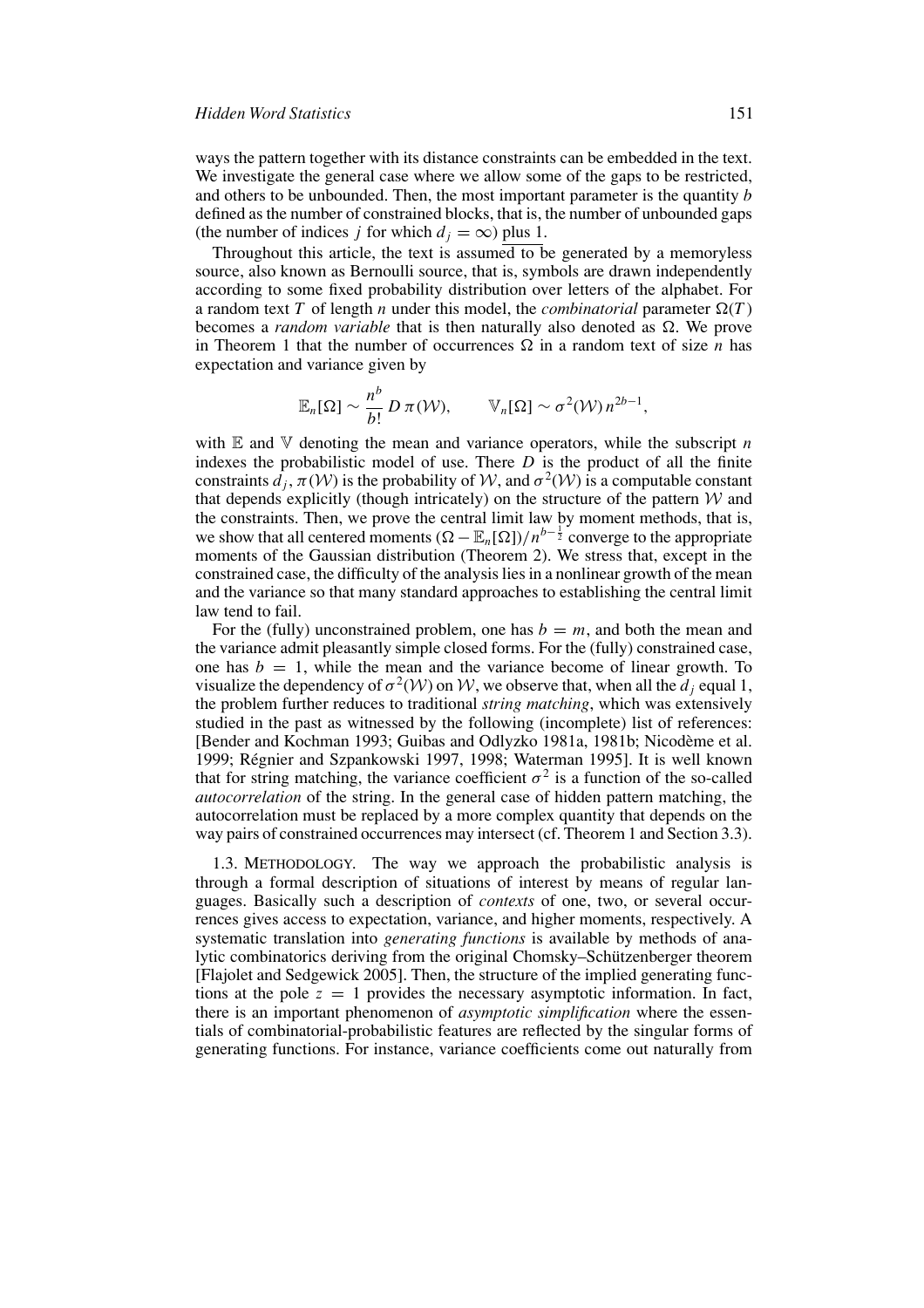ways the pattern together with its distance constraints can be embedded in the text. We investigate the general case where we allow some of the gaps to be restricted, and others to be unbounded. Then, the most important parameter is the quantity $b$ defined as the number of constrained blocks, that is, the number of unbounded gaps (the number of indices $j$ for which $d_j = \infty$) plus 1.

Throughout this article, the text is assumed to be generated by a memoryless source, also known as Bernoulli source, that is, symbols are drawn independently according to some fixed probability distribution over letters of the alphabet. For a random text $T$ of length $n$ under this model, the *combinatorial* parameter $\Omega(T)$ becomes a *random variable* that is then naturally also denoted as $\Omega$. We prove in Theorem 1 that the number of occurrences $\Omega$ in a random text of size $n$ has expectation and variance given by

$$\mathbb{E}_n[\Omega] \sim \frac{n^b}{b!} D\, \pi(\mathcal{W}), \qquad \mathbb{V}_n[\Omega] \sim \sigma^2(\mathcal{W})\, n^{2b-1},$$

with $\mathbb{E}$ and $\mathbb{V}$ denoting the mean and variance operators, while the subscript $n$ indexes the probabilistic model of use. There $D$ is the product of all the finite constraints $d_j$, $\pi(\mathcal{W})$ is the probability of $\mathcal{W}$, and $\sigma^2(\mathcal{W})$ is a computable constant that depends explicitly (though intricately) on the structure of the pattern $\mathcal{W}$ and the constraints. Then, we prove the central limit law by moment methods, that is, we show that all centered moments $(\Omega - \mathbb{E}_n[\Omega])/n^{b-\frac{1}{2}}$ converge to the appropriate moments of the Gaussian distribution (Theorem 2). We stress that, except in the constrained case, the difficulty of the analysis lies in a nonlinear growth of the mean and the variance so that many standard approaches to establishing the central limit law tend to fail.

For the (fully) unconstrained problem, one has $b = m$, and both the mean and the variance admit pleasantly simple closed forms. For the (fully) constrained case, one has $b = 1$, while the mean and the variance become of linear growth. To visualize the dependency of $\sigma^2(\mathcal{W})$ on $\mathcal{W}$, we observe that, when all the $d_j$ equal 1, the problem further reduces to traditional *string matching*, which was extensively studied in the past as witnessed by the following (incomplete) list of references: [Bender and Kochman 1993; Guibas and Odlyzko 1981a, 1981b; Nicodème et al. 1999; Régnier and Szpankowski 1997, 1998; Waterman 1995]. It is well known that for string matching, the variance coefficient $\sigma^2$ is a function of the so-called *autocorrelation* of the string. In the general case of hidden pattern matching, the autocorrelation must be replaced by a more complex quantity that depends on the way pairs of constrained occurrences may intersect (cf. Theorem 1 and Section 3.3).

1.3. METHODOLOGY. The way we approach the probabilistic analysis is through a formal description of situations of interest by means of regular languages. Basically such a description of *contexts* of one, two, or several occurrences gives access to expectation, variance, and higher moments, respectively. A systematic translation into *generating functions* is available by methods of analytic combinatorics deriving from the original Chomsky–Schützenberger theorem [Flajolet and Sedgewick 2005]. Then, the structure of the implied generating functions at the pole $z = 1$ provides the necessary asymptotic information. In fact, there is an important phenomenon of *asymptotic simplification* where the essentials of combinatorial-probabilistic features are reflected by the singular forms of generating functions. For instance, variance coefficients come out naturally from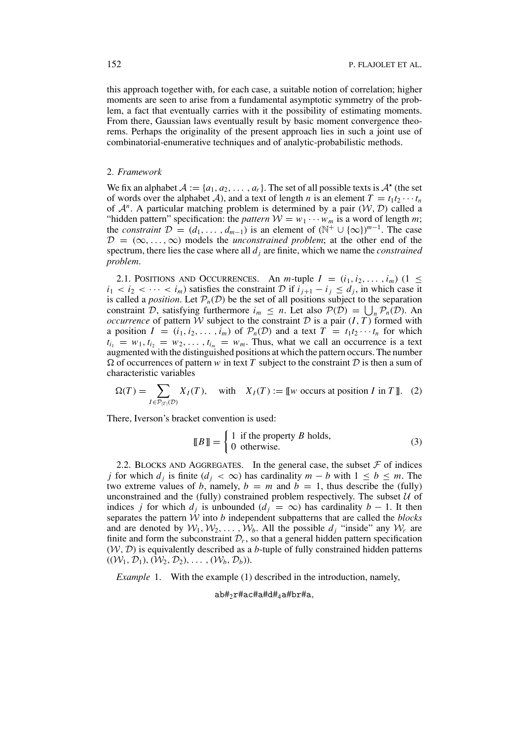this approach together with, for each case, a suitable notion of correlation; higher moments are seen to arise from a fundamental asymptotic symmetry of the problem, a fact that eventually carries with it the possibility of estimating moments. From there, Gaussian laws eventually result by basic moment convergence theorems. Perhaps the originality of the present approach lies in such a joint use of combinatorial-enumerative techniques and of analytic-probabilistic methods.

## 2. *Framework*

We fix an alphabet $\mathcal{A} := \{a_1, a_2, \ldots, a_r\}$. The set of all possible texts is $\mathcal{A}^\star$ (the set of words over the alphabet $\mathcal{A}$), and a text of length $n$ is an element $T = t_1 t_2 \cdots t_n$ of $\mathcal{A}^n$. A particular matching problem is determined by a pair $(\mathcal{W}, \mathcal{D})$ called a "hidden pattern" specification: the *pattern* $\mathcal{W} = w_1 \cdots w_m$ is a word of length $m$; the *constraint* $\mathcal{D} = (d_1, \ldots, d_{m-1})$ is an element of $(\mathbb{N}^+ \cup \{\infty\})^{m-1}$. The case $\mathcal{D} = (\infty, \ldots, \infty)$ models the *unconstrained problem*; at the other end of the spectrum, there lies the case where all $d_j$ are finite, which we name the *constrained problem*.

2.1. Positions and Occurrences. An $m$-tuple $I = (i_1, i_2, \ldots, i_m)$ $(1 \leq i_1 < i_2 < \cdots < i_m)$ satisfies the constraint $\mathcal{D}$ if $i_{j+1} - i_j \leq d_j$, in which case it is called a *position*. Let $\mathcal{P}_n(\mathcal{D})$ be the set of all positions subject to the separation constraint $\mathcal{D}$, satisfying furthermore $i_m \leq n$. Let also $\mathcal{P}(\mathcal{D}) = \bigcup_n \mathcal{P}_n(\mathcal{D})$. An *occurrence* of pattern $\mathcal{W}$ subject to the constraint $\mathcal{D}$ is a pair $(I, T)$ formed with a position $I = (i_1, i_2, \ldots, i_m)$ of $\mathcal{P}_n(\mathcal{D})$ and a text $T = t_1 t_2 \cdots t_n$ for which $t_{i_1} = w_1, t_{i_2} = w_2, \ldots, t_{i_m} = w_m$. Thus, what we call an occurrence is a text augmented with the distinguished positions at which the pattern occurs. The number $\Omega$ of occurrences of pattern $w$ in text $T$ subject to the constraint $\mathcal{D}$ is then a sum of characteristic variables

$$\Omega(T) = \sum_{I \in \mathcal{P}_{|T|}(\mathcal{D})} X_I(T), \quad \text{with} \quad X_I(T) := [\![ w \text{ occurs at position } I \text{ in } T ]\!]. \tag{2}$$

There, Iverson's bracket convention is used:

$$[\![ B ]\!] = \begin{cases} 1 & \text{if the property } B \text{ holds,} \\ 0 & \text{otherwise.} \end{cases} \tag{3}$$

2.2. Blocks and Aggregates. In the general case, the subset $\mathcal{F}$ of indices $j$ for which $d_j$ is finite $(d_j < \infty)$ has cardinality $m - b$ with $1 \leq b \leq m$. The two extreme values of $b$, namely, $b = m$ and $b = 1$, thus describe the (fully) unconstrained and the (fully) constrained problem respectively. The subset $\mathcal{U}$ of indices $j$ for which $d_j$ is unbounded $(d_j = \infty)$ has cardinality $b - 1$. It then separates the pattern $\mathcal{W}$ into $b$ independent subpatterns that are called the *blocks* and are denoted by $\mathcal{W}_1, \mathcal{W}_2, \ldots, \mathcal{W}_b$. All the possible $d_j$ "inside" any $\mathcal{W}_r$ are finite and form the subconstraint $\mathcal{D}_r$, so that a general hidden pattern specification $(\mathcal{W}, \mathcal{D})$ is equivalently described as a $b$-tuple of fully constrained hidden patterns $((\mathcal{W}_1, \mathcal{D}_1), (\mathcal{W}_2, \mathcal{D}_2), \ldots, (\mathcal{W}_b, \mathcal{D}_b))$.

*Example* 1. With the example (1) described in the introduction, namely,

$$\texttt{ab\#}_2\texttt{r\#ac\#a\#d\#}_4\texttt{a\#br\#a},$$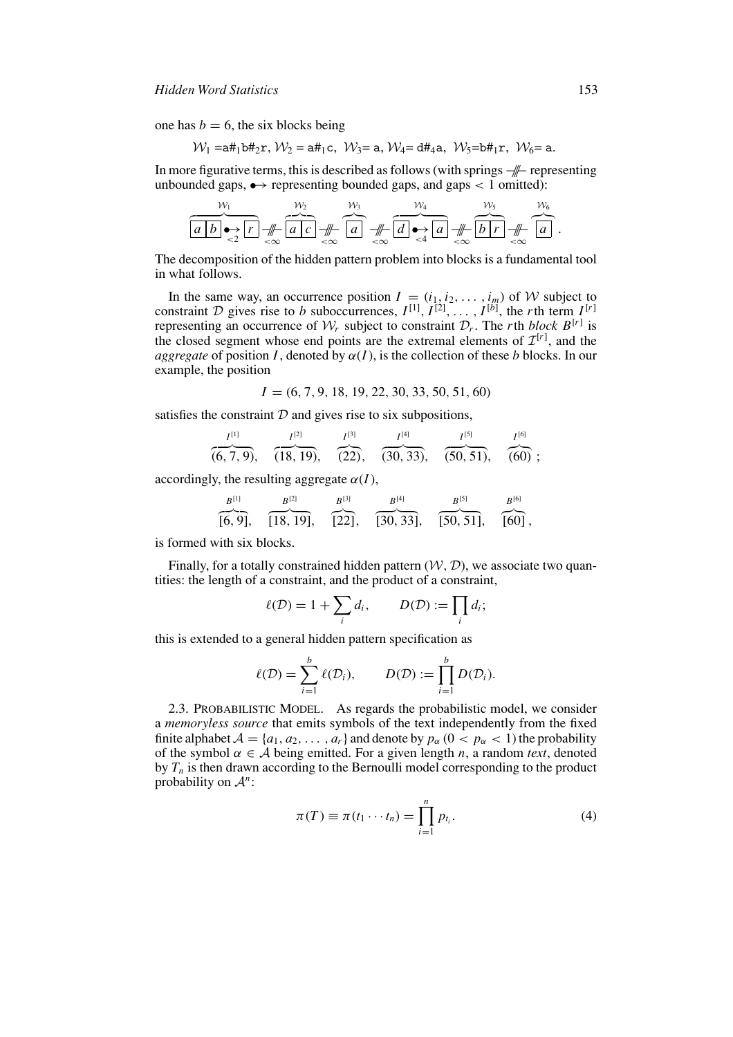one has $b = 6$, the six blocks being

$$\mathcal{W}_1 = \texttt{a\#}_1\texttt{b\#}_2\texttt{r},\ \mathcal{W}_2 = \texttt{a\#}_1\texttt{c},\ \mathcal{W}_3 = \texttt{a},\ \mathcal{W}_4 = \texttt{d\#}_4\texttt{a},\ \mathcal{W}_5 = \texttt{b\#}_1\texttt{r},\ \mathcal{W}_6 = \texttt{a}.$$

In more figurative terms, this is described as follows (with springs -/\/\/- representing unbounded gaps, $\bullet\!\!\rightarrow$ representing bounded gaps, and gaps $< 1$ omitted):

$$\overbrace{\boxed{a}\,\boxed{b}\underset{<2}{\bullet\!\!\rightarrow}\boxed{r}}^{\mathcal{W}_1}\ \underset{<\infty}{\text{-/\!/\!/-}}\ \overbrace{\boxed{a}\,\boxed{c}}^{\mathcal{W}_2}\ \underset{<\infty}{\text{-/\!/\!/-}}\ \overbrace{\boxed{a}}^{\mathcal{W}_3}\ \underset{<\infty}{\text{-/\!/\!/-}}\ \overbrace{\boxed{d}\underset{<4}{\bullet\!\!\rightarrow}\boxed{a}}^{\mathcal{W}_4}\ \underset{<\infty}{\text{-/\!/\!/-}}\ \overbrace{\boxed{b}\,\boxed{r}}^{\mathcal{W}_5}\ \underset{<\infty}{\text{-/\!/\!/-}}\ \overbrace{\boxed{a}}^{\mathcal{W}_6}.$$

The decomposition of the hidden pattern problem into blocks is a fundamental tool in what follows.

In the same way, an occurrence position $I = (i_1, i_2, \ldots, i_m)$ of $\mathcal{W}$ subject to constraint $\mathcal{D}$ gives rise to $b$ suboccurrences, $I^{[1]}, I^{[2]}, \ldots, I^{[b]}$, the $r$th term $I^{[r]}$ representing an occurrence of $\mathcal{W}_r$ subject to constraint $\mathcal{D}_r$. The $r$th *block* $B^{[r]}$ is the closed segment whose end points are the extremal elements of $\mathcal{I}^{[r]}$, and the *aggregate* of position $I$, denoted by $\alpha(I)$, is the collection of these $b$ blocks. In our example, the position

$$I = (6, 7, 9, 18, 19, 22, 30, 33, 50, 51, 60)$$

satisfies the constraint $\mathcal{D}$ and gives rise to six subpositions,

$$\overbrace{(6, 7, 9)}^{I^{[1]}},\quad \overbrace{(18, 19)}^{I^{[2]}},\quad \overbrace{(22)}^{I^{[3]}},\quad \overbrace{(30, 33)}^{I^{[4]}},\quad \overbrace{(50, 51)}^{I^{[5]}},\quad \overbrace{(60)}^{I^{[6]}};$$

accordingly, the resulting aggregate $\alpha(I)$,

$$\overbrace{[6, 9]}^{B^{[1]}},\quad \overbrace{[18, 19]}^{B^{[2]}},\quad \overbrace{[22]}^{B^{[3]}},\quad \overbrace{[30, 33]}^{B^{[4]}},\quad \overbrace{[50, 51]}^{B^{[5]}},\quad \overbrace{[60]}^{B^{[6]}},$$

is formed with six blocks.

Finally, for a totally constrained hidden pattern $(\mathcal{W}, \mathcal{D})$, we associate two quantities: the length of a constraint, and the product of a constraint,

$$\ell(\mathcal{D}) = 1 + \sum_i d_i, \qquad D(\mathcal{D}) := \prod_i d_i;$$

this is extended to a general hidden pattern specification as

$$\ell(\mathcal{D}) = \sum_{i=1}^{b} \ell(\mathcal{D}_i), \qquad D(\mathcal{D}) := \prod_{i=1}^{b} D(\mathcal{D}_i).$$

2.3. PROBABILISTIC MODEL. As regards the probabilistic model, we consider a *memoryless source* that emits symbols of the text independently from the fixed finite alphabet $\mathcal{A} = \{a_1, a_2, \ldots, a_r\}$ and denote by $p_\alpha$ $(0 < p_\alpha < 1)$ the probability of the symbol $\alpha \in \mathcal{A}$ being emitted. For a given length $n$, a random *text*, denoted by $T_n$ is then drawn according to the Bernoulli model corresponding to the product probability on $\mathcal{A}^n$:

$$\pi(T) \equiv \pi(t_1 \cdots t_n) = \prod_{i=1}^{n} p_{t_i}. \tag{4}$$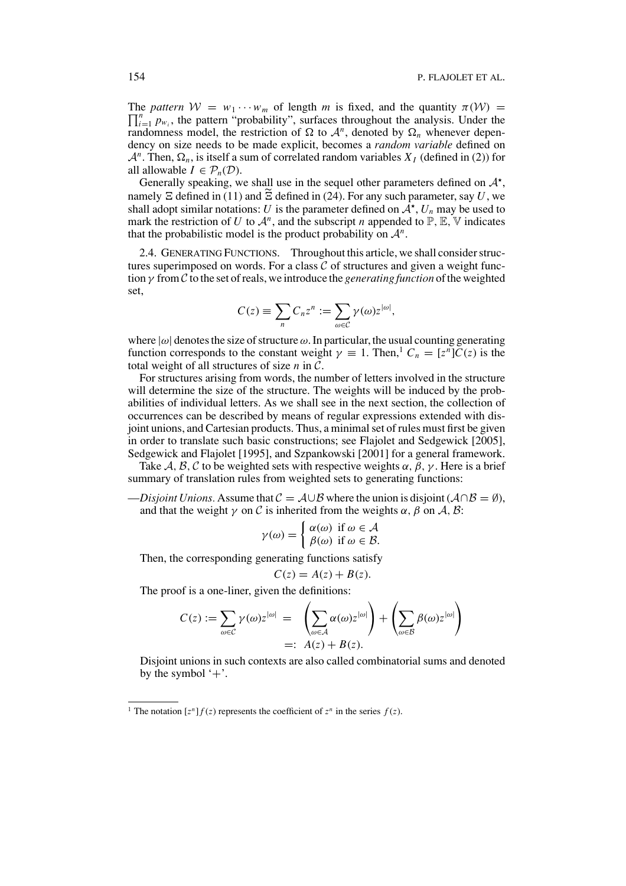The *pattern* $\mathcal{W} = w_1 \cdots w_m$ of length $m$ is fixed, and the quantity $\pi(\mathcal{W}) = \prod_{i=1}^{n} p_{w_i}$, the pattern "probability", surfaces throughout the analysis. Under the randomness model, the restriction of $\Omega$ to $\mathcal{A}^n$, denoted by $\Omega_n$ whenever dependency on size needs to be made explicit, becomes a *random variable* defined on $\mathcal{A}^n$. Then, $\Omega_n$, is itself a sum of correlated random variables $X_I$ (defined in (2)) for all allowable $I \in \mathcal{P}_n(\mathcal{D})$.

Generally speaking, we shall use in the sequel other parameters defined on $\mathcal{A}^\star$, namely $\Xi$ defined in (11) and $\widetilde{\Xi}$ defined in (24). For any such parameter, say $U$, we shall adopt similar notations: $U$ is the parameter defined on $\mathcal{A}^\star$, $U_n$ may be used to mark the restriction of $U$ to $\mathcal{A}^n$, and the subscript $n$ appended to $\mathbb{P}$, $\mathbb{E}$, $\mathbb{V}$ indicates that the probabilistic model is the product probability on $\mathcal{A}^n$.

2.4. Generating Functions. Throughout this article, we shall consider structures superimposed on words. For a class $\mathcal{C}$ of structures and given a weight function $\gamma$ from $\mathcal{C}$ to the set of reals, we introduce the *generating function* of the weighted set,

$$C(z) \equiv \sum_n C_n z^n := \sum_{\omega \in \mathcal{C}} \gamma(\omega) z^{|\omega|},$$

where $|\omega|$ denotes the size of structure $\omega$. In particular, the usual counting generating function corresponds to the constant weight $\gamma \equiv 1$. Then,[1] $C_n = [z^n]C(z)$ is the total weight of all structures of size $n$ in $\mathcal{C}$.

For structures arising from words, the number of letters involved in the structure will determine the size of the structure. The weights will be induced by the probabilities of individual letters. As we shall see in the next section, the collection of occurrences can be described by means of regular expressions extended with disjoint unions, and Cartesian products. Thus, a minimal set of rules must first be given in order to translate such basic constructions; see Flajolet and Sedgewick [2005], Sedgewick and Flajolet [1995], and Szpankowski [2001] for a general framework.

Take $\mathcal{A}, \mathcal{B}, \mathcal{C}$ to be weighted sets with respective weights $\alpha$, $\beta$, $\gamma$. Here is a brief summary of translation rules from weighted sets to generating functions:

—*Disjoint Unions.* Assume that $\mathcal{C} = \mathcal{A} \cup \mathcal{B}$ where the union is disjoint ($\mathcal{A} \cap \mathcal{B} = \emptyset$), and that the weight $\gamma$ on $\mathcal{C}$ is inherited from the weights $\alpha$, $\beta$ on $\mathcal{A}$, $\mathcal{B}$:

$$\gamma(\omega) = \begin{cases} \alpha(\omega) & \text{if } \omega \in \mathcal{A} \\ \beta(\omega) & \text{if } \omega \in \mathcal{B}. \end{cases}$$

Then, the corresponding generating functions satisfy

$$C(z) = A(z) + B(z).$$

The proof is a one-liner, given the definitions:

$$C(z) := \sum_{\omega \in \mathcal{C}} \gamma(\omega) z^{|\omega|} = \left( \sum_{\omega \in \mathcal{A}} \alpha(\omega) z^{|\omega|} \right) + \left( \sum_{\omega \in \mathcal{B}} \beta(\omega) z^{|\omega|} \right) =: A(z) + B(z).$$

Disjoint unions in such contexts are also called combinatorial sums and denoted by the symbol '+'.

[1] The notation $[z^n]f(z)$ represents the coefficient of $z^n$ in the series $f(z)$.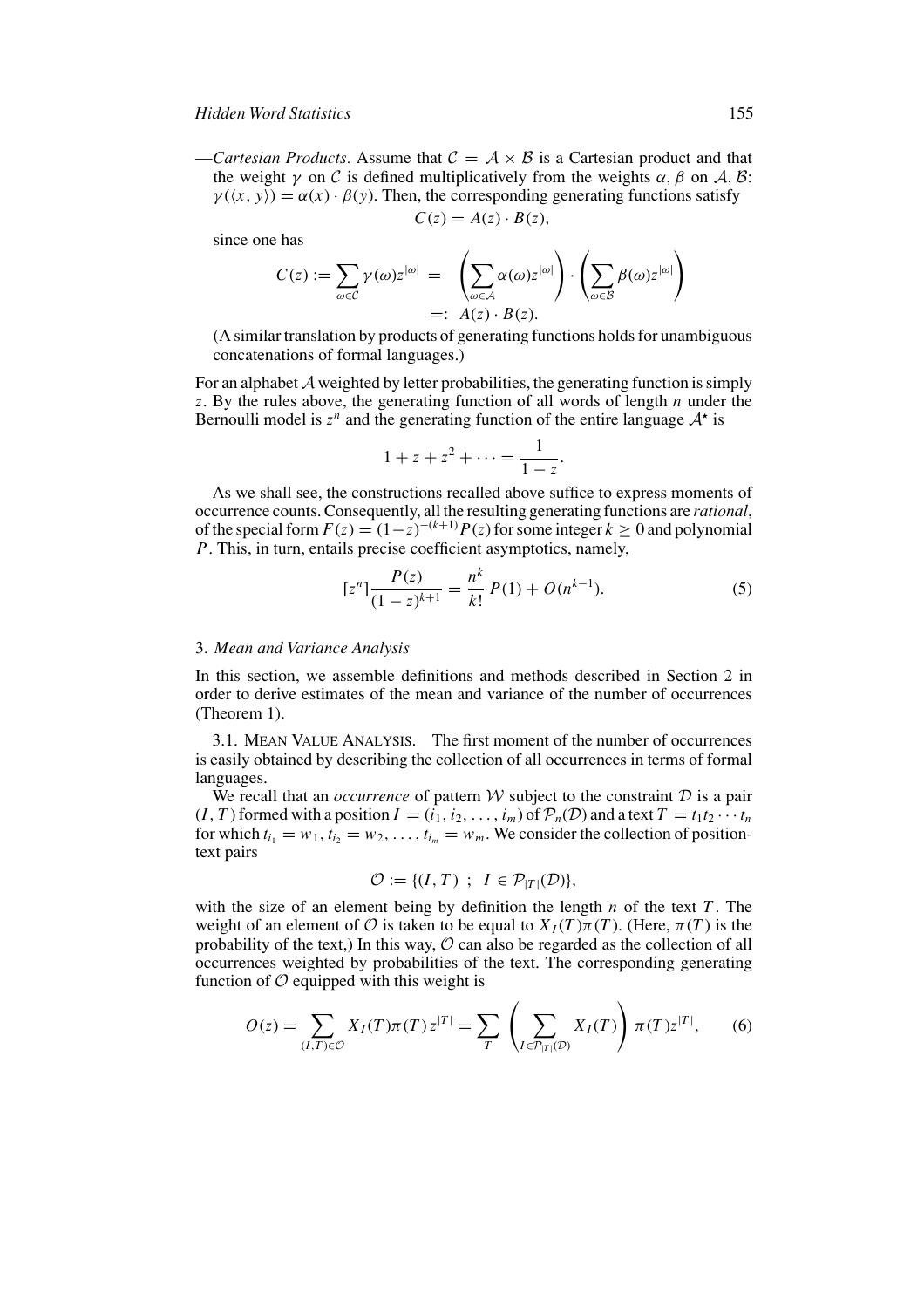—*Cartesian Products.* Assume that $\mathcal{C} = \mathcal{A} \times \mathcal{B}$ is a Cartesian product and that the weight $\gamma$ on $\mathcal{C}$ is defined multiplicatively from the weights $\alpha, \beta$ on $\mathcal{A}, \mathcal{B}$: $\gamma(\langle x, y \rangle) = \alpha(x) \cdot \beta(y)$. Then, the corresponding generating functions satisfy

$$C(z) = A(z) \cdot B(z),$$

since one has

$$C(z) := \sum_{\omega \in \mathcal{C}} \gamma(\omega) z^{|\omega|} = \left( \sum_{\omega \in \mathcal{A}} \alpha(\omega) z^{|\omega|} \right) \cdot \left( \sum_{\omega \in \mathcal{B}} \beta(\omega) z^{|\omega|} \right) =: A(z) \cdot B(z).$$

(A similar translation by products of generating functions holds for unambiguous concatenations of formal languages.)

For an alphabet $\mathcal{A}$ weighted by letter probabilities, the generating function is simply $z$. By the rules above, the generating function of all words of length $n$ under the Bernoulli model is $z^n$ and the generating function of the entire language $\mathcal{A}^\star$ is

$$1 + z + z^2 + \cdots = \frac{1}{1-z}.$$

As we shall see, the constructions recalled above suffice to express moments of occurrence counts. Consequently, all the resulting generating functions are *rational*, of the special form $F(z) = (1-z)^{-(k+1)} P(z)$ for some integer $k \geq 0$ and polynomial $P$. This, in turn, entails precise coefficient asymptotics, namely,

$$[z^n] \frac{P(z)}{(1-z)^{k+1}} = \frac{n^k}{k!} P(1) + O(n^{k-1}). \tag{5}$$

## 3. *Mean and Variance Analysis*

In this section, we assemble definitions and methods described in Section 2 in order to derive estimates of the mean and variance of the number of occurrences (Theorem 1).

### 3.1. Mean Value Analysis.

The first moment of the number of occurrences is easily obtained by describing the collection of all occurrences in terms of formal languages.

We recall that an *occurrence* of pattern $\mathcal{W}$ subject to the constraint $\mathcal{D}$ is a pair $(I, T)$ formed with a position $I = (i_1, i_2, \ldots, i_m)$ of $\mathcal{P}_n(\mathcal{D})$ and a text $T = t_1 t_2 \cdots t_n$ for which $t_{i_1} = w_1, t_{i_2} = w_2, \ldots, t_{i_m} = w_m$. We consider the collection of position-text pairs

$$\mathcal{O} := \{(I, T) \ ; \ I \in \mathcal{P}_{|T|}(\mathcal{D})\},$$

with the size of an element being by definition the length $n$ of the text $T$. The weight of an element of $\mathcal{O}$ is taken to be equal to $X_I(T)\pi(T)$. (Here, $\pi(T)$ is the probability of the text,) In this way, $\mathcal{O}$ can also be regarded as the collection of all occurrences weighted by probabilities of the text. The corresponding generating function of $\mathcal{O}$ equipped with this weight is

$$O(z) = \sum_{(I,T) \in \mathcal{O}} X_I(T) \pi(T) z^{|T|} = \sum_T \left( \sum_{I \in \mathcal{P}_{|T|}(\mathcal{D})} X_I(T) \right) \pi(T) z^{|T|}, \tag{6}$$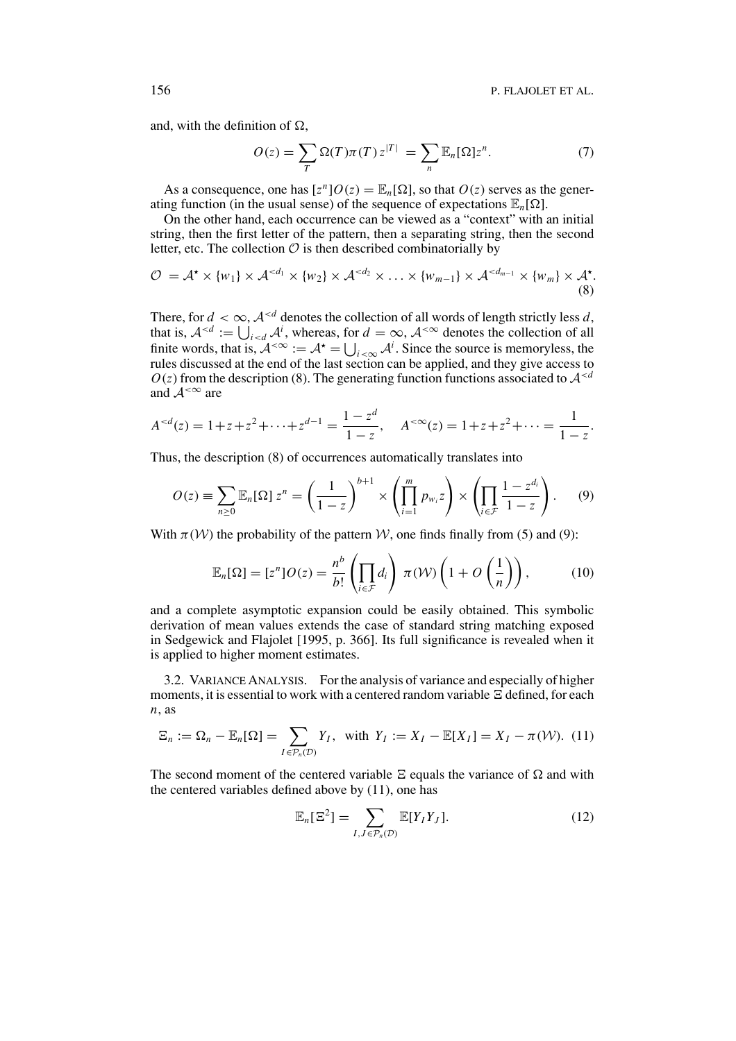and, with the definition of $\Omega$,

$$O(z) = \sum_T \Omega(T)\pi(T)\, z^{|T|} = \sum_n \mathbb{E}_n[\Omega] z^n. \tag{7}$$

As a consequence, one has $[z^n]O(z) = \mathbb{E}_n[\Omega]$, so that $O(z)$ serves as the generating function (in the usual sense) of the sequence of expectations $\mathbb{E}_n[\Omega]$.

On the other hand, each occurrence can be viewed as a "context" with an initial string, then the first letter of the pattern, then a separating string, then the second letter, etc. The collection $\mathcal{O}$ is then described combinatorially by

$$\mathcal{O} = \mathcal{A}^\star \times \{w_1\} \times \mathcal{A}^{<d_1} \times \{w_2\} \times \mathcal{A}^{<d_2} \times \ldots \times \{w_{m-1}\} \times \mathcal{A}^{<d_{m-1}} \times \{w_m\} \times \mathcal{A}^\star. \tag{8}$$

There, for $d < \infty$, $\mathcal{A}^{<d}$ denotes the collection of all words of length strictly less $d$, that is, $\mathcal{A}^{<d} := \bigcup_{i<d} \mathcal{A}^i$, whereas, for $d = \infty$, $\mathcal{A}^{<\infty}$ denotes the collection of all finite words, that is, $\mathcal{A}^{<\infty} := \mathcal{A}^\star = \bigcup_{i<\infty} \mathcal{A}^i$. Since the source is memoryless, the rules discussed at the end of the last section can be applied, and they give access to $O(z)$ from the description (8). The generating function functions associated to $\mathcal{A}^{<d}$ and $\mathcal{A}^{<\infty}$ are

$$A^{<d}(z) = 1+z+z^2+\cdots+z^{d-1} = \frac{1-z^d}{1-z}, \quad A^{<\infty}(z) = 1+z+z^2+\cdots = \frac{1}{1-z}.$$

Thus, the description (8) of occurrences automatically translates into

$$O(z) \equiv \sum_{n\geq 0} \mathbb{E}_n[\Omega]\, z^n = \left(\frac{1}{1-z}\right)^{b+1} \times \left(\prod_{i=1}^m p_{w_i} z\right) \times \left(\prod_{i\in\mathcal{F}} \frac{1-z^{d_i}}{1-z}\right). \tag{9}$$

With $\pi(\mathcal{W})$ the probability of the pattern $\mathcal{W}$, one finds finally from (5) and (9):

$$\mathbb{E}_n[\Omega] = [z^n]O(z) = \frac{n^b}{b!}\left(\prod_{i\in\mathcal{F}} d_i\right)\, \pi(\mathcal{W})\left(1 + O\left(\frac{1}{n}\right)\right), \tag{10}$$

and a complete asymptotic expansion could be easily obtained. This symbolic derivation of mean values extends the case of standard string matching exposed in Sedgewick and Flajolet [1995, p. 366]. Its full significance is revealed when it is applied to higher moment estimates.

3.2. Variance Analysis. For the analysis of variance and especially of higher moments, it is essential to work with a centered random variable $\Xi$ defined, for each $n$, as

$$\Xi_n := \Omega_n - \mathbb{E}_n[\Omega] = \sum_{I\in\mathcal{P}_n(\mathcal{D})} Y_I, \text{ with } Y_I := X_I - \mathbb{E}[X_I] = X_I - \pi(\mathcal{W}). \tag{11}$$

The second moment of the centered variable $\Xi$ equals the variance of $\Omega$ and with the centered variables defined above by (11), one has

$$\mathbb{E}_n[\Xi^2] = \sum_{I,J\in\mathcal{P}_n(\mathcal{D})} \mathbb{E}[Y_I Y_J]. \tag{12}$$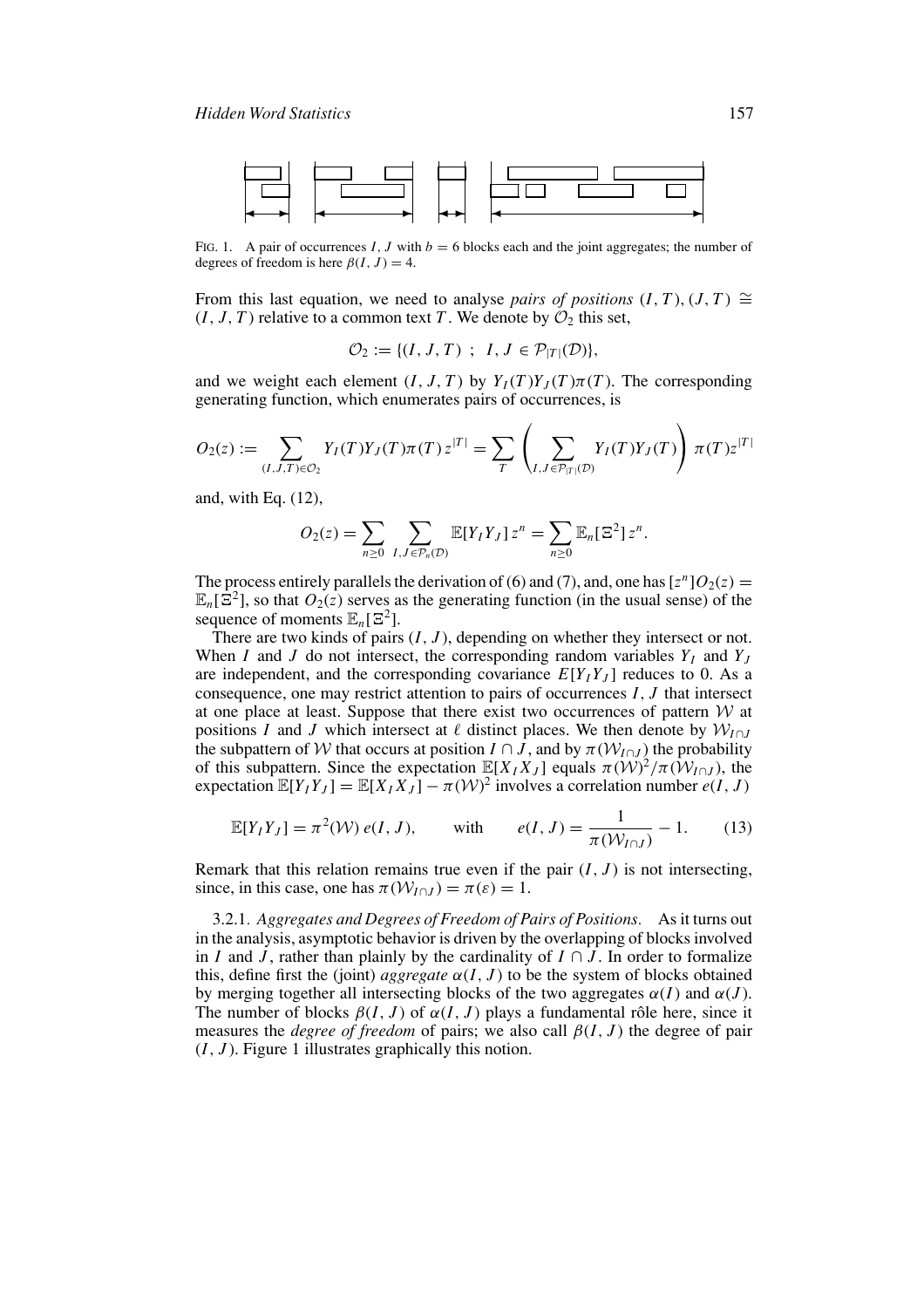FIG. 1. A pair of occurrences $I, J$ with $b = 6$ blocks each and the joint aggregates; the number of degrees of freedom is here $\beta(I, J) = 4$.

From this last equation, we need to analyse *pairs of positions* $(I, T), (J, T) \cong (I, J, T)$ relative to a common text $T$. We denote by $\mathcal{O}_2$ this set,

$$\mathcal{O}_2 := \{(I, J, T) \ ; \ I, J \in \mathcal{P}_{|T|}(\mathcal{D})\},$$

and we weight each element $(I, J, T)$ by $Y_I(T) Y_J(T) \pi(T)$. The corresponding generating function, which enumerates pairs of occurrences, is

$$O_2(z) := \sum_{(I,J,T)\in\mathcal{O}_2} Y_I(T) Y_J(T) \pi(T)\, z^{|T|} = \sum_T \left( \sum_{I,J\in\mathcal{P}_{|T|}(\mathcal{D})} Y_I(T) Y_J(T) \right) \pi(T) z^{|T|}$$

and, with Eq. (12),

$$O_2(z) = \sum_{n\geq 0} \sum_{I,J\in\mathcal{P}_n(\mathcal{D})} \mathbb{E}[Y_I Y_J]\, z^n = \sum_{n\geq 0} \mathbb{E}_n[\Xi^2]\, z^n.$$

The process entirely parallels the derivation of (6) and (7), and, one has $[z^n]O_2(z) = \mathbb{E}_n[\Xi^2]$, so that $O_2(z)$ serves as the generating function (in the usual sense) of the sequence of moments $\mathbb{E}_n[\Xi^2]$.

There are two kinds of pairs $(I, J)$, depending on whether they intersect or not. When $I$ and $J$ do not intersect, the corresponding random variables $Y_I$ and $Y_J$ are independent, and the corresponding covariance $E[Y_I Y_J]$ reduces to 0. As a consequence, one may restrict attention to pairs of occurrences $I, J$ that intersect at one place at least. Suppose that there exist two occurrences of pattern $\mathcal{W}$ at positions $I$ and $J$ which intersect at $\ell$ distinct places. We then denote by $\mathcal{W}_{I\cap J}$ the subpattern of $\mathcal{W}$ that occurs at position $I \cap J$, and by $\pi(\mathcal{W}_{I\cap J})$ the probability of this subpattern. Since the expectation $\mathbb{E}[X_I X_J]$ equals $\pi(\mathcal{W})^2/\pi(\mathcal{W}_{I\cap J})$, the expectation $\mathbb{E}[Y_I Y_J] = \mathbb{E}[X_I X_J] - \pi(\mathcal{W})^2$ involves a correlation number $e(I, J)$

$$\mathbb{E}[Y_I Y_J] = \pi^2(\mathcal{W})\, e(I, J), \qquad \text{with} \qquad e(I, J) = \frac{1}{\pi(\mathcal{W}_{I\cap J})} - 1. \tag{13}$$

Remark that this relation remains true even if the pair $(I, J)$ is not intersecting, since, in this case, one has $\pi(\mathcal{W}_{I\cap J}) = \pi(\varepsilon) = 1$.

3.2.1. *Aggregates and Degrees of Freedom of Pairs of Positions.* As it turns out in the analysis, asymptotic behavior is driven by the overlapping of blocks involved in $I$ and $J$, rather than plainly by the cardinality of $I \cap J$. In order to formalize this, define first the (joint) *aggregate* $\alpha(I, J)$ to be the system of blocks obtained by merging together all intersecting blocks of the two aggregates $\alpha(I)$ and $\alpha(J)$. The number of blocks $\beta(I, J)$ of $\alpha(I, J)$ plays a fundamental rôle here, since it measures the *degree of freedom* of pairs; we also call $\beta(I, J)$ the degree of pair $(I, J)$. Figure 1 illustrates graphically this notion.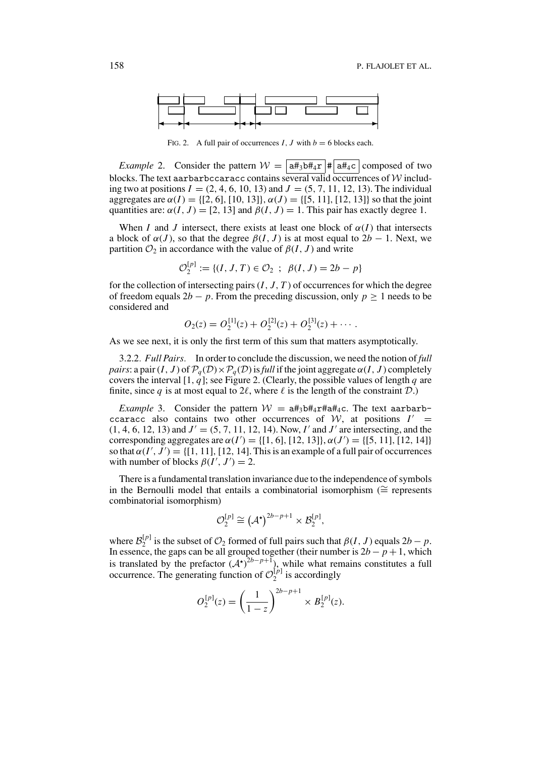FIG. 2. A full pair of occurrences $I$, $J$ with $b = 6$ blocks each.

*Example* 2. Consider the pattern $\mathcal{W} = \boxed{\texttt{a}\#_3\texttt{b}\#_4\texttt{r}}\,\#\,\boxed{\texttt{a}\#_4\texttt{c}}$ composed of two blocks. The text `aarbarbccaracc` contains several valid occurrences of $\mathcal{W}$ including two at positions $I = (2, 4, 6, 10, 13)$ and $J = (5, 7, 11, 12, 13)$. The individual aggregates are $\alpha(I) = \{[2, 6], [10, 13]\}$, $\alpha(J) = \{[5, 11], [12, 13]\}$ so that the joint quantities are: $\alpha(I, J) = [2, 13]$ and $\beta(I, J) = 1$. This pair has exactly degree 1.

When $I$ and $J$ intersect, there exists at least one block of $\alpha(I)$ that intersects a block of $\alpha(J)$, so that the degree $\beta(I, J)$ is at most equal to $2b - 1$. Next, we partition $\mathcal{O}_2$ in accordance with the value of $\beta(I, J)$ and write

$$\mathcal{O}_2^{[p]} := \{(I, J, T) \in \mathcal{O}_2 \ ; \ \beta(I, J) = 2b - p\}$$

for the collection of intersecting pairs $(I, J, T)$ of occurrences for which the degree of freedom equals $2b - p$. From the preceding discussion, only $p \geq 1$ needs to be considered and

$$O_2(z) = O_2^{[1]}(z) + O_2^{[2]}(z) + O_2^{[3]}(z) + \cdots .$$

As we see next, it is only the first term of this sum that matters asymptotically.

3.2.2. *Full Pairs.* In order to conclude the discussion, we need the notion of *full pairs*: a pair $(I, J)$ of $\mathcal{P}_q(\mathcal{D}) \times \mathcal{P}_q(\mathcal{D})$ is *full* if the joint aggregate $\alpha(I, J)$ completely covers the interval $[1, q]$; see Figure 2. (Clearly, the possible values of length $q$ are finite, since $q$ is at most equal to $2\ell$, where $\ell$ is the length of the constraint $\mathcal{D}$.)

*Example* 3. Consider the pattern $\mathcal{W} = \texttt{a}\#_3\texttt{b}\#_4\texttt{r}\#\texttt{a}\#_4\texttt{c}$. The text `aarbarbccaracc` also contains two other occurrences of $\mathcal{W}$, at positions $I' = (1, 4, 6, 12, 13)$ and $J' = (5, 7, 11, 12, 14)$. Now, $I'$ and $J'$ are intersecting, and the corresponding aggregates are $\alpha(I') = \{[1, 6], [12, 13]\}$, $\alpha(J') = \{[5, 11], [12, 14]\}$ so that $\alpha(I', J') = \{[1, 11], [12, 14]$. This is an example of a full pair of occurrences with number of blocks $\beta(I', J') = 2$.

There is a fundamental translation invariance due to the independence of symbols in the Bernoulli model that entails a combinatorial isomorphism ($\cong$ represents combinatorial isomorphism)

$$\mathcal{O}_2^{[p]} \cong \left(\mathcal{A}^\star\right)^{2b-p+1} \times \mathcal{B}_2^{[p]},$$

where $\mathcal{B}_2^{[p]}$ is the subset of $\mathcal{O}_2$ formed of full pairs such that $\beta(I, J)$ equals $2b - p$. In essence, the gaps can be all grouped together (their number is $2b - p + 1$, which is translated by the prefactor $(\mathcal{A}^\star)^{2b-p+1}$), while what remains constitutes a full occurrence. The generating function of $\mathcal{O}_2^{[p]}$ is accordingly

$$O_2^{[p]}(z) = \left(\frac{1}{1-z}\right)^{2b-p+1} \times B_2^{[p]}(z).$$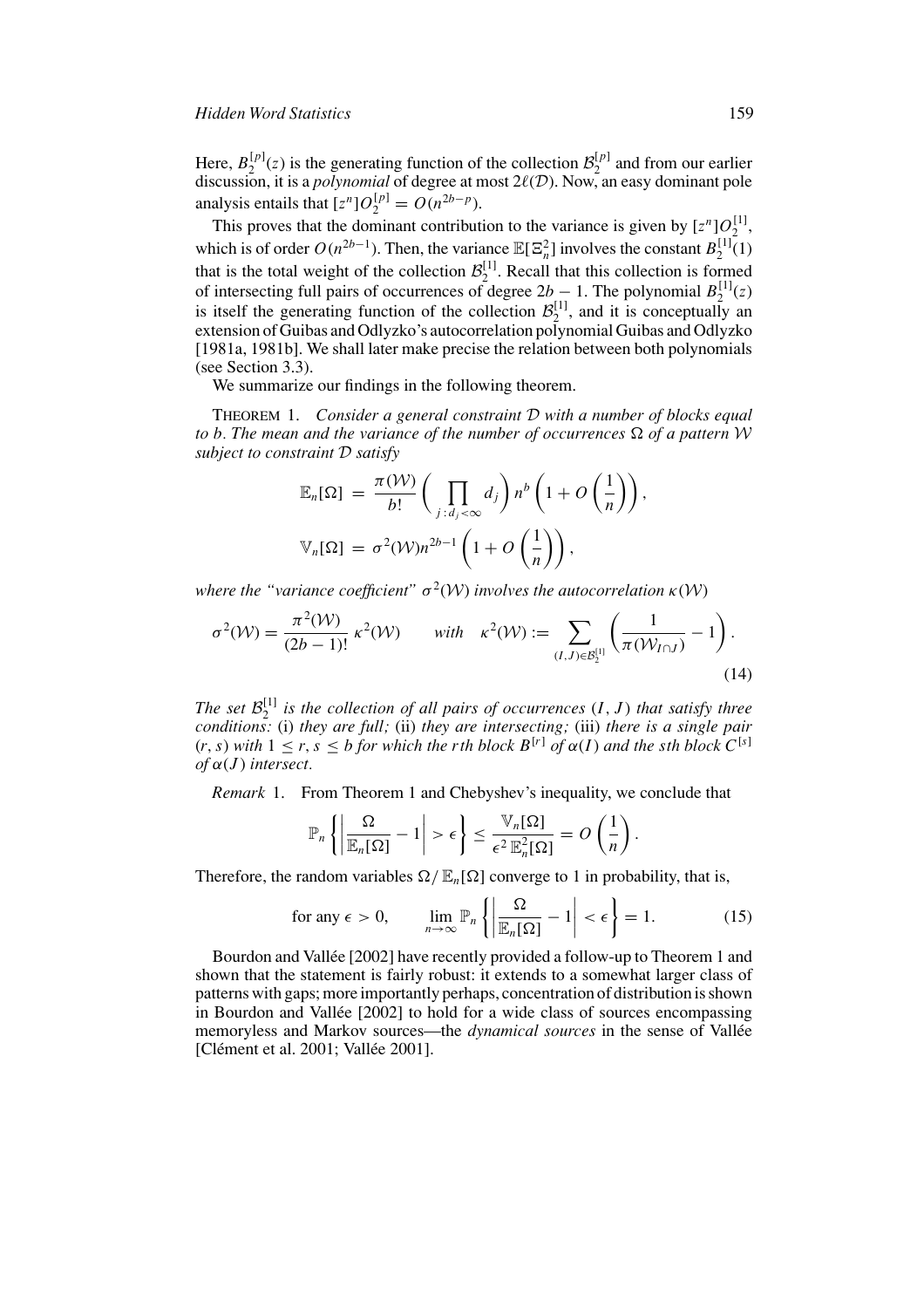Here, $B_2^{[p]}(z)$ is the generating function of the collection $\mathcal{B}_2^{[p]}$ and from our earlier discussion, it is a *polynomial* of degree at most $2\ell(\mathcal{D})$. Now, an easy dominant pole analysis entails that $[z^n]O_2^{[p]} = O(n^{2b-p})$.

This proves that the dominant contribution to the variance is given by $[z^n]O_2^{[1]}$, which is of order $O(n^{2b-1})$. Then, the variance $\mathbb{E}[\Xi_n^2]$ involves the constant $B_2^{[1]}(1)$ that is the total weight of the collection $\mathcal{B}_2^{[1]}$. Recall that this collection is formed of intersecting full pairs of occurrences of degree $2b-1$. The polynomial $B_2^{[1]}(z)$ is itself the generating function of the collection $\mathcal{B}_2^{[1]}$, and it is conceptually an extension of Guibas and Odlyzko's autocorrelation polynomial Guibas and Odlyzko [1981a, 1981b]. We shall later make precise the relation between both polynomials (see Section 3.3).

We summarize our findings in the following theorem.

THEOREM 1. *Consider a general constraint $\mathcal{D}$ with a number of blocks equal to $b$. The mean and the variance of the number of occurrences $\Omega$ of a pattern $\mathcal{W}$ subject to constraint $\mathcal{D}$ satisfy*

$$\mathbb{E}_n[\Omega] = \frac{\pi(\mathcal{W})}{b!}\left(\prod_{j\,:\,d_j<\infty} d_j\right) n^b \left(1 + O\left(\frac{1}{n}\right)\right),$$

$$\mathbb{V}_n[\Omega] = \sigma^2(\mathcal{W}) n^{2b-1}\left(1 + O\left(\frac{1}{n}\right)\right),$$

*where the "variance coefficient" $\sigma^2(\mathcal{W})$ involves the autocorrelation $\kappa(\mathcal{W})$*

$$\sigma^2(\mathcal{W}) = \frac{\pi^2(\mathcal{W})}{(2b-1)!}\,\kappa^2(\mathcal{W}) \qquad \text{with} \quad \kappa^2(\mathcal{W}) := \sum_{(I,J)\in\mathcal{B}_2^{[1]}} \left(\frac{1}{\pi(\mathcal{W}_{I\cap J})} - 1\right). \tag{14}$$

*The set $\mathcal{B}_2^{[1]}$ is the collection of all pairs of occurrences $(I, J)$ that satisfy three conditions:* (i) *they are full;* (ii) *they are intersecting;* (iii) *there is a single pair $(r, s)$ with $1 \le r, s \le b$ for which the $r$th block $B^{[r]}$ of $\alpha(I)$ and the $s$th block $C^{[s]}$ of $\alpha(J)$ intersect.*

*Remark* 1. From Theorem 1 and Chebyshev's inequality, we conclude that

$$\mathbb{P}_n\left\{\left|\frac{\Omega}{\mathbb{E}_n[\Omega]} - 1\right| > \epsilon\right\} \le \frac{\mathbb{V}_n[\Omega]}{\epsilon^2\,\mathbb{E}_n^2[\Omega]} = O\left(\frac{1}{n}\right).$$

Therefore, the random variables $\Omega/\mathbb{E}_n[\Omega]$ converge to 1 in probability, that is,

$$\text{for any } \epsilon > 0, \qquad \lim_{n\to\infty} \mathbb{P}_n\left\{\left|\frac{\Omega}{\mathbb{E}_n[\Omega]} - 1\right| < \epsilon\right\} = 1. \tag{15}$$

Bourdon and Vallée [2002] have recently provided a follow-up to Theorem 1 and shown that the statement is fairly robust: it extends to a somewhat larger class of patterns with gaps; more importantly perhaps, concentration of distribution is shown in Bourdon and Vallée [2002] to hold for a wide class of sources encompassing memoryless and Markov sources—the *dynamical sources* in the sense of Vallée [Clément et al. 2001; Vallée 2001].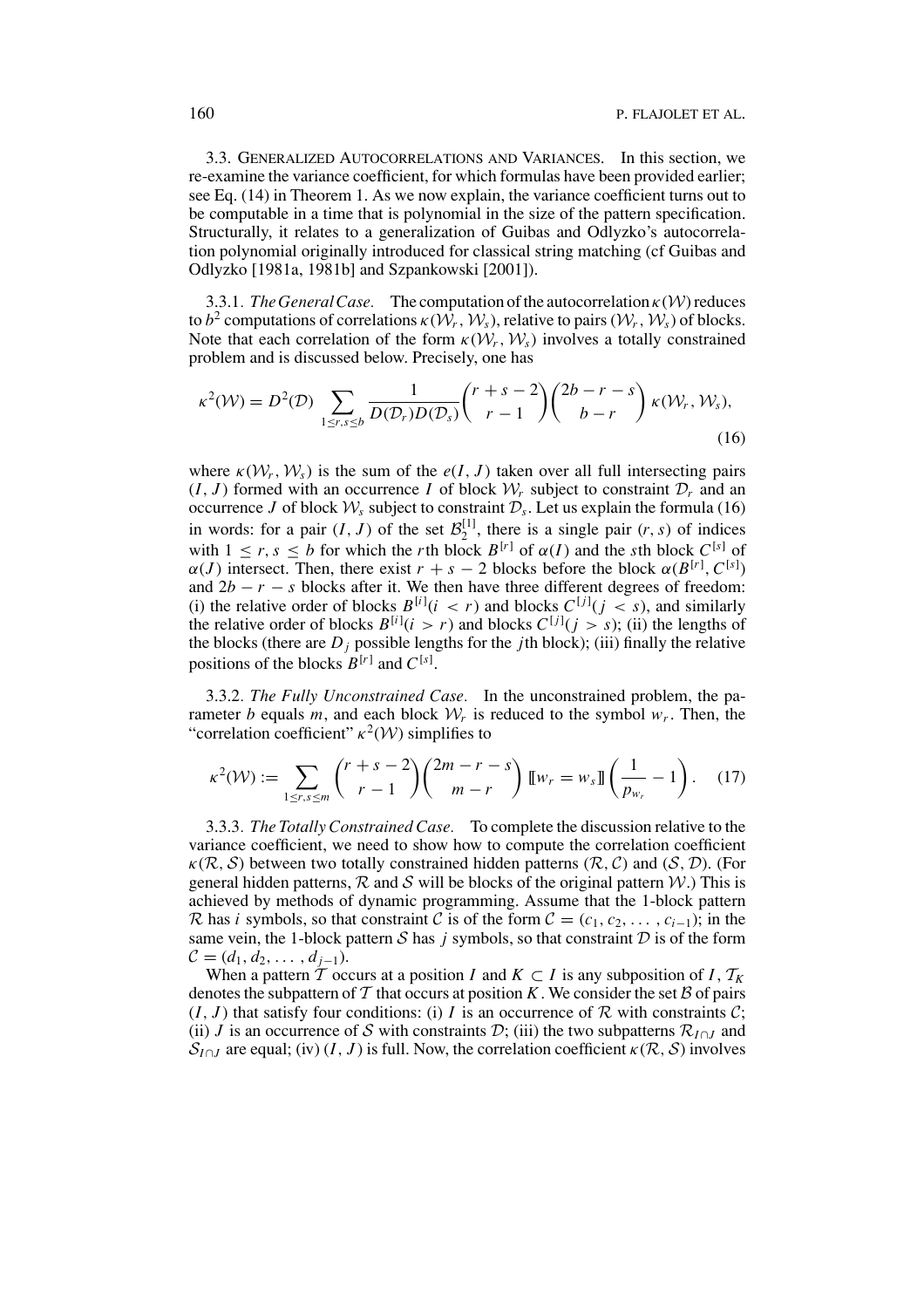3.3. Generalized Autocorrelations and Variances. In this section, we re-examine the variance coefficient, for which formulas have been provided earlier; see Eq. (14) in Theorem 1. As we now explain, the variance coefficient turns out to be computable in a time that is polynomial in the size of the pattern specification. Structurally, it relates to a generalization of Guibas and Odlyzko's autocorrelation polynomial originally introduced for classical string matching (cf Guibas and Odlyzko [1981a, 1981b] and Szpankowski [2001]).

3.3.1. *The General Case.* The computation of the autocorrelation $\kappa(\mathcal{W})$ reduces to $b^2$ computations of correlations $\kappa(\mathcal{W}_r, \mathcal{W}_s)$, relative to pairs $(\mathcal{W}_r, \mathcal{W}_s)$ of blocks. Note that each correlation of the form $\kappa(\mathcal{W}_r, \mathcal{W}_s)$ involves a totally constrained problem and is discussed below. Precisely, one has

$$\kappa^2(\mathcal{W}) = D^2(\mathcal{D}) \sum_{1\le r,s\le b} \frac{1}{D(\mathcal{D}_r)D(\mathcal{D}_s)} \binom{r+s-2}{r-1}\binom{2b-r-s}{b-r} \kappa(\mathcal{W}_r, \mathcal{W}_s), \tag{16}$$

where $\kappa(\mathcal{W}_r, \mathcal{W}_s)$ is the sum of the $e(I, J)$ taken over all full intersecting pairs $(I, J)$ formed with an occurrence $I$ of block $\mathcal{W}_r$ subject to constraint $\mathcal{D}_r$ and an occurrence $J$ of block $\mathcal{W}_s$ subject to constraint $\mathcal{D}_s$. Let us explain the formula (16) in words: for a pair $(I, J)$ of the set $\mathcal{B}_2^{[1]}$, there is a single pair $(r, s)$ of indices with $1 \le r, s \le b$ for which the $r$th block $B^{[r]}$ of $\alpha(I)$ and the $s$th block $C^{[s]}$ of $\alpha(J)$ intersect. Then, there exist $r + s - 2$ blocks before the block $\alpha(B^{[r]}, C^{[s]})$ and $2b - r - s$ blocks after it. We then have three different degrees of freedom: (i) the relative order of blocks $B^{[i]} (i < r)$ and blocks $C^{[j]} (j < s)$, and similarly the relative order of blocks $B^{[i]} (i > r)$ and blocks $C^{[j]} (j > s)$; (ii) the lengths of the blocks (there are $D_j$ possible lengths for the $j$th block); (iii) finally the relative positions of the blocks $B^{[r]}$ and $C^{[s]}$.

3.3.2. *The Fully Unconstrained Case.* In the unconstrained problem, the parameter $b$ equals $m$, and each block $\mathcal{W}_r$ is reduced to the symbol $w_r$. Then, the "correlation coefficient" $\kappa^2(\mathcal{W})$ simplifies to

$$\kappa^2(\mathcal{W}) := \sum_{1\le r,s\le m} \binom{r+s-2}{r-1}\binom{2m-r-s}{m-r} [\![w_r = w_s]\!] \left(\frac{1}{p_{w_r}} - 1\right). \tag{17}$$

3.3.3. *The Totally Constrained Case.* To complete the discussion relative to the variance coefficient, we need to show how to compute the correlation coefficient $\kappa(\mathcal{R}, \mathcal{S})$ between two totally constrained hidden patterns $(\mathcal{R}, \mathcal{C})$ and $(\mathcal{S}, \mathcal{D})$. (For general hidden patterns, $\mathcal{R}$ and $\mathcal{S}$ will be blocks of the original pattern $\mathcal{W}$.) This is achieved by methods of dynamic programming. Assume that the 1-block pattern $\mathcal{R}$ has $i$ symbols, so that constraint $\mathcal{C}$ is of the form $\mathcal{C} = (c_1, c_2, \ldots, c_{i-1})$; in the same vein, the 1-block pattern $\mathcal{S}$ has $j$ symbols, so that constraint $\mathcal{D}$ is of the form $\mathcal{C} = (d_1, d_2, \ldots, d_{j-1})$.

When a pattern $\mathcal{T}$ occurs at a position $I$ and $K \subset I$ is any subposition of $I$, $\mathcal{T}_K$ denotes the subpattern of $\mathcal{T}$ that occurs at position $K$. We consider the set $\mathcal{B}$ of pairs $(I, J)$ that satisfy four conditions: (i) $I$ is an occurrence of $\mathcal{R}$ with constraints $\mathcal{C}$; (ii) $J$ is an occurrence of $\mathcal{S}$ with constraints $\mathcal{D}$; (iii) the two subpatterns $\mathcal{R}_{I\cap J}$ and $\mathcal{S}_{I\cap J}$ are equal; (iv) $(I, J)$ is full. Now, the correlation coefficient $\kappa(\mathcal{R}, \mathcal{S})$ involves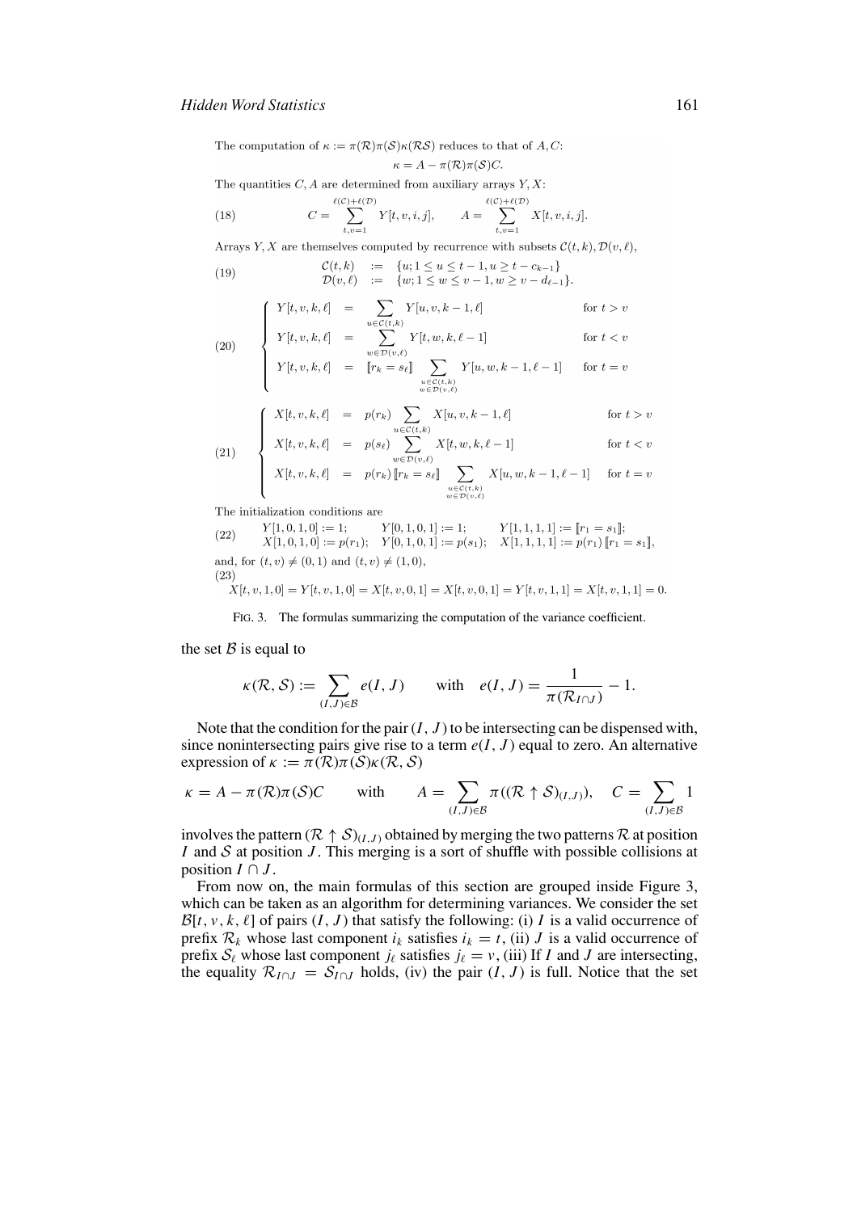The computation of $\kappa := \pi(\mathcal{R})\pi(\mathcal{S})\kappa(\mathcal{R}\mathcal{S})$ reduces to that of $A, C$:

$$\kappa = A - \pi(\mathcal{R})\pi(\mathcal{S})C.$$

The quantities $C, A$ are determined from auxiliary arrays $Y, X$:

$$C = \sum_{t,v=1}^{\ell(\mathcal{C})+\ell(\mathcal{D})} Y[t,v,i,j], \qquad A = \sum_{t,v=1}^{\ell(\mathcal{C})+\ell(\mathcal{D})} X[t,v,i,j]. \tag{18}$$

Arrays $Y, X$ are themselves computed by recurrence with subsets $\mathcal{C}(t,k), \mathcal{D}(v,\ell)$,

$$\begin{array}{lcl} \mathcal{C}(t,k) & := & \{u; 1 \le u \le t-1, u \ge t - c_{k-1}\} \\ \mathcal{D}(v,\ell) & := & \{w; 1 \le w \le v-1, w \ge v - d_{\ell-1}\}. \end{array} \tag{19}$$

$$\left\{ \begin{array}{lcll} Y[t,v,k,\ell] & = & \displaystyle\sum_{u \in \mathcal{C}(t,k)} Y[u,v,k-1,\ell] & \text{for } t > v \\ Y[t,v,k,\ell] & = & \displaystyle\sum_{w \in \mathcal{D}(v,\ell)} Y[t,w,k,\ell-1] & \text{for } t < v \\ Y[t,v,k,\ell] & = & [\![r_k = s_\ell]\!] \displaystyle\sum_{\substack{u \in \mathcal{C}(t,k) \\ w \in \mathcal{D}(v,\ell)}} Y[u,w,k-1,\ell-1] & \text{for } t = v \end{array} \right. \tag{20}$$

$$\left\{ \begin{array}{lcll} X[t,v,k,\ell] & = & p(r_k) \displaystyle\sum_{u \in \mathcal{C}(t,k)} X[u,v,k-1,\ell] & \text{for } t > v \\ X[t,v,k,\ell] & = & p(s_\ell) \displaystyle\sum_{w \in \mathcal{D}(v,\ell)} X[t,w,k,\ell-1] & \text{for } t < v \\ X[t,v,k,\ell] & = & p(r_k)\, [\![r_k = s_\ell]\!] \displaystyle\sum_{\substack{u \in \mathcal{C}(t,k) \\ w \in \mathcal{D}(v,\ell)}} X[u,w,k-1,\ell-1] & \text{for } t = v \end{array} \right. \tag{21}$$

The initialization conditions are

$$\begin{array}{lll} Y[1,0,1,0] := 1; & Y[0,1,0,1] := 1; & Y[1,1,1,1] := [\![r_1 = s_1]\!]; \\ X[1,0,1,0] := p(r_1); & Y[0,1,0,1] := p(s_1); & X[1,1,1,1] := p(r_1)\, [\![r_1 = s_1]\!], \end{array} \tag{22}$$

and, for $(t,v) \neq (0,1)$ and $(t,v) \neq (1,0)$,

$$X[t,v,1,0] = Y[t,v,1,0] = X[t,v,0,1] = Y[t,v,0,1] = Y[t,v,1,1] = X[t,v,1,1] = 0. \tag{23}$$

FIG. 3. The formulas summarizing the computation of the variance coefficient.

the set $\mathcal{B}$ is equal to

$$\kappa(\mathcal{R},\mathcal{S}) := \sum_{(I,J)\in\mathcal{B}} e(I,J) \qquad \text{with} \quad e(I,J) = \frac{1}{\pi(\mathcal{R}_{I\cap J})} - 1.$$

Note that the condition for the pair $(I,J)$ to be intersecting can be dispensed with, since nonintersecting pairs give rise to a term $e(I,J)$ equal to zero. An alternative expression of $\kappa := \pi(\mathcal{R})\pi(\mathcal{S})\kappa(\mathcal{R},\mathcal{S})$

$$\kappa = A - \pi(\mathcal{R})\pi(\mathcal{S})C \qquad \text{with} \qquad A = \sum_{(I,J)\in\mathcal{B}} \pi((\mathcal{R} \uparrow \mathcal{S})_{(I,J)}), \quad C = \sum_{(I,J)\in\mathcal{B}} 1$$

involves the pattern $(\mathcal{R} \uparrow \mathcal{S})_{(I,J)}$ obtained by merging the two patterns $\mathcal{R}$ at position $I$ and $\mathcal{S}$ at position $J$. This merging is a sort of shuffle with possible collisions at position $I \cap J$.

From now on, the main formulas of this section are grouped inside Figure 3, which can be taken as an algorithm for determining variances. We consider the set $\mathcal{B}[t,v,k,\ell]$ of pairs $(I,J)$ that satisfy the following: (i) $I$ is a valid occurrence of prefix $\mathcal{R}_k$ whose last component $i_k$ satisfies $i_k = t$, (ii) $J$ is a valid occurrence of prefix $\mathcal{S}_\ell$ whose last component $j_\ell$ satisfies $j_\ell = v$, (iii) If $I$ and $J$ are intersecting, the equality $\mathcal{R}_{I\cap J} = \mathcal{S}_{I\cap J}$ holds, (iv) the pair $(I,J)$ is full. Notice that the set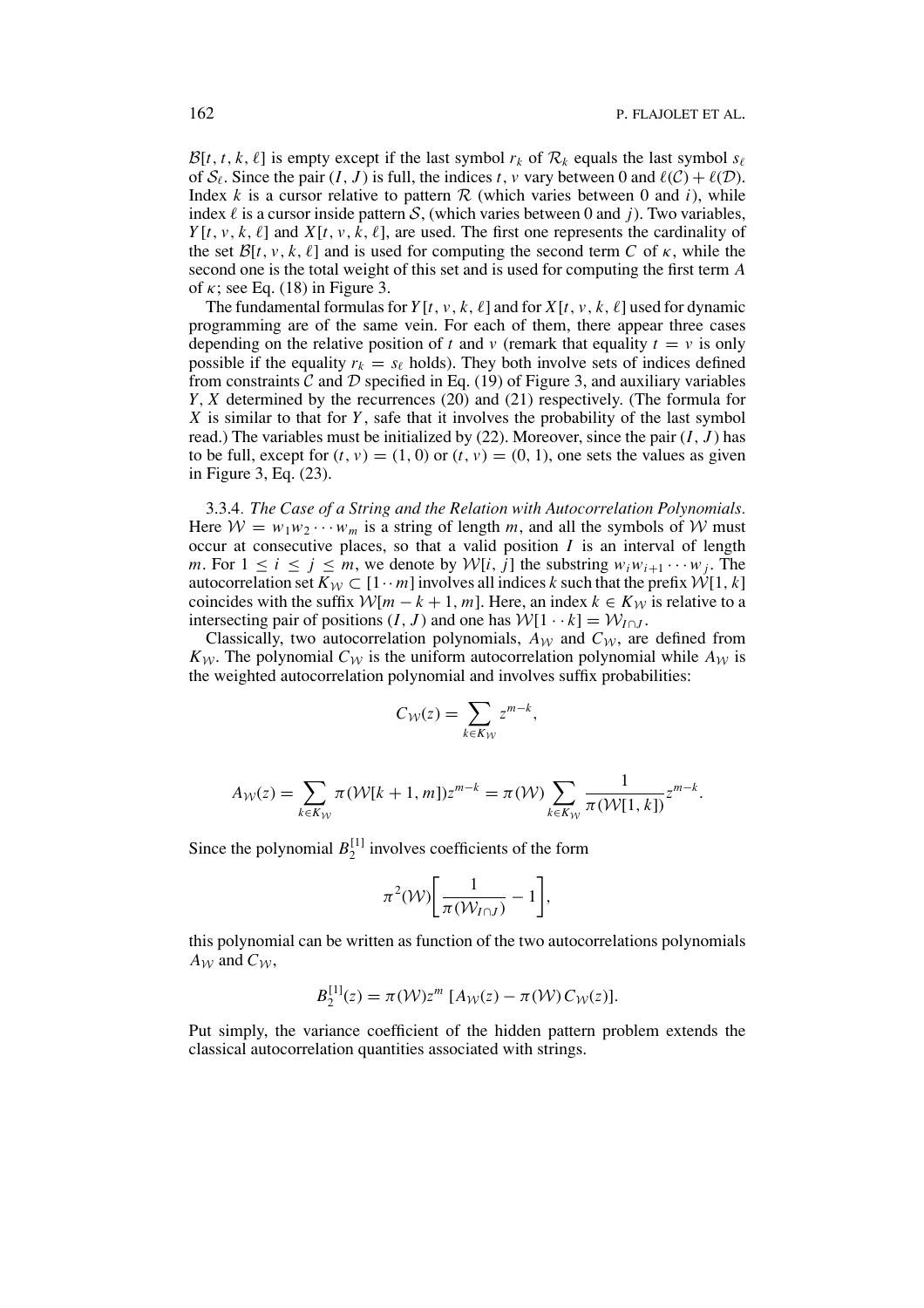$\mathcal{B}[t, t, k, \ell]$ is empty except if the last symbol $r_k$ of $\mathcal{R}_k$ equals the last symbol $s_\ell$ of $\mathcal{S}_\ell$. Since the pair $(I, J)$ is full, the indices $t$, $v$ vary between 0 and $\ell(\mathcal{C}) + \ell(\mathcal{D})$. Index $k$ is a cursor relative to pattern $\mathcal{R}$ (which varies between 0 and $i$), while index $\ell$ is a cursor inside pattern $\mathcal{S}$, (which varies between 0 and $j$). Two variables, $Y[t, v, k, \ell]$ and $X[t, v, k, \ell]$, are used. The first one represents the cardinality of the set $\mathcal{B}[t, v, k, \ell]$ and is used for computing the second term $C$ of $\kappa$, while the second one is the total weight of this set and is used for computing the first term $A$ of $\kappa$; see Eq. (18) in Figure 3.

The fundamental formulas for $Y[t, v, k, \ell]$ and for $X[t, v, k, \ell]$ used for dynamic programming are of the same vein. For each of them, there appear three cases depending on the relative position of $t$ and $v$ (remark that equality $t = v$ is only possible if the equality $r_k = s_\ell$ holds). They both involve sets of indices defined from constraints $\mathcal{C}$ and $\mathcal{D}$ specified in Eq. (19) of Figure 3, and auxiliary variables $Y$, $X$ determined by the recurrences (20) and (21) respectively. (The formula for $X$ is similar to that for $Y$, safe that it involves the probability of the last symbol read.) The variables must be initialized by (22). Moreover, since the pair $(I, J)$ has to be full, except for $(t, v) = (1, 0)$ or $(t, v) = (0, 1)$, one sets the values as given in Figure 3, Eq. (23).

3.3.4. *The Case of a String and the Relation with Autocorrelation Polynomials.* Here $\mathcal{W} = w_1 w_2 \cdots w_m$ is a string of length $m$, and all the symbols of $\mathcal{W}$ must occur at consecutive places, so that a valid position $I$ is an interval of length $m$. For $1 \leq i \leq j \leq m$, we denote by $\mathcal{W}[i, j]$ the substring $w_i w_{i+1} \cdots w_j$. The autocorrelation set $K_\mathcal{W} \subset [1 \cdots m]$ involves all indices $k$ such that the prefix $\mathcal{W}[1, k]$ coincides with the suffix $\mathcal{W}[m - k + 1, m]$. Here, an index $k \in K_\mathcal{W}$ is relative to a intersecting pair of positions $(I, J)$ and one has $\mathcal{W}[1 \cdots k] = \mathcal{W}_{I \cap J}$.

Classically, two autocorrelation polynomials, $A_\mathcal{W}$ and $C_\mathcal{W}$, are defined from $K_\mathcal{W}$. The polynomial $C_\mathcal{W}$ is the uniform autocorrelation polynomial while $A_\mathcal{W}$ is the weighted autocorrelation polynomial and involves suffix probabilities:

$$C_\mathcal{W}(z) = \sum_{k \in K_\mathcal{W}} z^{m-k},$$

$$A_\mathcal{W}(z) = \sum_{k \in K_\mathcal{W}} \pi(\mathcal{W}[k+1, m]) z^{m-k} = \pi(\mathcal{W}) \sum_{k \in K_\mathcal{W}} \frac{1}{\pi(\mathcal{W}[1, k])} z^{m-k}.$$

Since the polynomial $B_2^{[1]}$ involves coefficients of the form

$$\pi^2(\mathcal{W}) \left[ \frac{1}{\pi(\mathcal{W}_{I \cap J})} - 1 \right],$$

this polynomial can be written as function of the two autocorrelations polynomials $A_\mathcal{W}$ and $C_\mathcal{W}$,

$$B_2^{[1]}(z) = \pi(\mathcal{W}) z^m \left[ A_\mathcal{W}(z) - \pi(\mathcal{W}) C_\mathcal{W}(z) \right].$$

Put simply, the variance coefficient of the hidden pattern problem extends the classical autocorrelation quantities associated with strings.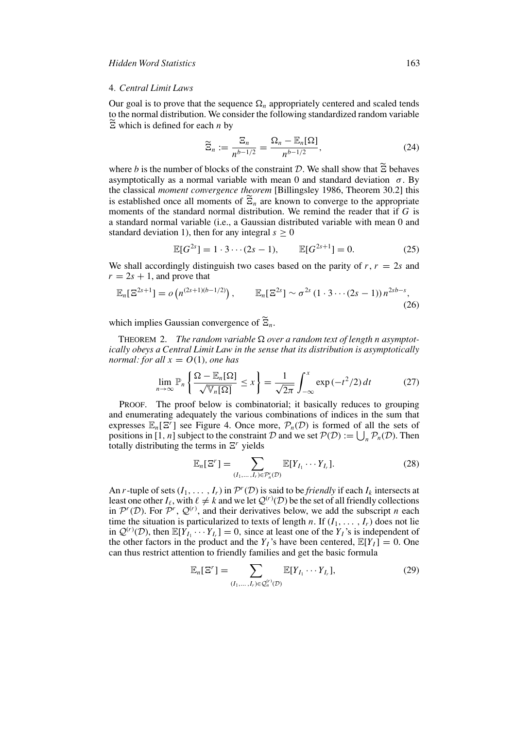## 4. *Central Limit Laws*

Our goal is to prove that the sequence $\Omega_n$ appropriately centered and scaled tends to the normal distribution. We consider the following standardized random variable $\widetilde{\Xi}$ which is defined for each $n$ by

$$\widetilde{\Xi}_n := \frac{\Xi_n}{n^{b-1/2}} = \frac{\Omega_n - \mathbb{E}_n[\Omega]}{n^{b-1/2}}, \tag{24}$$

where $b$ is the number of blocks of the constraint $\mathcal{D}$. We shall show that $\widetilde{\Xi}$ behaves asymptotically as a normal variable with mean 0 and standard deviation $\sigma$. By the classical *moment convergence theorem* [Billingsley 1986, Theorem 30.2] this is established once all moments of $\widetilde{\Xi}_n$ are known to converge to the appropriate moments of the standard normal distribution. We remind the reader that if $G$ is a standard normal variable (i.e., a Gaussian distributed variable with mean 0 and standard deviation 1), then for any integral $s \geq 0$

$$\mathbb{E}[G^{2s}] = 1 \cdot 3 \cdots (2s-1), \qquad \mathbb{E}[G^{2s+1}] = 0. \tag{25}$$

We shall accordingly distinguish two cases based on the parity of $r$, $r = 2s$ and $r = 2s + 1$, and prove that

$$\mathbb{E}_n[\Xi^{2s+1}] = o\left(n^{(2s+1)(b-1/2)}\right), \qquad \mathbb{E}_n[\Xi^{2s}] \sim \sigma^{2s}\,(1 \cdot 3 \cdots (2s-1))\, n^{2sb-s}, \tag{26}$$

which implies Gaussian convergence of $\widetilde{\Xi}_n$.

THEOREM 2. *The random variable $\Omega$ over a random text of length $n$ asymptotically obeys a Central Limit Law in the sense that its distribution is asymptotically normal: for all $x = O(1)$, one has*

$$\lim_{n\to\infty} \mathbb{P}_n\left\{\frac{\Omega - \mathbb{E}_n[\Omega]}{\sqrt{\mathbb{V}_n[\Omega]}} \leq x\right\} = \frac{1}{\sqrt{2\pi}}\int_{-\infty}^{x} \exp\left(-t^2/2\right) dt \tag{27}$$

PROOF. The proof below is combinatorial; it basically reduces to grouping and enumerating adequately the various combinations of indices in the sum that expresses $\mathbb{E}_n[\Xi^r]$ see Figure 4. Once more, $\mathcal{P}_n(\mathcal{D})$ is formed of all the sets of positions in $[1, n]$ subject to the constraint $\mathcal{D}$ and we set $\mathcal{P}(\mathcal{D}) := \bigcup_n \mathcal{P}_n(\mathcal{D})$. Then totally distributing the terms in $\Xi^r$ yields

$$\mathbb{E}_n[\Xi^r] = \sum_{(I_1,\ldots,I_r)\in\mathcal{P}_n^r(\mathcal{D})} \mathbb{E}[Y_{I_1} \cdots Y_{I_r}]. \tag{28}$$

An $r$-tuple of sets $(I_1, \ldots, I_r)$ in $\mathcal{P}^r(\mathcal{D})$ is said to be *friendly* if each $I_k$ intersects at least one other $I_\ell$, with $\ell \neq k$ and we let $\mathcal{Q}^{(r)}(\mathcal{D})$ be the set of all friendly collections in $\mathcal{P}^r(\mathcal{D})$. For $\mathcal{P}^r$, $\mathcal{Q}^{(r)}$, and their derivatives below, we add the subscript $n$ each time the situation is particularized to texts of length $n$. If $(I_1, \ldots, I_r)$ does not lie in $\mathcal{Q}^{(r)}(\mathcal{D})$, then $\mathbb{E}[Y_{I_1} \cdots Y_{I_r}] = 0$, since at least one of the $Y_I$'s is independent of the other factors in the product and the $Y_I$'s have been centered, $\mathbb{E}[Y_I] = 0$. One can thus restrict attention to friendly families and get the basic formula

$$\mathbb{E}_n[\Xi^r] = \sum_{(I_1,\ldots,I_r)\in\mathcal{Q}_n^{(r)}(\mathcal{D})} \mathbb{E}[Y_{I_1} \cdots Y_{I_r}], \tag{29}$$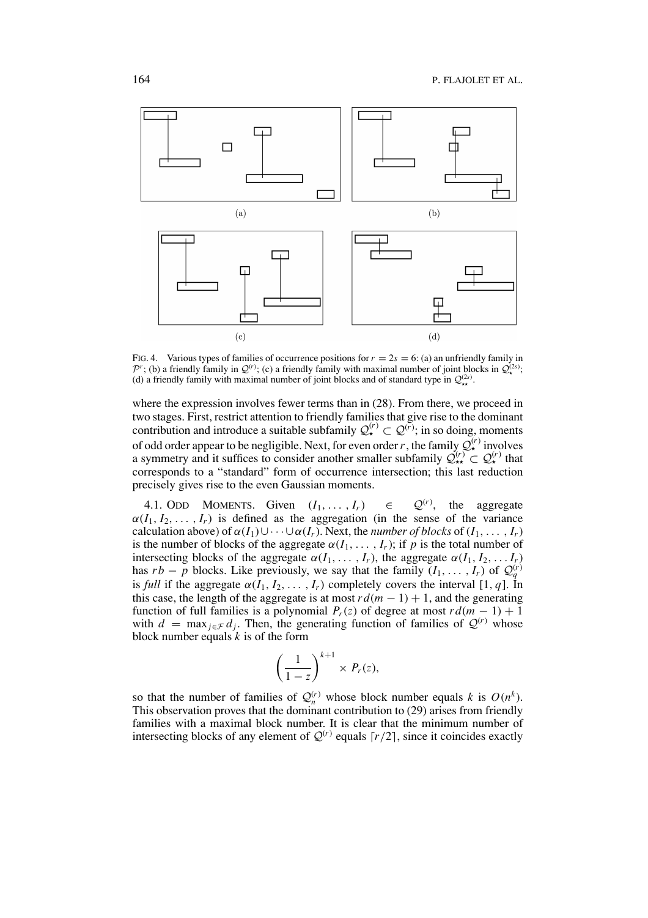FIG. 4. Various types of families of occurrence positions for $r = 2s = 6$: (a) an unfriendly family in $\mathcal{P}^r$; (b) a friendly family in $\mathcal{Q}^{(r)}$; (c) a friendly family with maximal number of joint blocks in $\mathcal{Q}_\star^{(2s)}$; (d) a friendly family with maximal number of joint blocks and of standard type in $\mathcal{Q}_{\star\star}^{(2s)}$.

where the expression involves fewer terms than in (28). From there, we proceed in two stages. First, restrict attention to friendly families that give rise to the dominant contribution and introduce a suitable subfamily $\mathcal{Q}_\star^{(r)} \subset \mathcal{Q}^{(r)}$; in so doing, moments of odd order appear to be negligible. Next, for even order $r$, the family $\mathcal{Q}_\star^{(r)}$ involves a symmetry and it suffices to consider another smaller subfamily $\mathcal{Q}_{\star\star}^{(r)} \subset \mathcal{Q}_\star^{(r)}$ that corresponds to a "standard" form of occurrence intersection; this last reduction precisely gives rise to the even Gaussian moments.

4.1. ODD MOMENTS. Given $(I_1, \ldots, I_r) \in \mathcal{Q}^{(r)}$, the aggregate $\alpha(I_1, I_2, \ldots, I_r)$ is defined as the aggregation (in the sense of the variance calculation above) of $\alpha(I_1) \cup \cdots \cup \alpha(I_r)$. Next, the *number of blocks* of $(I_1, \ldots, I_r)$ is the number of blocks of the aggregate $\alpha(I_1, \ldots, I_r)$; if $p$ is the total number of intersecting blocks of the aggregate $\alpha(I_1, \ldots, I_r)$, the aggregate $\alpha(I_1, I_2, \ldots I_r)$ has $rb - p$ blocks. Like previously, we say that the family $(I_1, \ldots, I_r)$ of $\mathcal{Q}_q^{(r)}$ is *full* if the aggregate $\alpha(I_1, I_2, \ldots, I_r)$ completely covers the interval $[1, q]$. In this case, the length of the aggregate is at most $rd(m-1)+1$, and the generating function of full families is a polynomial $P_r(z)$ of degree at most $rd(m-1)+1$ with $d = \max_{j \in \mathcal{F}} d_j$. Then, the generating function of families of $\mathcal{Q}^{(r)}$ whose block number equals $k$ is of the form

$$\left(\frac{1}{1-z}\right)^{k+1} \times P_r(z),$$

so that the number of families of $\mathcal{Q}_n^{(r)}$ whose block number equals $k$ is $O(n^k)$. This observation proves that the dominant contribution to (29) arises from friendly families with a maximal block number. It is clear that the minimum number of intersecting blocks of any element of $\mathcal{Q}^{(r)}$ equals $\lceil r/2 \rceil$, since it coincides exactly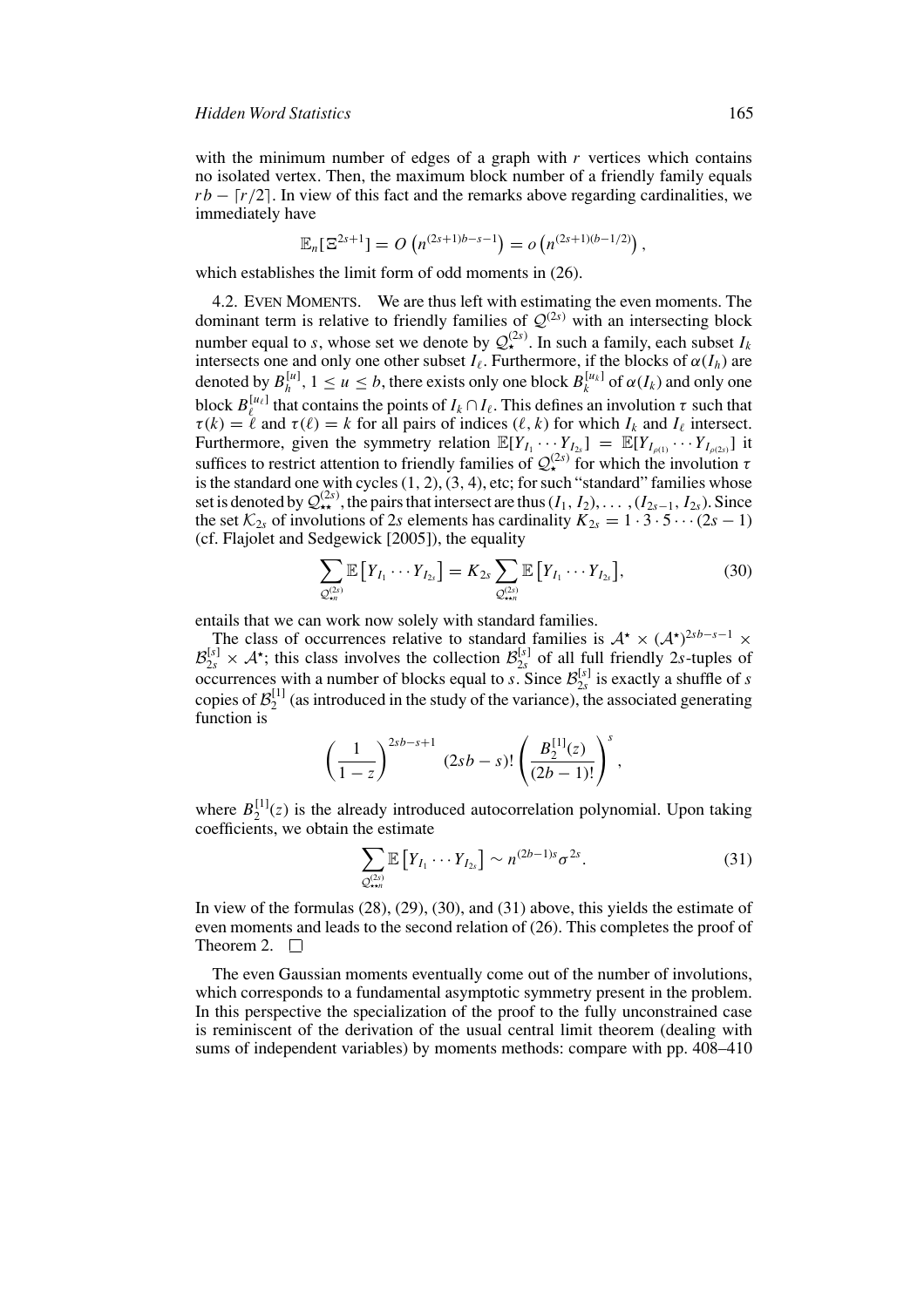with the minimum number of edges of a graph with $r$ vertices which contains no isolated vertex. Then, the maximum block number of a friendly family equals $rb - \lceil r/2 \rceil$. In view of this fact and the remarks above regarding cardinalities, we immediately have

$$\mathbb{E}_n[\Xi^{2s+1}] = O\left(n^{(2s+1)b-s-1}\right) = o\left(n^{(2s+1)(b-1/2)}\right),$$

which establishes the limit form of odd moments in (26).

4.2. Even Moments. We are thus left with estimating the even moments. The dominant term is relative to friendly families of $\mathcal{Q}^{(2s)}$ with an intersecting block number equal to $s$, whose set we denote by $\mathcal{Q}_\star^{(2s)}$. In such a family, each subset $I_k$ intersects one and only one other subset $I_\ell$. Furthermore, if the blocks of $\alpha(I_h)$ are denoted by $B_h^{[u]}$, $1 \le u \le b$, there exists only one block $B_k^{[u_k]}$ of $\alpha(I_k)$ and only one block $B_\ell^{[u_\ell]}$ that contains the points of $I_k \cap I_\ell$. This defines an involution $\tau$ such that $\tau(k) = \ell$ and $\tau(\ell) = k$ for all pairs of indices $(\ell, k)$ for which $I_k$ and $I_\ell$ intersect. Furthermore, given the symmetry relation $\mathbb{E}[Y_{I_1} \cdots Y_{I_{2s}}] = \mathbb{E}[Y_{I_{\rho(1)}} \cdots Y_{I_{\rho(2s)}}]$ it suffices to restrict attention to friendly families of $\mathcal{Q}_\star^{(2s)}$ for which the involution $\tau$ is the standard one with cycles $(1,2), (3,4)$, etc; for such "standard" families whose set is denoted by $\mathcal{Q}_{\star\star}^{(2s)}$, the pairs that intersect are thus $(I_1, I_2), \ldots, (I_{2s-1}, I_{2s})$. Since the set $\mathcal{K}_{2s}$ of involutions of $2s$ elements has cardinality $K_{2s} = 1 \cdot 3 \cdot 5 \cdots (2s-1)$ (cf. Flajolet and Sedgewick [2005]), the equality

$$\sum_{\mathcal{Q}_{\star n}^{(2s)}} \mathbb{E}\left[Y_{I_1} \cdots Y_{I_{2s}}\right] = K_{2s} \sum_{\mathcal{Q}_{\star\star n}^{(2s)}} \mathbb{E}\left[Y_{I_1} \cdots Y_{I_{2s}}\right], \tag{30}$$

entails that we can work now solely with standard families.

The class of occurrences relative to standard families is $\mathcal{A}^\star \times (\mathcal{A}^\star)^{2sb-s-1} \times \mathcal{B}_{2s}^{[s]} \times \mathcal{A}^\star$; this class involves the collection $\mathcal{B}_{2s}^{[s]}$ of all full friendly $2s$-tuples of occurrences with a number of blocks equal to $s$. Since $\mathcal{B}_{2s}^{[s]}$ is exactly a shuffle of $s$ copies of $\mathcal{B}_2^{[1]}$ (as introduced in the study of the variance), the associated generating function is

$$\left(\frac{1}{1-z}\right)^{2sb-s+1} (2sb-s)! \left(\frac{B_2^{[1]}(z)}{(2b-1)!}\right)^s,$$

where $B_2^{[1]}(z)$ is the already introduced autocorrelation polynomial. Upon taking coefficients, we obtain the estimate

$$\sum_{\mathcal{Q}_{\star\star n}^{(2s)}} \mathbb{E}\left[Y_{I_1} \cdots Y_{I_{2s}}\right] \sim n^{(2b-1)s} \sigma^{2s}. \tag{31}$$

In view of the formulas (28), (29), (30), and (31) above, this yields the estimate of even moments and leads to the second relation of (26). This completes the proof of Theorem 2. □

The even Gaussian moments eventually come out of the number of involutions, which corresponds to a fundamental asymptotic symmetry present in the problem. In this perspective the specialization of the proof to the fully unconstrained case is reminiscent of the derivation of the usual central limit theorem (dealing with sums of independent variables) by moments methods: compare with pp. 408–410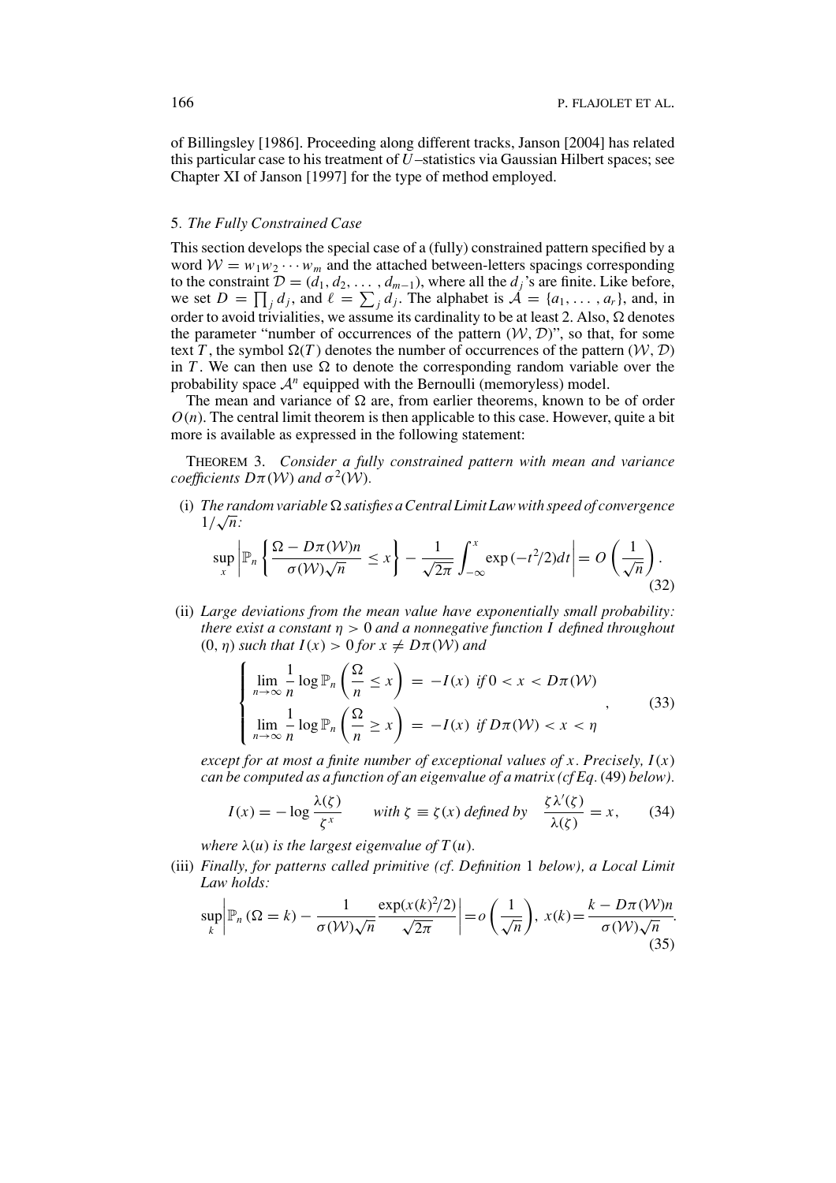of Billingsley [1986]. Proceeding along different tracks, Janson [2004] has related this particular case to his treatment of $U$–statistics via Gaussian Hilbert spaces; see Chapter XI of Janson [1997] for the type of method employed.

## 5. *The Fully Constrained Case*

This section develops the special case of a (fully) constrained pattern specified by a word $\mathcal{W} = w_1 w_2 \cdots w_m$ and the attached between-letters spacings corresponding to the constraint $\mathcal{D} = (d_1, d_2, \ldots, d_{m-1})$, where all the $d_j$'s are finite. Like before, we set $D = \prod_j d_j$, and $\ell = \sum_j d_j$. The alphabet is $\mathcal{A} = \{a_1, \ldots, a_r\}$, and, in order to avoid trivialities, we assume its cardinality to be at least 2. Also, $\Omega$ denotes the parameter "number of occurrences of the pattern $(\mathcal{W}, \mathcal{D})$", so that, for some text $T$, the symbol $\Omega(T)$ denotes the number of occurrences of the pattern $(\mathcal{W}, \mathcal{D})$ in $T$. We can then use $\Omega$ to denote the corresponding random variable over the probability space $\mathcal{A}^n$ equipped with the Bernoulli (memoryless) model.

The mean and variance of $\Omega$ are, from earlier theorems, known to be of order $O(n)$. The central limit theorem is then applicable to this case. However, quite a bit more is available as expressed in the following statement:

THEOREM 3. *Consider a fully constrained pattern with mean and variance coefficients $D\pi(\mathcal{W})$ and $\sigma^2(\mathcal{W})$.*

(i) *The random variable $\Omega$ satisfies a Central Limit Law with speed of convergence $1/\sqrt{n}$:*

$$\sup_x \left| \mathbb{P}_n \left\{ \frac{\Omega - D\pi(\mathcal{W})n}{\sigma(\mathcal{W})\sqrt{n}} \leq x \right\} - \frac{1}{\sqrt{2\pi}} \int_{-\infty}^{x} \exp(-t^2/2) dt \right| = O\left(\frac{1}{\sqrt{n}}\right). \tag{32}$$

(ii) *Large deviations from the mean value have exponentially small probability: there exist a constant $\eta > 0$ and a nonnegative function $I$ defined throughout $(0, \eta)$ such that $I(x) > 0$ for $x \neq D\pi(\mathcal{W})$ and*

$$\begin{cases} \displaystyle\lim_{n\to\infty} \frac{1}{n} \log \mathbb{P}_n \left( \frac{\Omega}{n} \leq x \right) = -I(x) \ \textit{if}\ 0 < x < D\pi(\mathcal{W}) \\ \displaystyle\lim_{n\to\infty} \frac{1}{n} \log \mathbb{P}_n \left( \frac{\Omega}{n} \geq x \right) = -I(x) \ \textit{if}\ D\pi(\mathcal{W}) < x < \eta \end{cases}, \tag{33}$$

*except for at most a finite number of exceptional values of $x$. Precisely, $I(x)$ can be computed as a function of an eigenvalue of a matrix (cf Eq.* (49) *below).*

$$I(x) = -\log \frac{\lambda(\zeta)}{\zeta^x} \qquad \textit{with } \zeta \equiv \zeta(x) \textit{ defined by } \quad \frac{\zeta\lambda'(\zeta)}{\lambda(\zeta)} = x, \tag{34}$$

*where $\lambda(u)$ is the largest eigenvalue of $T(u)$.*

(iii) *Finally, for patterns called primitive (cf. Definition* 1 *below), a Local Limit Law holds:*

$$\sup_k \left| \mathbb{P}_n(\Omega = k) - \frac{1}{\sigma(\mathcal{W})\sqrt{n}} \frac{\exp(x(k)^2/2)}{\sqrt{2\pi}} \right| = o\left(\frac{1}{\sqrt{n}}\right),\ x(k) = \frac{k - D\pi(\mathcal{W})n}{\sigma(\mathcal{W})\sqrt{n}}. \tag{35}$$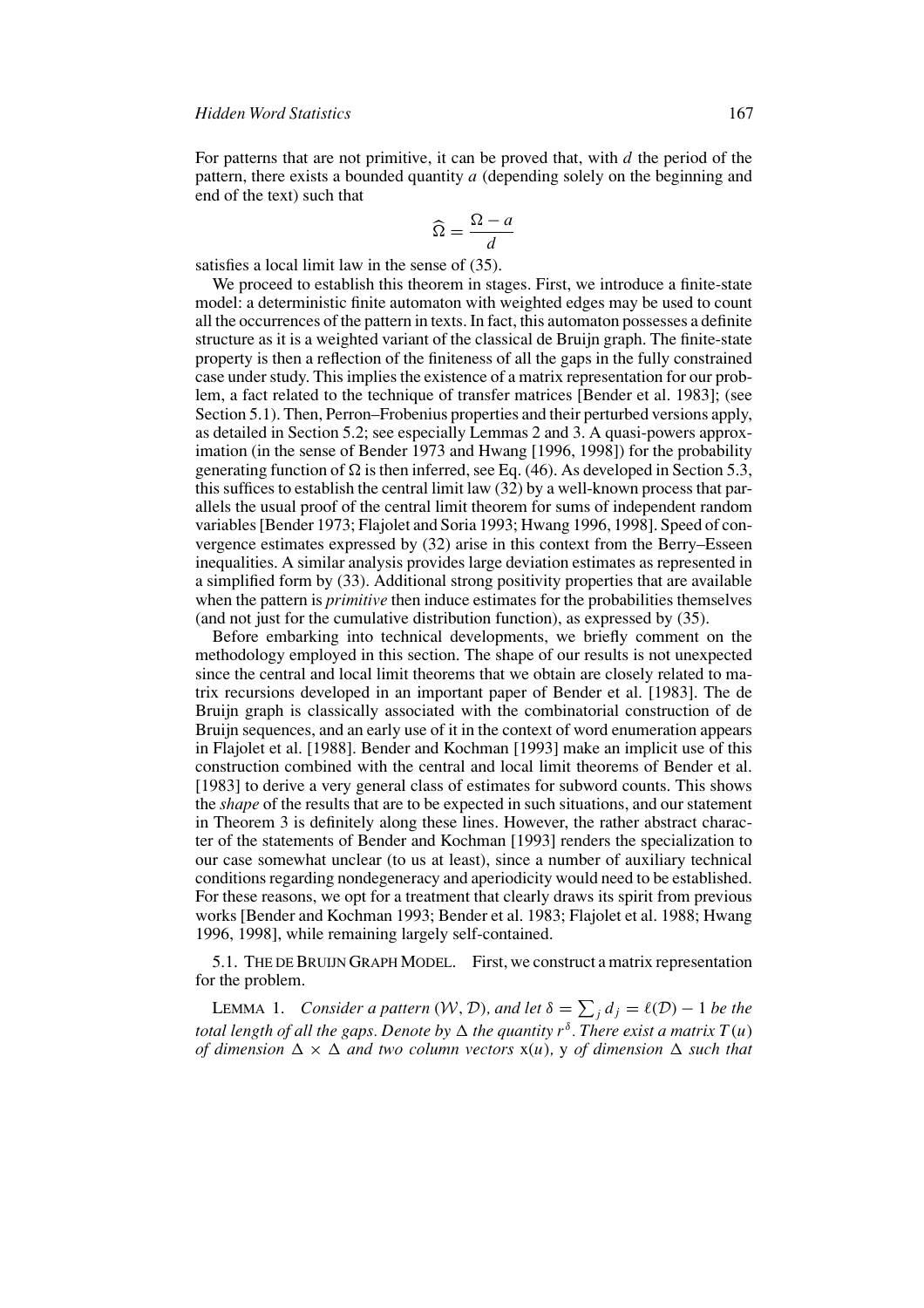For patterns that are not primitive, it can be proved that, with $d$ the period of the pattern, there exists a bounded quantity $a$ (depending solely on the beginning and end of the text) such that

$$\widehat{\Omega} = \frac{\Omega - a}{d}$$

satisfies a local limit law in the sense of (35).

We proceed to establish this theorem in stages. First, we introduce a finite-state model: a deterministic finite automaton with weighted edges may be used to count all the occurrences of the pattern in texts. In fact, this automaton possesses a definite structure as it is a weighted variant of the classical de Bruijn graph. The finite-state property is then a reflection of the finiteness of all the gaps in the fully constrained case under study. This implies the existence of a matrix representation for our problem, a fact related to the technique of transfer matrices [Bender et al. 1983]; (see Section 5.1). Then, Perron–Frobenius properties and their perturbed versions apply, as detailed in Section 5.2; see especially Lemmas 2 and 3. A quasi-powers approximation (in the sense of Bender 1973 and Hwang [1996, 1998]) for the probability generating function of $\Omega$ is then inferred, see Eq. (46). As developed in Section 5.3, this suffices to establish the central limit law (32) by a well-known process that parallels the usual proof of the central limit theorem for sums of independent random variables [Bender 1973; Flajolet and Soria 1993; Hwang 1996, 1998]. Speed of convergence estimates expressed by (32) arise in this context from the Berry–Esseen inequalities. A similar analysis provides large deviation estimates as represented in a simplified form by (33). Additional strong positivity properties that are available when the pattern is *primitive* then induce estimates for the probabilities themselves (and not just for the cumulative distribution function), as expressed by (35).

Before embarking into technical developments, we briefly comment on the methodology employed in this section. The shape of our results is not unexpected since the central and local limit theorems that we obtain are closely related to matrix recursions developed in an important paper of Bender et al. [1983]. The de Bruijn graph is classically associated with the combinatorial construction of de Bruijn sequences, and an early use of it in the context of word enumeration appears in Flajolet et al. [1988]. Bender and Kochman [1993] make an implicit use of this construction combined with the central and local limit theorems of Bender et al. [1983] to derive a very general class of estimates for subword counts. This shows the *shape* of the results that are to be expected in such situations, and our statement in Theorem 3 is definitely along these lines. However, the rather abstract character of the statements of Bender and Kochman [1993] renders the specialization to our case somewhat unclear (to us at least), since a number of auxiliary technical conditions regarding nondegeneracy and aperiodicity would need to be established. For these reasons, we opt for a treatment that clearly draws its spirit from previous works [Bender and Kochman 1993; Bender et al. 1983; Flajolet et al. 1988; Hwang 1996, 1998], while remaining largely self-contained.

## 5.1. The de Bruijn Graph Model.

First, we construct a matrix representation for the problem.

Lemma 1. *Consider a pattern $(\mathcal{W}, \mathcal{D})$, and let $\delta = \sum_j d_j = \ell(\mathcal{D}) - 1$ be the total length of all the gaps. Denote by $\Delta$ the quantity $r^\delta$. There exist a matrix $T(u)$ of dimension $\Delta \times \Delta$ and two column vectors $\mathrm{x}(u)$, $\mathrm{y}$ of dimension $\Delta$ such that*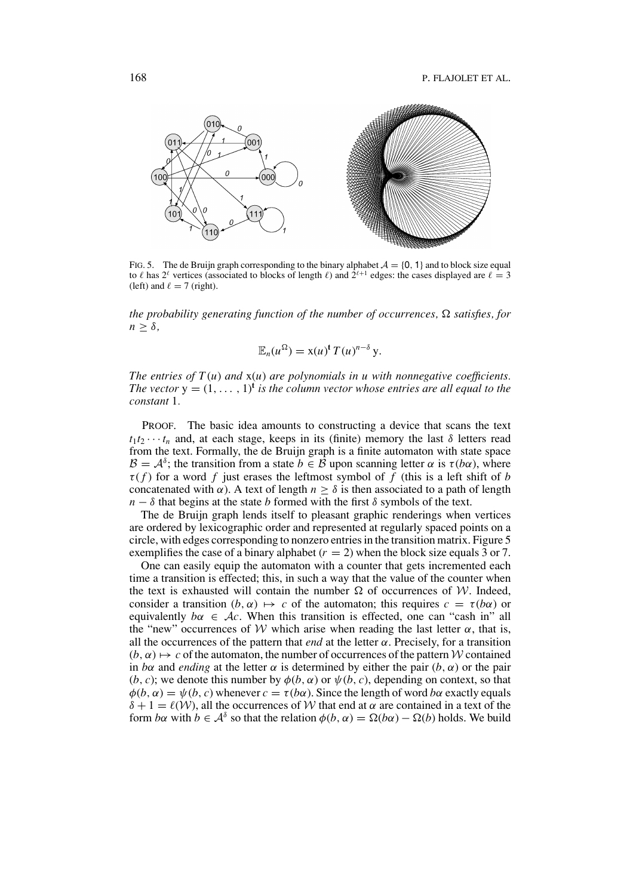FIG. 5. The de Bruijn graph corresponding to the binary alphabet $\mathcal{A} = \{0, 1\}$ and to block size equal to $\ell$ has $2^\ell$ vertices (associated to blocks of length $\ell$) and $2^{\ell+1}$ edges: the cases displayed are $\ell = 3$ (left) and $\ell = 7$ (right).

*the probability generating function of the number of occurrences, $\Omega$ satisfies, for $n \geq \delta$,*

$$\mathbb{E}_n(u^\Omega) = \mathrm{x}(u)^{\mathbf{t}}\, T(u)^{n-\delta}\, \mathrm{y}.$$

*The entries of $T(u)$ and $\mathrm{x}(u)$ are polynomials in $u$ with nonnegative coefficients. The vector $\mathrm{y} = (1, \ldots, 1)^{\mathbf{t}}$ is the column vector whose entries are all equal to the constant* 1.

PROOF. The basic idea amounts to constructing a device that scans the text $t_1 t_2 \cdots t_n$ and, at each stage, keeps in its (finite) memory the last $\delta$ letters read from the text. Formally, the de Bruijn graph is a finite automaton with state space $\mathcal{B} = \mathcal{A}^\delta$; the transition from a state $b \in \mathcal{B}$ upon scanning letter $\alpha$ is $\tau(b\alpha)$, where $\tau(f)$ for a word $f$ just erases the leftmost symbol of $f$ (this is a left shift of $b$ concatenated with $\alpha$). A text of length $n \geq \delta$ is then associated to a path of length $n - \delta$ that begins at the state $b$ formed with the first $\delta$ symbols of the text.

The de Bruijn graph lends itself to pleasant graphic renderings when vertices are ordered by lexicographic order and represented at regularly spaced points on a circle, with edges corresponding to nonzero entries in the transition matrix. Figure 5 exemplifies the case of a binary alphabet ($r = 2$) when the block size equals 3 or 7.

One can easily equip the automaton with a counter that gets incremented each time a transition is effected; this, in such a way that the value of the counter when the text is exhausted will contain the number $\Omega$ of occurrences of $\mathcal{W}$. Indeed, consider a transition $(b, \alpha) \mapsto c$ of the automaton; this requires $c = \tau(b\alpha)$ or equivalently $b\alpha \in \mathcal{A}c$. When this transition is effected, one can "cash in" all the "new" occurrences of $\mathcal{W}$ which arise when reading the last letter $\alpha$, that is, all the occurrences of the pattern that *end* at the letter $\alpha$. Precisely, for a transition $(b, \alpha) \mapsto c$ of the automaton, the number of occurrences of the pattern $\mathcal{W}$ contained in $b\alpha$ and *ending* at the letter $\alpha$ is determined by either the pair $(b, \alpha)$ or the pair $(b, c)$; we denote this number by $\phi(b, \alpha)$ or $\psi(b, c)$, depending on context, so that $\phi(b, \alpha) = \psi(b, c)$ whenever $c = \tau(b\alpha)$. Since the length of word $b\alpha$ exactly equals $\delta + 1 = \ell(\mathcal{W})$, all the occurrences of $\mathcal{W}$ that end at $\alpha$ are contained in a text of the form $b\alpha$ with $b \in \mathcal{A}^\delta$ so that the relation $\phi(b, \alpha) = \Omega(b\alpha) - \Omega(b)$ holds. We build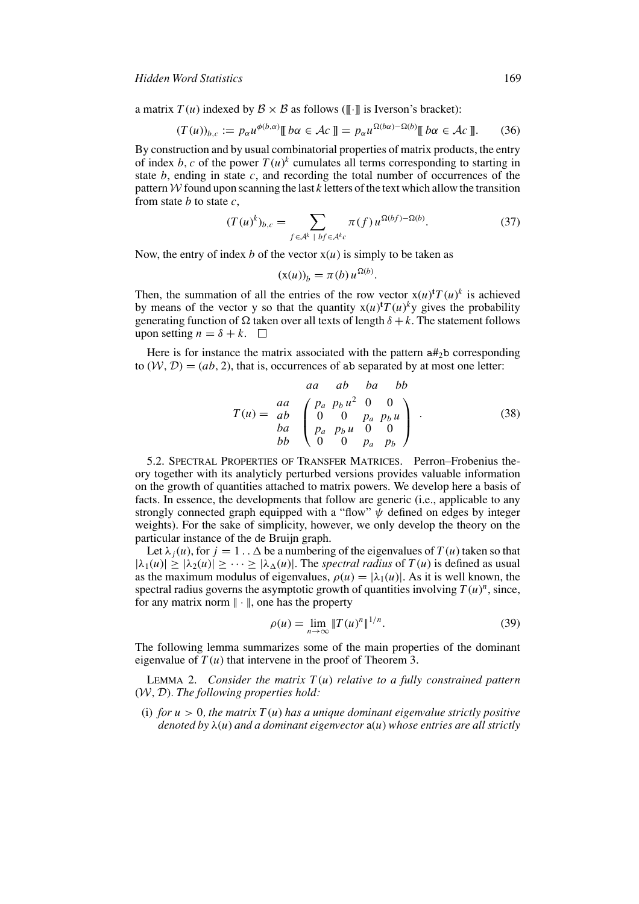a matrix $T(u)$ indexed by $\mathcal{B} \times \mathcal{B}$ as follows ($[\![\cdot]\!]$ is Iverson's bracket):

$$(T(u))_{b,c} := p_\alpha u^{\phi(b,\alpha)} [\![\, b\alpha \in \mathcal{A}c \,]\!] = p_\alpha u^{\Omega(b\alpha)-\Omega(b)} [\![\, b\alpha \in \mathcal{A}c \,]\!]. \tag{36}$$

By construction and by usual combinatorial properties of matrix products, the entry of index $b, c$ of the power $T(u)^k$ cumulates all terms corresponding to starting in state $b$, ending in state $c$, and recording the total number of occurrences of the pattern $\mathcal{W}$ found upon scanning the last $k$ letters of the text which allow the transition from state $b$ to state $c$,

$$(T(u)^k)_{b,c} = \sum_{f \in \mathcal{A}^k \;|\; bf \in \mathcal{A}^k c} \pi(f)\, u^{\Omega(bf)-\Omega(b)}. \tag{37}$$

Now, the entry of index $b$ of the vector $\mathrm{x}(u)$ is simply to be taken as

$$(\mathrm{x}(u))_b = \pi(b)\, u^{\Omega(b)}.$$

Then, the summation of all the entries of the row vector $\mathrm{x}(u)^{\mathbf{t}} T(u)^k$ is achieved by means of the vector y so that the quantity $\mathrm{x}(u)^{\mathbf{t}} T(u)^k \mathrm{y}$ gives the probability generating function of $\Omega$ taken over all texts of length $\delta + k$. The statement follows upon setting $n = \delta + k$. $\square$

Here is for instance the matrix associated with the pattern $\mathtt{a\#_2b}$ corresponding to $(\mathcal{W}, \mathcal{D}) = (ab, 2)$, that is, occurrences of $\mathtt{ab}$ separated by at most one letter:

$$T(u) = \begin{array}{c} \\ aa \\ ab \\ ba \\ bb \end{array} \begin{array}{c} \begin{array}{cccc} aa & ab & ba & bb \end{array} \\ \begin{pmatrix} p_a & p_b u^2 & 0 & 0 \\ 0 & 0 & p_a & p_b u \\ p_a & p_b u & 0 & 0 \\ 0 & 0 & p_a & p_b \end{pmatrix} \end{array}. \tag{38}$$

5.2. Spectral Properties of Transfer Matrices. Perron–Frobenius theory together with its analyticly perturbed versions provides valuable information on the growth of quantities attached to matrix powers. We develop here a basis of facts. In essence, the developments that follow are generic (i.e., applicable to any strongly connected graph equipped with a "flow" $\psi$ defined on edges by integer weights). For the sake of simplicity, however, we only develop the theory on the particular instance of the de Bruijn graph.

Let $\lambda_j(u)$, for $j = 1 \mathinner{.\,.} \Delta$ be a numbering of the eigenvalues of $T(u)$ taken so that $|\lambda_1(u)| \geq |\lambda_2(u)| \geq \cdots \geq |\lambda_\Delta(u)|$. The *spectral radius* of $T(u)$ is defined as usual as the maximum modulus of eigenvalues, $\rho(u) = |\lambda_1(u)|$. As it is well known, the spectral radius governs the asymptotic growth of quantities involving $T(u)^n$, since, for any matrix norm $\|\cdot\|$, one has the property

$$\rho(u) = \lim_{n\to\infty} \|T(u)^n\|^{1/n}. \tag{39}$$

The following lemma summarizes some of the main properties of the dominant eigenvalue of $T(u)$ that intervene in the proof of Theorem 3.

Lemma 2. *Consider the matrix $T(u)$ relative to a fully constrained pattern $(\mathcal{W}, \mathcal{D})$. The following properties hold:*

(i) *for $u > 0$, the matrix $T(u)$ has a unique dominant eigenvalue strictly positive denoted by $\lambda(u)$ and a dominant eigenvector $\mathrm{a}(u)$ whose entries are all strictly*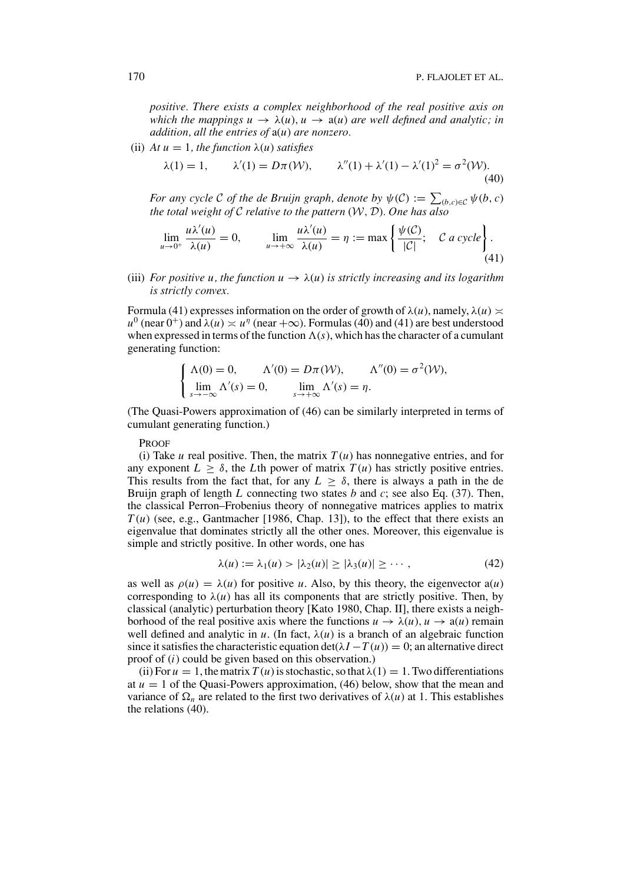*positive. There exists a complex neighborhood of the real positive axis on which the mappings $u \to \lambda(u)$, $u \to \mathrm{a}(u)$ are well defined and analytic; in addition, all the entries of $\mathrm{a}(u)$ are nonzero.*

(ii) *At $u = 1$, the function $\lambda(u)$ satisfies*

$$\lambda(1) = 1, \qquad \lambda'(1) = D\pi(\mathcal{W}), \qquad \lambda''(1) + \lambda'(1) - \lambda'(1)^2 = \sigma^2(\mathcal{W}). \tag{40}$$

*For any cycle $\mathcal{C}$ of the de Bruijn graph, denote by $\psi(\mathcal{C}) := \sum_{(b,c)\in\mathcal{C}} \psi(b, c)$ the total weight of $\mathcal{C}$ relative to the pattern $(\mathcal{W}, \mathcal{D})$. One has also*

$$\lim_{u\to 0^+} \frac{u\lambda'(u)}{\lambda(u)} = 0, \qquad \lim_{u\to +\infty} \frac{u\lambda'(u)}{\lambda(u)} = \eta := \max\left\{ \frac{\psi(\mathcal{C})}{|\mathcal{C}|};\quad \mathcal{C} \text{ a cycle} \right\}. \tag{41}$$

(iii) *For positive $u$, the function $u \to \lambda(u)$ is strictly increasing and its logarithm is strictly convex.*

Formula (41) expresses information on the order of growth of $\lambda(u)$, namely, $\lambda(u) \asymp u^0$ (near $0^+$) and $\lambda(u) \asymp u^\eta$ (near $+\infty$). Formulas (40) and (41) are best understood when expressed in terms of the function $\Lambda(s)$, which has the character of a cumulant generating function:

$$\begin{cases} \Lambda(0) = 0, \qquad \Lambda'(0) = D\pi(\mathcal{W}), \qquad \Lambda''(0) = \sigma^2(\mathcal{W}), \\ \lim\limits_{s\to -\infty} \Lambda'(s) = 0, \qquad \lim\limits_{s\to +\infty} \Lambda'(s) = \eta. \end{cases}$$

(The Quasi-Powers approximation of (46) can be similarly interpreted in terms of cumulant generating function.)

PROOF

(i) Take $u$ real positive. Then, the matrix $T(u)$ has nonnegative entries, and for any exponent $L \geq \delta$, the $L$th power of matrix $T(u)$ has strictly positive entries. This results from the fact that, for any $L \geq \delta$, there is always a path in the de Bruijn graph of length $L$ connecting two states $b$ and $c$; see also Eq. (37). Then, the classical Perron–Frobenius theory of nonnegative matrices applies to matrix $T(u)$ (see, e.g., Gantmacher [1986, Chap. 13]), to the effect that there exists an eigenvalue that dominates strictly all the other ones. Moreover, this eigenvalue is simple and strictly positive. In other words, one has

$$\lambda(u) := \lambda_1(u) > |\lambda_2(u)| \geq |\lambda_3(u)| \geq \cdots, \tag{42}$$

as well as $\rho(u) = \lambda(u)$ for positive $u$. Also, by this theory, the eigenvector $\mathrm{a}(u)$ corresponding to $\lambda(u)$ has all its components that are strictly positive. Then, by classical (analytic) perturbation theory [Kato 1980, Chap. II], there exists a neighborhood of the real positive axis where the functions $u \to \lambda(u)$, $u \to \mathrm{a}(u)$ remain well defined and analytic in $u$. (In fact, $\lambda(u)$ is a branch of an algebraic function since it satisfies the characteristic equation $\det(\lambda I - T(u)) = 0$; an alternative direct proof of $(i)$ could be given based on this observation.)

(ii) For $u = 1$, the matrix $T(u)$ is stochastic, so that $\lambda(1) = 1$. Two differentiations at $u = 1$ of the Quasi-Powers approximation, (46) below, show that the mean and variance of $\Omega_n$ are related to the first two derivatives of $\lambda(u)$ at 1. This establishes the relations (40).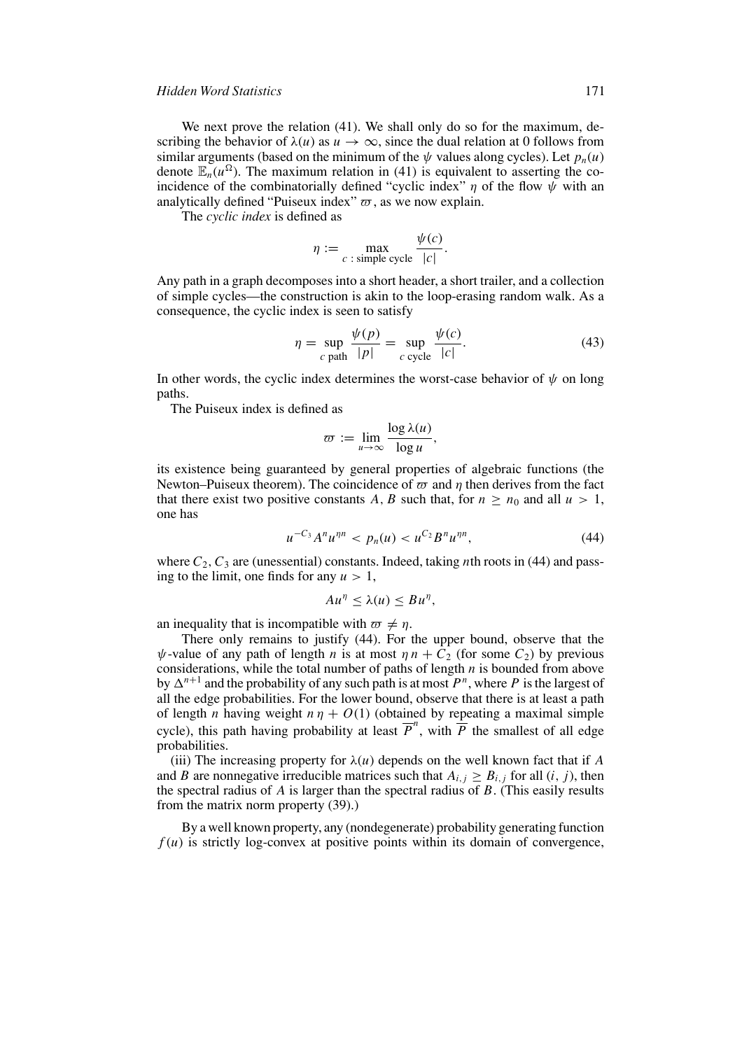We next prove the relation (41). We shall only do so for the maximum, describing the behavior of $\lambda(u)$ as $u \to \infty$, since the dual relation at 0 follows from similar arguments (based on the minimum of the $\psi$ values along cycles). Let $p_n(u)$ denote $\mathbb{E}_n(u^{\Omega})$. The maximum relation in (41) is equivalent to asserting the coincidence of the combinatorially defined "cyclic index" $\eta$ of the flow $\psi$ with an analytically defined "Puiseux index" $\varpi$, as we now explain.

The *cyclic index* is defined as

$$\eta := \max_{c\,:\,\text{simple cycle}} \frac{\psi(c)}{|c|}.$$

Any path in a graph decomposes into a short header, a short trailer, and a collection of simple cycles—the construction is akin to the loop-erasing random walk. As a consequence, the cyclic index is seen to satisfy

$$\eta = \sup_{c \text{ path}} \frac{\psi(p)}{|p|} = \sup_{c \text{ cycle}} \frac{\psi(c)}{|c|}. \tag{43}$$

In other words, the cyclic index determines the worst-case behavior of $\psi$ on long paths.

The Puiseux index is defined as

$$\varpi := \lim_{u\to\infty} \frac{\log \lambda(u)}{\log u},$$

its existence being guaranteed by general properties of algebraic functions (the Newton–Puiseux theorem). The coincidence of $\varpi$ and $\eta$ then derives from the fact that there exist two positive constants $A, B$ such that, for $n \geq n_0$ and all $u > 1$, one has

$$u^{-C_3} A^n u^{\eta n} < p_n(u) < u^{C_2} B^n u^{\eta n}, \tag{44}$$

where $C_2, C_3$ are (unessential) constants. Indeed, taking $n$th roots in (44) and passing to the limit, one finds for any $u > 1$,

$$A u^{\eta} \leq \lambda(u) \leq B u^{\eta},$$

an inequality that is incompatible with $\varpi \neq \eta$.

There only remains to justify (44). For the upper bound, observe that the $\psi$-value of any path of length $n$ is at most $\eta n + C_2$ (for some $C_2$) by previous considerations, while the total number of paths of length $n$ is bounded from above by $\Delta^{n+1}$ and the probability of any such path is at most $P^n$, where $P$ is the largest of all the edge probabilities. For the lower bound, observe that there is at least a path of length $n$ having weight $n\eta + O(1)$ (obtained by repeating a maximal simple cycle), this path having probability at least $\overline{P}^n$, with $\overline{P}$ the smallest of all edge probabilities.

(iii) The increasing property for $\lambda(u)$ depends on the well known fact that if $A$ and $B$ are nonnegative irreducible matrices such that $A_{i,j} \geq B_{i,j}$ for all $(i, j)$, then the spectral radius of $A$ is larger than the spectral radius of $B$. (This easily results from the matrix norm property (39).)

By a well known property, any (nondegenerate) probability generating function $f(u)$ is strictly log-convex at positive points within its domain of convergence,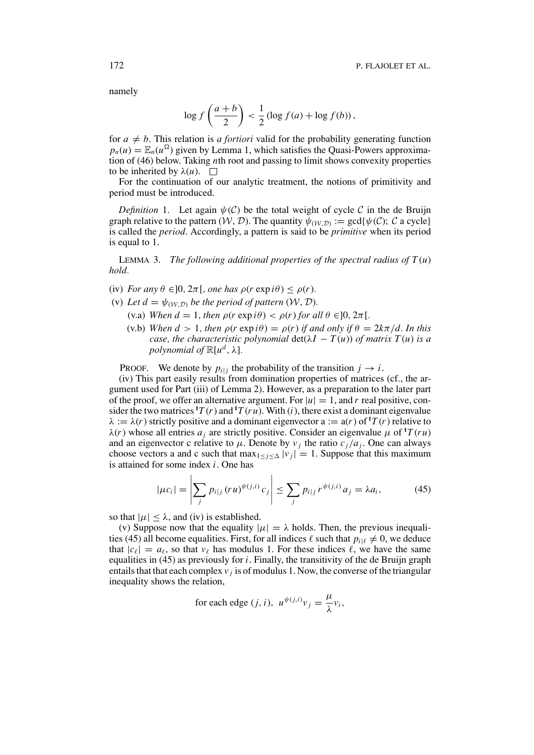namely

$$\log f\left(\frac{a+b}{2}\right) < \frac{1}{2}\left(\log f(a) + \log f(b)\right),$$

for $a \neq b$. This relation is *a fortiori* valid for the probability generating function $p_n(u) = \mathbb{E}_n(u^\Omega)$ given by Lemma 1, which satisfies the Quasi-Powers approximation of (46) below. Taking $n$th root and passing to limit shows convexity properties to be inherited by $\lambda(u)$. $\square$

For the continuation of our analytic treatment, the notions of primitivity and period must be introduced.

*Definition* 1. Let again $\psi(\mathcal{C})$ be the total weight of cycle $\mathcal{C}$ in the de Bruijn graph relative to the pattern $(\mathcal{W}, \mathcal{D})$. The quantity $\psi_{(\mathcal{W},\mathcal{D})} := \gcd\{\psi(\mathcal{C});\ \mathcal{C} \text{ a cycle}\}$ is called the *period*. Accordingly, a pattern is said to be *primitive* when its period is equal to 1.

LEMMA 3. *The following additional properties of the spectral radius of $T(u)$ hold.*

(iv) *For any $\theta \in ]0, 2\pi[$, one has $\rho(r \exp i\theta) \leq \rho(r)$.*

(v) *Let $d = \psi_{(\mathcal{W},\mathcal{D})}$ be the period of pattern $(\mathcal{W}, \mathcal{D})$.*

- (v.a) *When $d = 1$, then $\rho(r \exp i\theta) < \rho(r)$ for all $\theta \in ]0, 2\pi[$.*
- (v.b) *When $d > 1$, then $\rho(r \exp i\theta) = \rho(r)$ if and only if $\theta = 2k\pi/d$. In this case, the characteristic polynomial $\det(\lambda I - T(u))$ of matrix $T(u)$ is a polynomial of $\mathbb{R}[u^d, \lambda]$.*

PROOF. We denote by $p_{i|j}$ the probability of the transition $j \to i$.

(iv) This part easily results from domination properties of matrices (cf., the argument used for Part (iii) of Lemma 2). However, as a preparation to the later part of the proof, we offer an alternative argument. For $|u| = 1$, and $r$ real positive, consider the two matrices ${}^{\mathrm{t}}T(r)$ and ${}^{\mathrm{t}}T(ru)$. With $(i)$, there exist a dominant eigenvalue $\lambda := \lambda(r)$ strictly positive and a dominant eigenvector $\mathrm{a} := \mathrm{a}(r)$ of ${}^{\mathrm{t}}T(r)$ relative to $\lambda(r)$ whose all entries $a_j$ are strictly positive. Consider an eigenvalue $\mu$ of ${}^{\mathrm{t}}T(ru)$ and an eigenvector c relative to $\mu$. Denote by $v_j$ the ratio $c_j/a_j$. One can always choose vectors a and c such that $\max_{1\leq j\leq \Delta} |v_j| = 1$. Suppose that this maximum is attained for some index $i$. One has

$$|\mu c_i| = \left|\sum_j p_{i|j}\,(ru)^{\psi(j,i)}\,c_j\right| \leq \sum_j p_{i|j}\,r^{\psi(j,i)}\,a_j = \lambda a_i, \tag{45}$$

so that $|\mu| \leq \lambda$, and (iv) is established.

(v) Suppose now that the equality $|\mu| = \lambda$ holds. Then, the previous inequalities (45) all become equalities. First, for all indices $\ell$ such that $p_{i|\ell} \neq 0$, we deduce that $|c_\ell| = a_\ell$, so that $v_\ell$ has modulus 1. For these indices $\ell$, we have the same equalities in (45) as previously for $i$. Finally, the transitivity of the de Bruijn graph entails that that each complex $v_j$ is of modulus 1. Now, the converse of the triangular inequality shows the relation,

$$\text{for each edge } (j, i),\ \ u^{\psi(j,i)} v_j = \frac{\mu}{\lambda} v_i,$$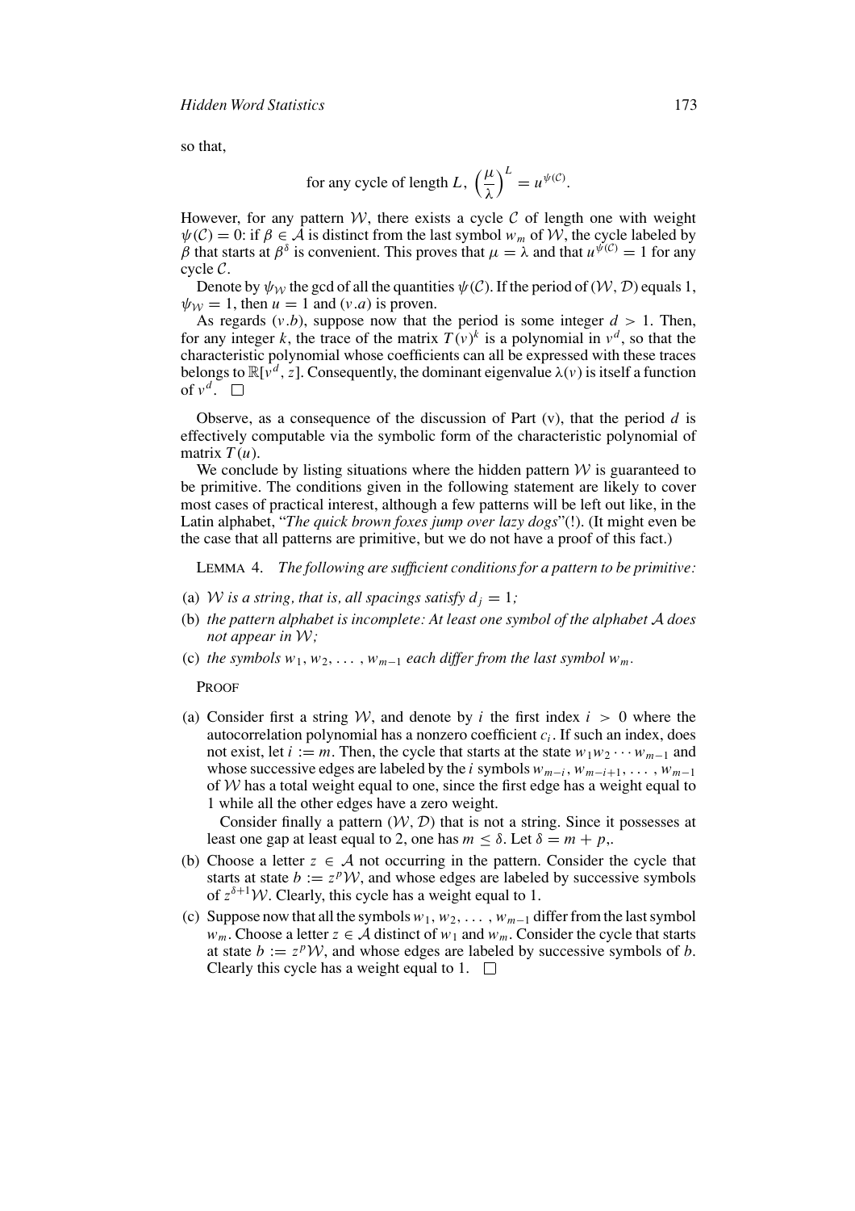so that,

$$\text{for any cycle of length } L,\ \left(\frac{\mu}{\lambda}\right)^L = u^{\psi(\mathcal{C})}.$$

However, for any pattern $\mathcal{W}$, there exists a cycle $\mathcal{C}$ of length one with weight $\psi(\mathcal{C}) = 0$: if $\beta \in \mathcal{A}$ is distinct from the last symbol $w_m$ of $\mathcal{W}$, the cycle labeled by $\beta$ that starts at $\beta^\delta$ is convenient. This proves that $\mu = \lambda$ and that $u^{\psi(\mathcal{C})} = 1$ for any cycle $\mathcal{C}$.

Denote by $\psi_{\mathcal{W}}$ the gcd of all the quantities $\psi(\mathcal{C})$. If the period of $(\mathcal{W}, \mathcal{D})$ equals 1, $\psi_{\mathcal{W}} = 1$, then $u = 1$ and $(v.a)$ is proven.

As regards $(v.b)$, suppose now that the period is some integer $d > 1$. Then, for any integer $k$, the trace of the matrix $T(v)^k$ is a polynomial in $v^d$, so that the characteristic polynomial whose coefficients can all be expressed with these traces belongs to $\mathbb{R}[v^d, z]$. Consequently, the dominant eigenvalue $\lambda(v)$ is itself a function of $v^d$. □

Observe, as a consequence of the discussion of Part (v), that the period $d$ is effectively computable via the symbolic form of the characteristic polynomial of matrix $T(u)$.

We conclude by listing situations where the hidden pattern $\mathcal{W}$ is guaranteed to be primitive. The conditions given in the following statement are likely to cover most cases of practical interest, although a few patterns will be left out like, in the Latin alphabet, "*The quick brown foxes jump over lazy dogs*"(!). (It might even be the case that all patterns are primitive, but we do not have a proof of this fact.)

LEMMA 4. *The following are sufficient conditions for a pattern to be primitive:*

(a) *$\mathcal{W}$ is a string, that is, all spacings satisfy $d_j = 1$;*
(b) *the pattern alphabet is incomplete: At least one symbol of the alphabet $\mathcal{A}$ does not appear in $\mathcal{W}$;*
(c) *the symbols $w_1, w_2, \ldots, w_{m-1}$ each differ from the last symbol $w_m$.*

PROOF

(a) Consider first a string $\mathcal{W}$, and denote by $i$ the first index $i > 0$ where the autocorrelation polynomial has a nonzero coefficient $c_i$. If such an index, does not exist, let $i := m$. Then, the cycle that starts at the state $w_1 w_2 \cdots w_{m-1}$ and whose successive edges are labeled by the $i$ symbols $w_{m-i}, w_{m-i+1}, \ldots, w_{m-1}$ of $\mathcal{W}$ has a total weight equal to one, since the first edge has a weight equal to 1 while all the other edges have a zero weight.

   Consider finally a pattern $(\mathcal{W}, \mathcal{D})$ that is not a string. Since it possesses at least one gap at least equal to 2, one has $m \le \delta$. Let $\delta = m + p$,.

(b) Choose a letter $z \in \mathcal{A}$ not occurring in the pattern. Consider the cycle that starts at state $b := z^p \mathcal{W}$, and whose edges are labeled by successive symbols of $z^{\delta+1}\mathcal{W}$. Clearly, this cycle has a weight equal to 1.

(c) Suppose now that all the symbols $w_1, w_2, \ldots, w_{m-1}$ differ from the last symbol $w_m$. Choose a letter $z \in \mathcal{A}$ distinct of $w_1$ and $w_m$. Consider the cycle that starts at state $b := z^p \mathcal{W}$, and whose edges are labeled by successive symbols of $b$. Clearly this cycle has a weight equal to 1. □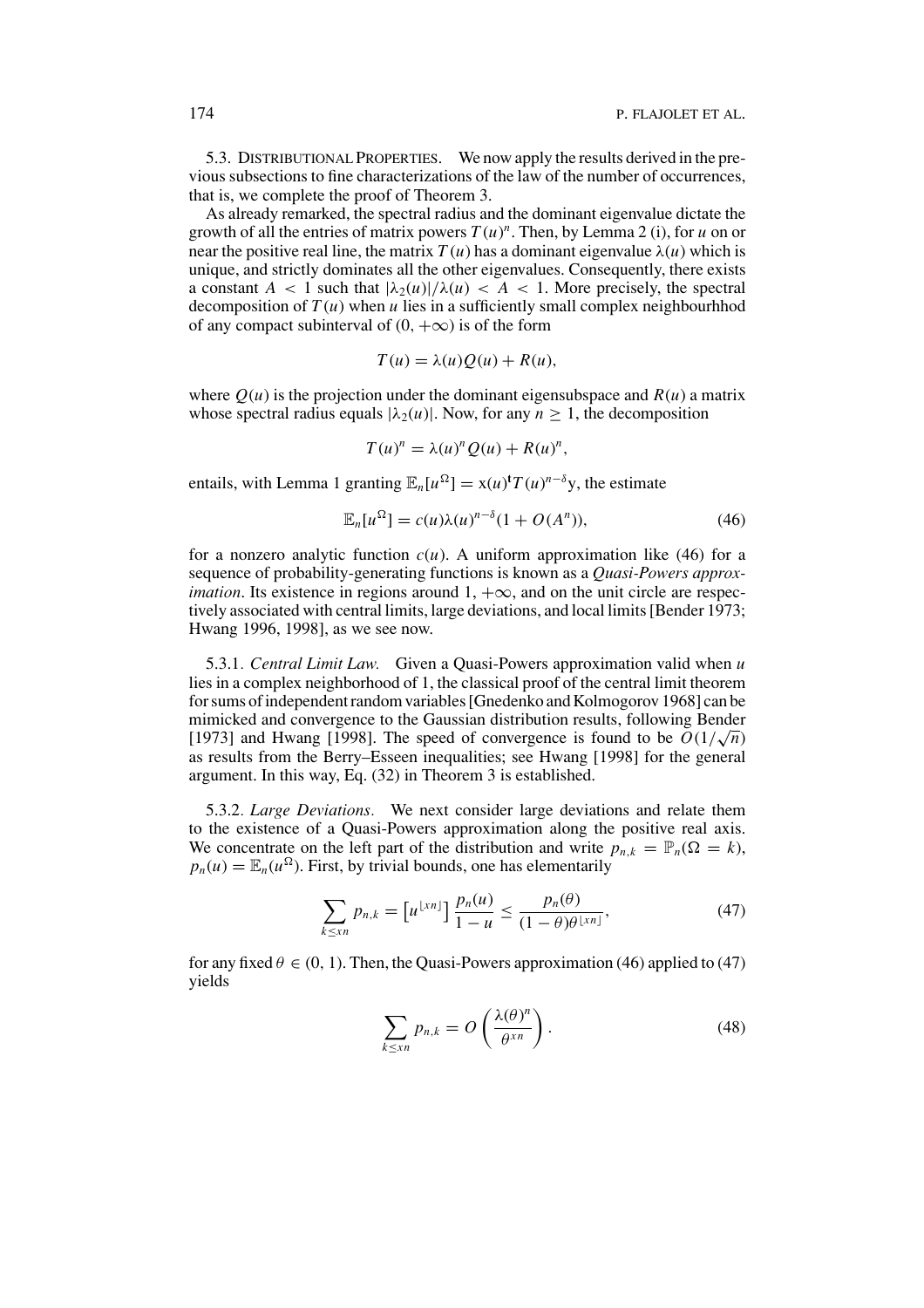5.3. Distributional Properties. We now apply the results derived in the previous subsections to fine characterizations of the law of the number of occurrences, that is, we complete the proof of Theorem 3.

As already remarked, the spectral radius and the dominant eigenvalue dictate the growth of all the entries of matrix powers $T(u)^n$. Then, by Lemma 2 (i), for $u$ on or near the positive real line, the matrix $T(u)$ has a dominant eigenvalue $\lambda(u)$ which is unique, and strictly dominates all the other eigenvalues. Consequently, there exists a constant $A < 1$ such that $|\lambda_2(u)|/\lambda(u) < A < 1$. More precisely, the spectral decomposition of $T(u)$ when $u$ lies in a sufficiently small complex neighbourhhod of any compact subinterval of $(0, +\infty)$ is of the form

$$T(u) = \lambda(u)Q(u) + R(u),$$

where $Q(u)$ is the projection under the dominant eigensubspace and $R(u)$ a matrix whose spectral radius equals $|\lambda_2(u)|$. Now, for any $n \geq 1$, the decomposition

$$T(u)^n = \lambda(u)^n Q(u) + R(u)^n,$$

entails, with Lemma 1 granting $\mathbb{E}_n[u^\Omega] = \mathrm{x}(u)^{\mathrm{t}} T(u)^{n-\delta}\mathrm{y}$, the estimate

$$\mathbb{E}_n[u^\Omega] = c(u)\lambda(u)^{n-\delta}(1 + O(A^n)), \tag{46}$$

for a nonzero analytic function $c(u)$. A uniform approximation like (46) for a sequence of probability-generating functions is known as a *Quasi-Powers approximation*. Its existence in regions around $1$, $+\infty$, and on the unit circle are respectively associated with central limits, large deviations, and local limits [Bender 1973; Hwang 1996, 1998], as we see now.

5.3.1. *Central Limit Law.* Given a Quasi-Powers approximation valid when $u$ lies in a complex neighborhood of 1, the classical proof of the central limit theorem for sums of independent random variables [Gnedenko and Kolmogorov 1968] can be mimicked and convergence to the Gaussian distribution results, following Bender [1973] and Hwang [1998]. The speed of convergence is found to be $O(1/\sqrt{n})$ as results from the Berry–Esseen inequalities; see Hwang [1998] for the general argument. In this way, Eq. (32) in Theorem 3 is established.

5.3.2. *Large Deviations.* We next consider large deviations and relate them to the existence of a Quasi-Powers approximation along the positive real axis. We concentrate on the left part of the distribution and write $p_{n,k} = \mathbb{P}_n(\Omega = k)$, $p_n(u) = \mathbb{E}_n(u^\Omega)$. First, by trivial bounds, one has elementarily

$$\sum_{k \leq xn} p_{n,k} = \left[u^{\lfloor xn \rfloor}\right] \frac{p_n(u)}{1-u} \leq \frac{p_n(\theta)}{(1-\theta)\theta^{\lfloor xn \rfloor}}, \tag{47}$$

for any fixed $\theta \in (0, 1)$. Then, the Quasi-Powers approximation (46) applied to (47) yields

$$\sum_{k \leq xn} p_{n,k} = O\left(\frac{\lambda(\theta)^n}{\theta^{xn}}\right). \tag{48}$$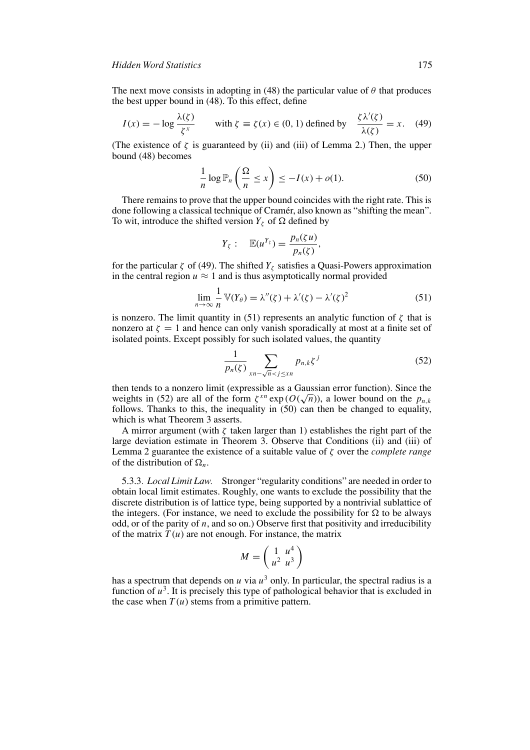The next move consists in adopting in (48) the particular value of $\theta$ that produces the best upper bound in (48). To this effect, define

$$I(x) = -\log \frac{\lambda(\zeta)}{\zeta^x} \qquad \text{with } \zeta \equiv \zeta(x) \in (0, 1) \text{ defined by } \quad \frac{\zeta \lambda'(\zeta)}{\lambda(\zeta)} = x. \quad (49)$$

(The existence of $\zeta$ is guaranteed by (ii) and (iii) of Lemma 2.) Then, the upper bound (48) becomes

$$\frac{1}{n} \log \mathbb{P}_n \left( \frac{\Omega}{n} \leq x \right) \leq -I(x) + o(1). \quad (50)$$

There remains to prove that the upper bound coincides with the right rate. This is done following a classical technique of Cramér, also known as "shifting the mean". To wit, introduce the shifted version $Y_\zeta$ of $\Omega$ defined by

$$Y_\zeta : \quad \mathbb{E}(u^{Y_\zeta}) = \frac{p_n(\zeta u)}{p_n(\zeta)},$$

for the particular $\zeta$ of (49). The shifted $Y_\zeta$ satisfies a Quasi-Powers approximation in the central region $u \approx 1$ and is thus asymptotically normal provided

$$\lim_{n \to \infty} \frac{1}{n} \mathbb{V}(Y_\theta) = \lambda''(\zeta) + \lambda'(\zeta) - \lambda'(\zeta)^2 \quad (51)$$

is nonzero. The limit quantity in (51) represents an analytic function of $\zeta$ that is nonzero at $\zeta = 1$ and hence can only vanish sporadically at most at a finite set of isolated points. Except possibly for such isolated values, the quantity

$$\frac{1}{p_n(\zeta)} \sum_{xn - \sqrt{n} < j \leq xn} p_{n,k} \zeta^j \quad (52)$$

then tends to a nonzero limit (expressible as a Gaussian error function). Since the weights in (52) are all of the form $\zeta^{xn} \exp(O(\sqrt{n}))$, a lower bound on the $p_{n,k}$ follows. Thanks to this, the inequality in (50) can then be changed to equality, which is what Theorem 3 asserts.

A mirror argument (with $\zeta$ taken larger than 1) establishes the right part of the large deviation estimate in Theorem 3. Observe that Conditions (ii) and (iii) of Lemma 2 guarantee the existence of a suitable value of $\zeta$ over the *complete range* of the distribution of $\Omega_n$.

5.3.3. *Local Limit Law.* Stronger "regularity conditions" are needed in order to obtain local limit estimates. Roughly, one wants to exclude the possibility that the discrete distribution is of lattice type, being supported by a nontrivial sublattice of the integers. (For instance, we need to exclude the possibility for $\Omega$ to be always odd, or of the parity of $n$, and so on.) Observe first that positivity and irreducibility of the matrix $T(u)$ are not enough. For instance, the matrix

$$M = \begin{pmatrix} 1 & u^4 \\ u^2 & u^3 \end{pmatrix}$$

has a spectrum that depends on $u$ via $u^3$ only. In particular, the spectral radius is a function of $u^3$. It is precisely this type of pathological behavior that is excluded in the case when $T(u)$ stems from a primitive pattern.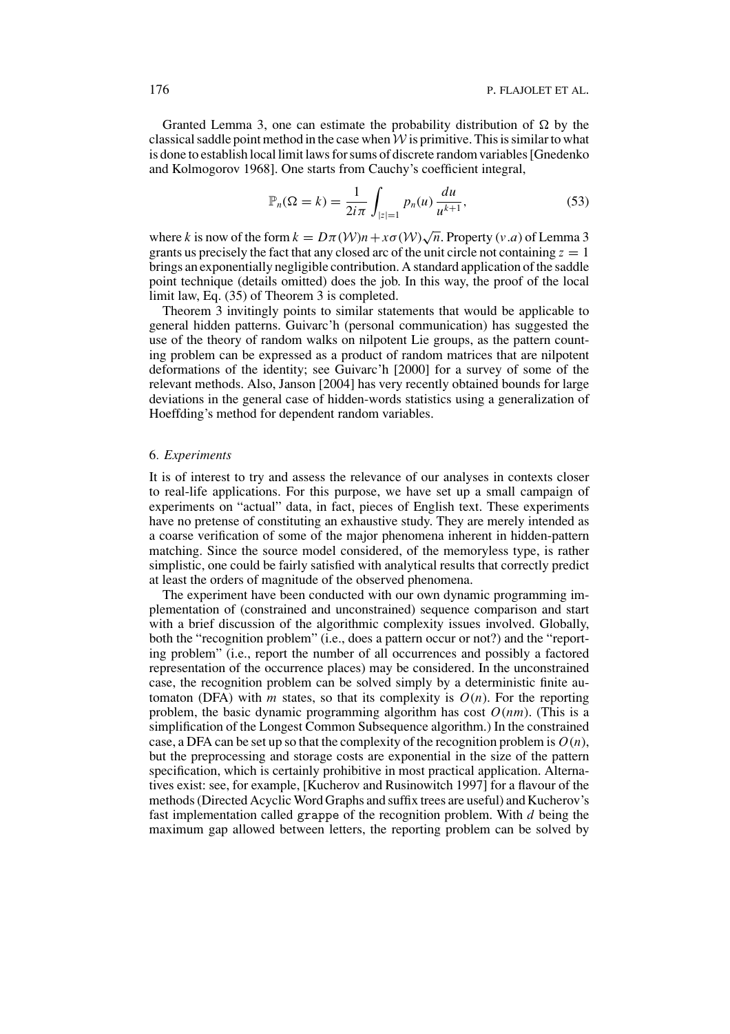Granted Lemma 3, one can estimate the probability distribution of $\Omega$ by the classical saddle point method in the case when $\mathcal{W}$ is primitive. This is similar to what is done to establish local limit laws for sums of discrete random variables [Gnedenko and Kolmogorov 1968]. One starts from Cauchy's coefficient integral,

$$\mathbb{P}_n(\Omega = k) = \frac{1}{2i\pi} \int_{|z|=1} p_n(u) \frac{du}{u^{k+1}}, \tag{53}$$

where $k$ is now of the form $k = D\pi(\mathcal{W})n + x\sigma(\mathcal{W})\sqrt{n}$. Property $(v.a)$ of Lemma 3 grants us precisely the fact that any closed arc of the unit circle not containing $z = 1$ brings an exponentially negligible contribution. A standard application of the saddle point technique (details omitted) does the job. In this way, the proof of the local limit law, Eq. (35) of Theorem 3 is completed.

Theorem 3 invitingly points to similar statements that would be applicable to general hidden patterns. Guivarc'h (personal communication) has suggested the use of the theory of random walks on nilpotent Lie groups, as the pattern counting problem can be expressed as a product of random matrices that are nilpotent deformations of the identity; see Guivarc'h [2000] for a survey of some of the relevant methods. Also, Janson [2004] has very recently obtained bounds for large deviations in the general case of hidden-words statistics using a generalization of Hoeffding's method for dependent random variables.

## 6. *Experiments*

It is of interest to try and assess the relevance of our analyses in contexts closer to real-life applications. For this purpose, we have set up a small campaign of experiments on "actual" data, in fact, pieces of English text. These experiments have no pretense of constituting an exhaustive study. They are merely intended as a coarse verification of some of the major phenomena inherent in hidden-pattern matching. Since the source model considered, of the memoryless type, is rather simplistic, one could be fairly satisfied with analytical results that correctly predict at least the orders of magnitude of the observed phenomena.

The experiment have been conducted with our own dynamic programming implementation of (constrained and unconstrained) sequence comparison and start with a brief discussion of the algorithmic complexity issues involved. Globally, both the "recognition problem" (i.e., does a pattern occur or not?) and the "reporting problem" (i.e., report the number of all occurrences and possibly a factored representation of the occurrence places) may be considered. In the unconstrained case, the recognition problem can be solved simply by a deterministic finite automaton (DFA) with $m$ states, so that its complexity is $O(n)$. For the reporting problem, the basic dynamic programming algorithm has cost $O(nm)$. (This is a simplification of the Longest Common Subsequence algorithm.) In the constrained case, a DFA can be set up so that the complexity of the recognition problem is $O(n)$, but the preprocessing and storage costs are exponential in the size of the pattern specification, which is certainly prohibitive in most practical application. Alternatives exist: see, for example, [Kucherov and Rusinowitch 1997] for a flavour of the methods (Directed Acyclic Word Graphs and suffix trees are useful) and Kucherov's fast implementation called `grappe` of the recognition problem. With $d$ being the maximum gap allowed between letters, the reporting problem can be solved by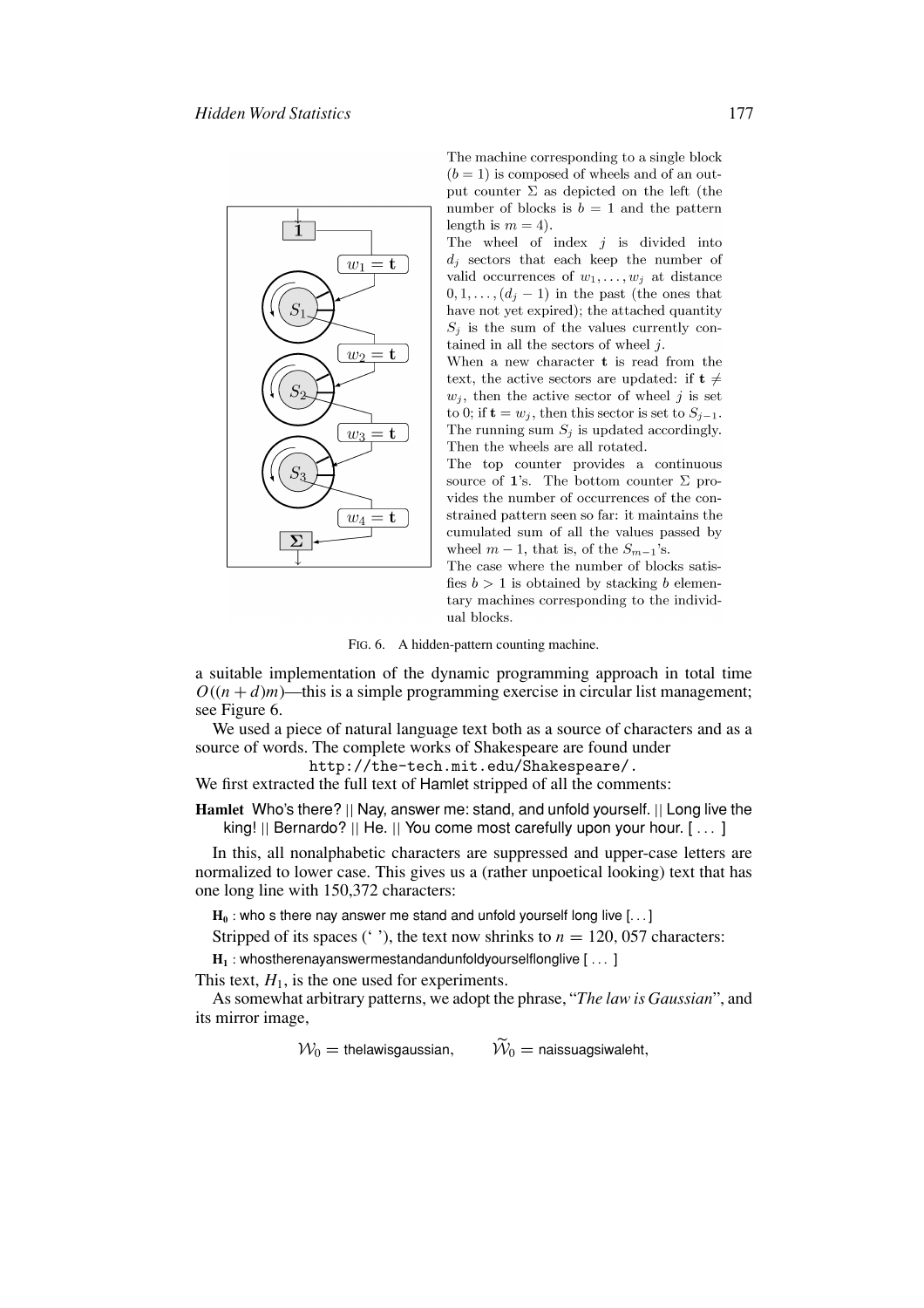The machine corresponding to a single block ($b = 1$) is composed of wheels and of an output counter $\Sigma$ as depicted on the left (the number of blocks is $b = 1$ and the pattern length is $m = 4$).

The wheel of index $j$ is divided into $d_j$ sectors that each keep the number of valid occurrences of $w_1, \ldots, w_j$ at distance $0, 1, \ldots, (d_j - 1)$ in the past (the ones that have not yet expired); the attached quantity $S_j$ is the sum of the values currently contained in all the sectors of wheel $j$.

When a new character $\mathbf{t}$ is read from the text, the active sectors are updated: if $\mathbf{t} \neq w_j$, then the active sector of wheel $j$ is set to 0; if $\mathbf{t} = w_j$, then this sector is set to $S_{j-1}$. The running sum $S_j$ is updated accordingly. Then the wheels are all rotated.

The top counter provides a continuous source of $\mathbf{1}$'s. The bottom counter $\Sigma$ provides the number of occurrences of the constrained pattern seen so far: it maintains the cumulated sum of all the values passed by wheel $m - 1$, that is, of the $S_{m-1}$'s.

The case where the number of blocks satisfies $b > 1$ is obtained by stacking $b$ elementary machines corresponding to the individual blocks.

FIG. 6. A hidden-pattern counting machine.

a suitable implementation of the dynamic programming approach in total time $O((n + d)m)$—this is a simple programming exercise in circular list management; see Figure 6.

We used a piece of natural language text both as a source of characters and as a source of words. The complete works of Shakespeare are found under

http://the-tech.mit.edu/Shakespeare/.

We first extracted the full text of Hamlet stripped of all the comments:

**Hamlet** Who's there? || Nay, answer me: stand, and unfold yourself. || Long live the king! || Bernardo? || He. || You come most carefully upon your hour. [ . . . ]

In this, all nonalphabetic characters are suppressed and upper-case letters are normalized to lower case. This gives us a (rather unpoetical looking) text that has one long line with 150,372 characters:

$\mathbf{H_0}$ : who s there nay answer me stand and unfold yourself long live [. . . ]

Stripped of its spaces (' '), the text now shrinks to $n = 120,057$ characters:

$\mathbf{H_1}$ : whostherenayanswermestandandunfoldyourselflonglive [ . . . ]

This text, $H_1$, is the one used for experiments.

As somewhat arbitrary patterns, we adopt the phrase, "*The law is Gaussian*", and its mirror image,

$$\mathcal{W}_0 = \text{thelawisgaussian}, \qquad \widetilde{\mathcal{W}}_0 = \text{naissuagsiwaleht},$$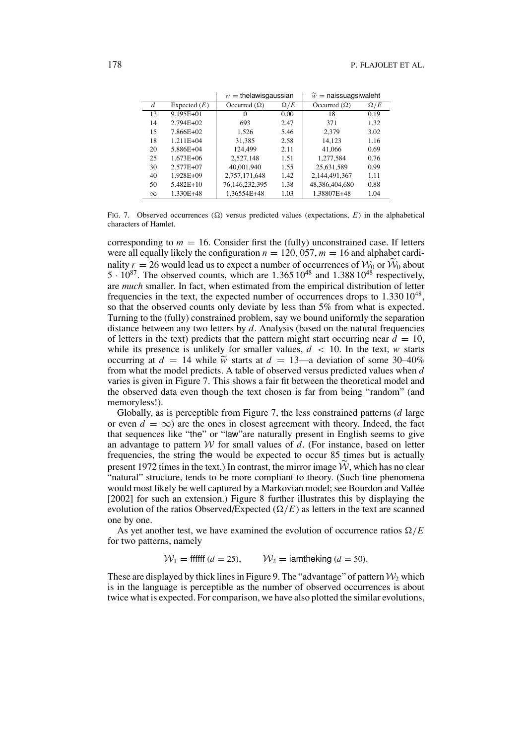| | | $w$ = thelawisgaussian | | $\widetilde{w}$ = naissuagsiwaleht | |
|---|---|---|---|---|---|
| $d$ | Expected ($E$) | Occurred ($\Omega$) | $\Omega/E$ | Occurred ($\Omega$) | $\Omega/E$ |
| 13 | 9.195E+01 | 0 | 0.00 | 18 | 0.19 |
| 14 | 2.794E+02 | 693 | 2.47 | 371 | 1.32 |
| 15 | 7.866E+02 | 1,526 | 5.46 | 2,379 | 3.02 |
| 18 | 1.211E+04 | 31,385 | 2.58 | 14,123 | 1.16 |
| 20 | 5.886E+04 | 124,499 | 2.11 | 41,066 | 0.69 |
| 25 | 1.673E+06 | 2,527,148 | 1.51 | 1,277,584 | 0.76 |
| 30 | 2.577E+07 | 40,001,940 | 1.55 | 25,631,589 | 0.99 |
| 40 | 1.928E+09 | 2,757,171,648 | 1.42 | 2,144,491,367 | 1.11 |
| 50 | 5.482E+10 | 76,146,232,395 | 1.38 | 48,386,404,680 | 0.88 |
| $\infty$ | 1.330E+48 | 1.36554E+48 | 1.03 | 1.38807E+48 | 1.04 |

FIG. 7. Observed occurrences ($\Omega$) versus predicted values (expectations, $E$) in the alphabetical characters of Hamlet.

corresponding to $m = 16$. Consider first the (fully) unconstrained case. If letters were all equally likely the configuration $n = 120,057$, $m = 16$ and alphabet cardinality $r = 26$ would lead us to expect a number of occurrences of $\mathcal{W}_0$ or $\widetilde{\mathcal{W}}_0$ about $5 \cdot 10^{87}$. The observed counts, which are $1.365\,10^{48}$ and $1.388\,10^{48}$ respectively, are *much* smaller. In fact, when estimated from the empirical distribution of letter frequencies in the text, the expected number of occurrences drops to $1.330\,10^{48}$, so that the observed counts only deviate by less than 5% from what is expected. Turning to the (fully) constrained problem, say we bound uniformly the separation distance between any two letters by $d$. Analysis (based on the natural frequencies of letters in the text) predicts that the pattern might start occurring near $d = 10$, while its presence is unlikely for smaller values, $d < 10$. In the text, $w$ starts occurring at $d = 14$ while $\widetilde{w}$ starts at $d = 13$—a deviation of some 30–40% from what the model predicts. A table of observed versus predicted values when $d$ varies is given in Figure 7. This shows a fair fit between the theoretical model and the observed data even though the text chosen is far from being "random" (and memoryless!).

Globally, as is perceptible from Figure 7, the less constrained patterns ($d$ large or even $d = \infty$) are the ones in closest agreement with theory. Indeed, the fact that sequences like "the" or "law"are naturally present in English seems to give an advantage to pattern $\mathcal{W}$ for small values of $d$. (For instance, based on letter frequencies, the string the would be expected to occur 85 times but is actually present 1972 times in the text.) In contrast, the mirror image $\widetilde{\mathcal{W}}$, which has no clear "natural" structure, tends to be more compliant to theory. (Such fine phenomena would most likely be well captured by a Markovian model; see Bourdon and Vallée [2002] for such an extension.) Figure 8 further illustrates this by displaying the evolution of the ratios Observed/Expected ($\Omega/E$) as letters in the text are scanned one by one.

As yet another test, we have examined the evolution of occurrence ratios $\Omega/E$ for two patterns, namely

$$\mathcal{W}_1 = \text{ffffff } (d = 25), \qquad \mathcal{W}_2 = \text{iamtheking } (d = 50).$$

These are displayed by thick lines in Figure 9. The "advantage" of pattern $\mathcal{W}_2$ which is in the language is perceptible as the number of observed occurrences is about twice what is expected. For comparison, we have also plotted the similar evolutions,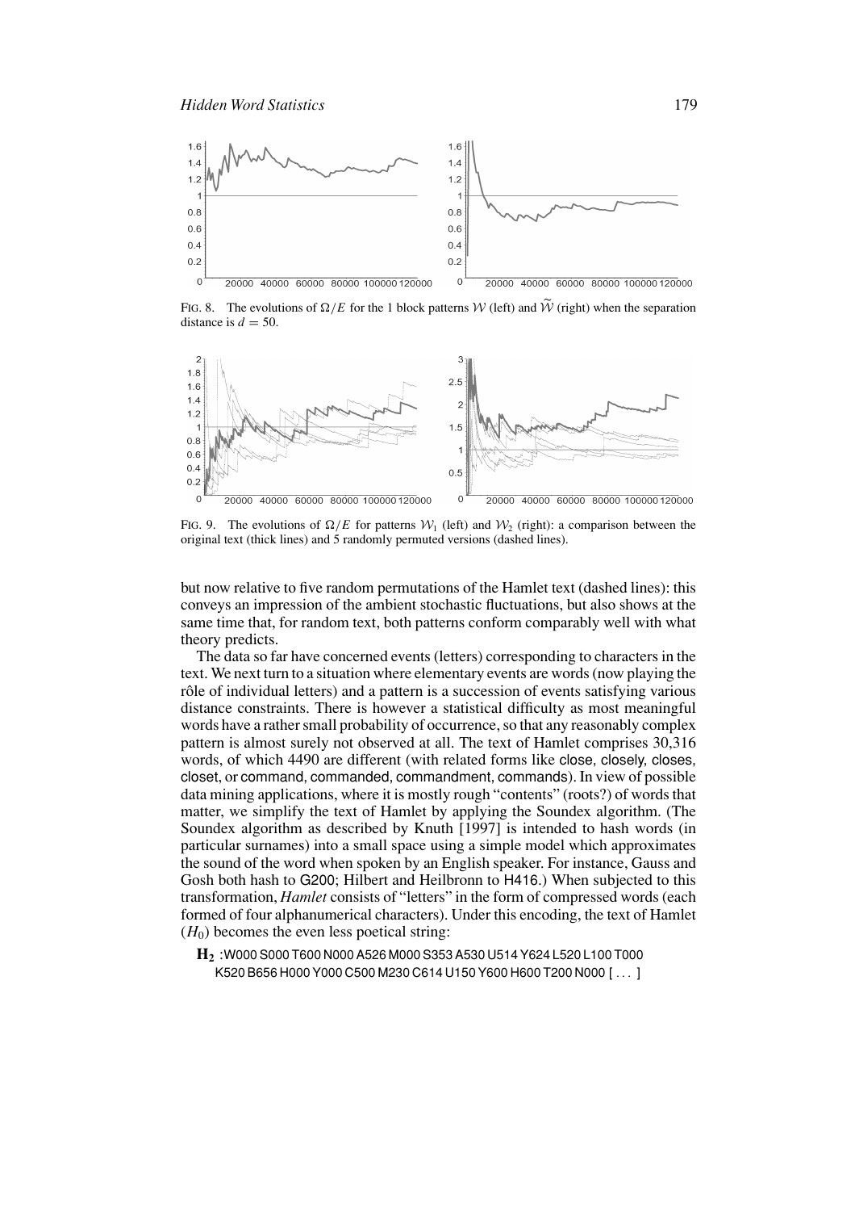FIG. 8. The evolutions of $\Omega/E$ for the 1 block patterns $\mathcal{W}$ (left) and $\widetilde{\mathcal{W}}$ (right) when the separation distance is $d = 50$.

FIG. 9. The evolutions of $\Omega/E$ for patterns $\mathcal{W}_1$ (left) and $\mathcal{W}_2$ (right): a comparison between the original text (thick lines) and 5 randomly permuted versions (dashed lines).

but now relative to five random permutations of the Hamlet text (dashed lines): this conveys an impression of the ambient stochastic fluctuations, but also shows at the same time that, for random text, both patterns conform comparably well with what theory predicts.

The data so far have concerned events (letters) corresponding to characters in the text. We next turn to a situation where elementary events are words (now playing the rôle of individual letters) and a pattern is a succession of events satisfying various distance constraints. There is however a statistical difficulty as most meaningful words have a rather small probability of occurrence, so that any reasonably complex pattern is almost surely not observed at all. The text of Hamlet comprises 30,316 words, of which 4490 are different (with related forms like close, closely, closes, closet, or command, commanded, commandment, commands). In view of possible data mining applications, where it is mostly rough "contents" (roots?) of words that matter, we simplify the text of Hamlet by applying the Soundex algorithm. (The Soundex algorithm as described by Knuth [1997] is intended to hash words (in particular surnames) into a small space using a simple model which approximates the sound of the word when spoken by an English speaker. For instance, Gauss and Gosh both hash to G200; Hilbert and Heilbronn to H416.) When subjected to this transformation, *Hamlet* consists of "letters" in the form of compressed words (each formed of four alphanumerical characters). Under this encoding, the text of Hamlet ($H_0$) becomes the even less poetical string:

$\mathbf{H_2}$ :W000 S000 T600 N000 A526 M000 S353 A530 U514 Y624 L520 L100 T000 K520 B656 H000 Y000 C500 M230 C614 U150 Y600 H600 T200 N000 [ . . . ]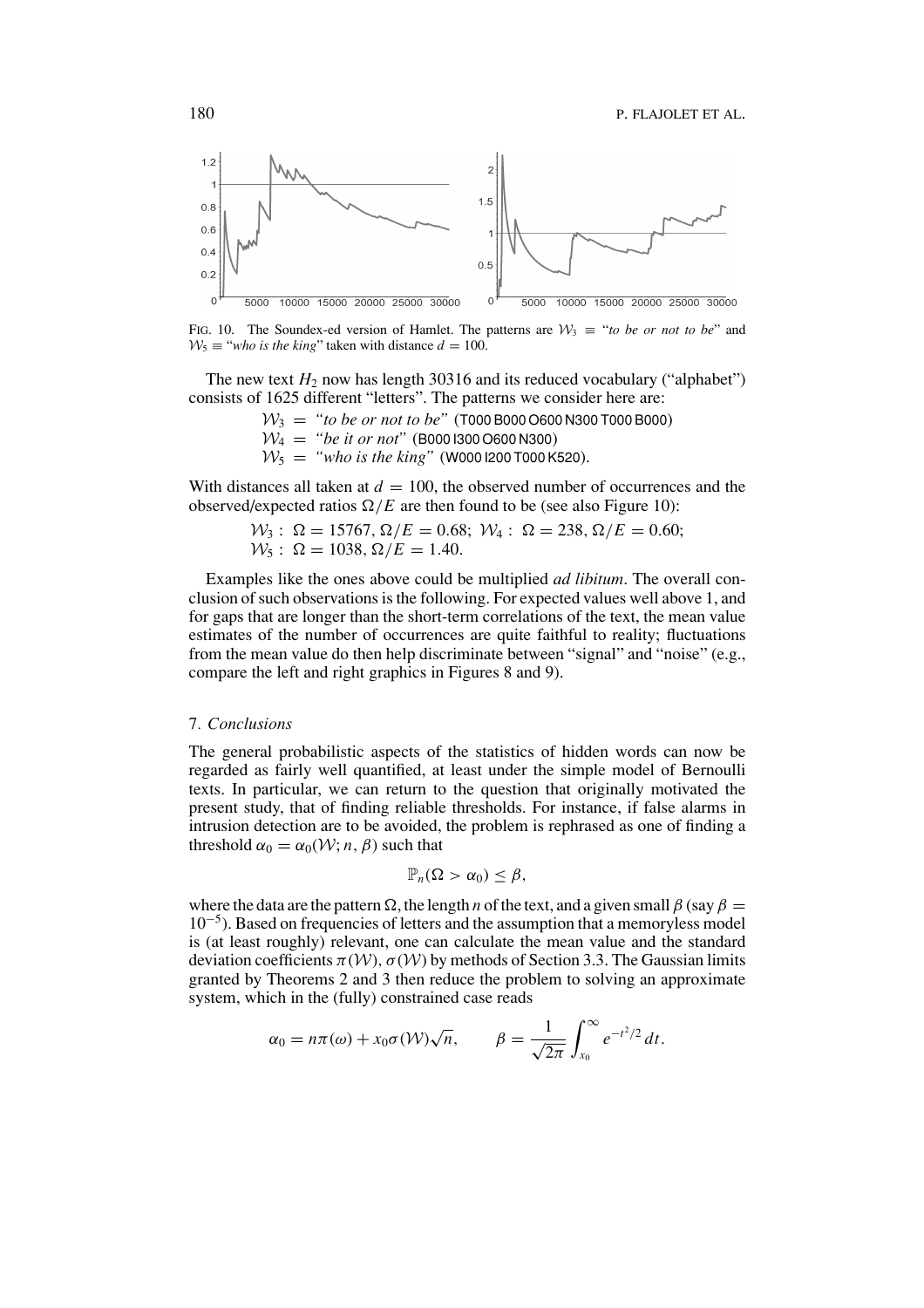FIG. 10. The Soundex-ed version of Hamlet. The patterns are $\mathcal{W}_3 \equiv$ "*to be or not to be*" and $\mathcal{W}_5 \equiv$ "*who is the king*" taken with distance $d = 100$.

The new text $H_2$ now has length 30316 and its reduced vocabulary ("alphabet") consists of 1625 different "letters". The patterns we consider here are:

$\mathcal{W}_3 =$ *"to be or not to be"* (T000 B000 O600 N300 T000 B000)
$\mathcal{W}_4 =$ *"be it or not"* (B000 I300 O600 N300)
$\mathcal{W}_5 =$ *"who is the king"* (W000 I200 T000 K520).

With distances all taken at $d = 100$, the observed number of occurrences and the observed/expected ratios $\Omega/E$ are then found to be (see also Figure 10):

$\mathcal{W}_3: \ \Omega = 15767, \Omega/E = 0.68;\ \mathcal{W}_4: \ \Omega = 238, \Omega/E = 0.60;$
$\mathcal{W}_5: \ \Omega = 1038, \Omega/E = 1.40.$

Examples like the ones above could be multiplied *ad libitum*. The overall conclusion of such observations is the following. For expected values well above 1, and for gaps that are longer than the short-term correlations of the text, the mean value estimates of the number of occurrences are quite faithful to reality; fluctuations from the mean value do then help discriminate between "signal" and "noise" (e.g., compare the left and right graphics in Figures 8 and 9).

## 7. *Conclusions*

The general probabilistic aspects of the statistics of hidden words can now be regarded as fairly well quantified, at least under the simple model of Bernoulli texts. In particular, we can return to the question that originally motivated the present study, that of finding reliable thresholds. For instance, if false alarms in intrusion detection are to be avoided, the problem is rephrased as one of finding a threshold $\alpha_0 = \alpha_0(\mathcal{W}; n, \beta)$ such that

$$\mathbb{P}_n(\Omega > \alpha_0) \leq \beta,$$

where the data are the pattern $\Omega$, the length $n$ of the text, and a given small $\beta$ (say $\beta = 10^{-5}$). Based on frequencies of letters and the assumption that a memoryless model is (at least roughly) relevant, one can calculate the mean value and the standard deviation coefficients $\pi(\mathcal{W})$, $\sigma(\mathcal{W})$ by methods of Section 3.3. The Gaussian limits granted by Theorems 2 and 3 then reduce the problem to solving an approximate system, which in the (fully) constrained case reads

$$\alpha_0 = n\pi(\omega) + x_0\sigma(\mathcal{W})\sqrt{n}, \qquad \beta = \frac{1}{\sqrt{2\pi}}\int_{x_0}^{\infty} e^{-t^2/2}\, dt.$$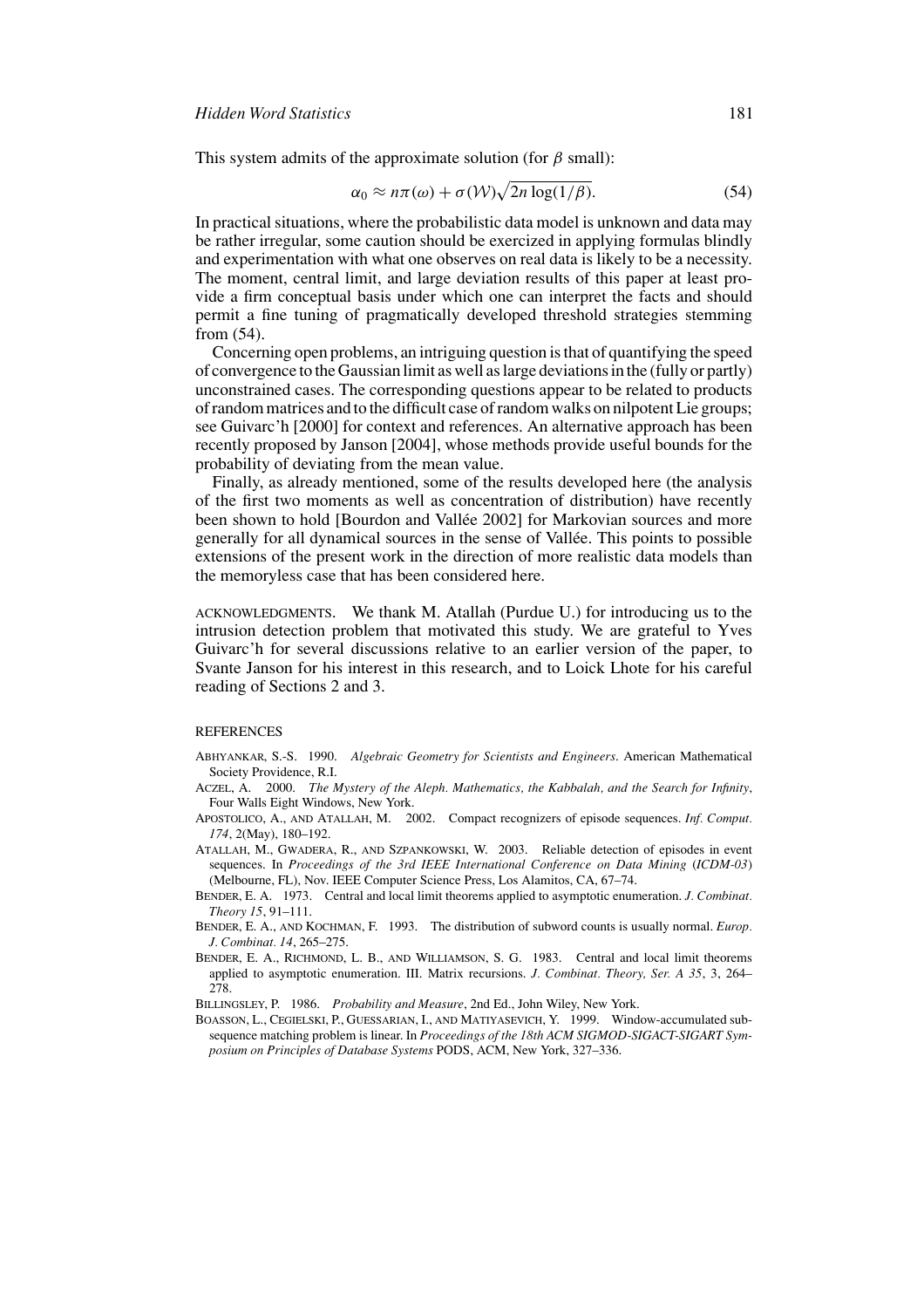This system admits of the approximate solution (for $\beta$ small):

$$\alpha_0 \approx n\pi(\omega) + \sigma(\mathcal{W})\sqrt{2n\log(1/\beta)}. \tag{54}$$

In practical situations, where the probabilistic data model is unknown and data may be rather irregular, some caution should be exercized in applying formulas blindly and experimentation with what one observes on real data is likely to be a necessity. The moment, central limit, and large deviation results of this paper at least provide a firm conceptual basis under which one can interpret the facts and should permit a fine tuning of pragmatically developed threshold strategies stemming from (54).

Concerning open problems, an intriguing question is that of quantifying the speed of convergence to the Gaussian limit as well as large deviations in the (fully or partly) unconstrained cases. The corresponding questions appear to be related to products of random matrices and to the difficult case of random walks on nilpotent Lie groups; see Guivarc'h [2000] for context and references. An alternative approach has been recently proposed by Janson [2004], whose methods provide useful bounds for the probability of deviating from the mean value.

Finally, as already mentioned, some of the results developed here (the analysis of the first two moments as well as concentration of distribution) have recently been shown to hold [Bourdon and Vallée 2002] for Markovian sources and more generally for all dynamical sources in the sense of Vallée. This points to possible extensions of the present work in the direction of more realistic data models than the memoryless case that has been considered here.

ACKNOWLEDGMENTS. We thank M. Atallah (Purdue U.) for introducing us to the intrusion detection problem that motivated this study. We are grateful to Yves Guivarc'h for several discussions relative to an earlier version of the paper, to Svante Janson for his interest in this research, and to Loick Lhote for his careful reading of Sections 2 and 3.

## REFERENCES

ABHYANKAR, S.-S. 1990. *Algebraic Geometry for Scientists and Engineers*. American Mathematical Society Providence, R.I.

ACZEL, A. 2000. *The Mystery of the Aleph. Mathematics, the Kabbalah, and the Search for Infinity*, Four Walls Eight Windows, New York.

APOSTOLICO, A., AND ATALLAH, M. 2002. Compact recognizers of episode sequences. *Inf. Comput. 174*, 2(May), 180–192.

ATALLAH, M., GWADERA, R., AND SZPANKOWSKI, W. 2003. Reliable detection of episodes in event sequences. In *Proceedings of the 3rd IEEE International Conference on Data Mining* (*ICDM-03*) (Melbourne, FL), Nov. IEEE Computer Science Press, Los Alamitos, CA, 67–74.

BENDER, E. A. 1973. Central and local limit theorems applied to asymptotic enumeration. *J. Combinat. Theory 15*, 91–111.

BENDER, E. A., AND KOCHMAN, F. 1993. The distribution of subword counts is usually normal. *Europ. J. Combinat. 14*, 265–275.

BENDER, E. A., RICHMOND, L. B., AND WILLIAMSON, S. G. 1983. Central and local limit theorems applied to asymptotic enumeration. III. Matrix recursions. *J. Combinat. Theory, Ser. A 35*, 3, 264–278.

BILLINGSLEY, P. 1986. *Probability and Measure*, 2nd Ed., John Wiley, New York.

BOASSON, L., CEGIELSKI, P., GUESSARIAN, I., AND MATIYASEVICH, Y. 1999. Window-accumulated subsequence matching problem is linear. In *Proceedings of the 18th ACM SIGMOD-SIGACT-SIGART Symposium on Principles of Database Systems* PODS, ACM, New York, 327–336.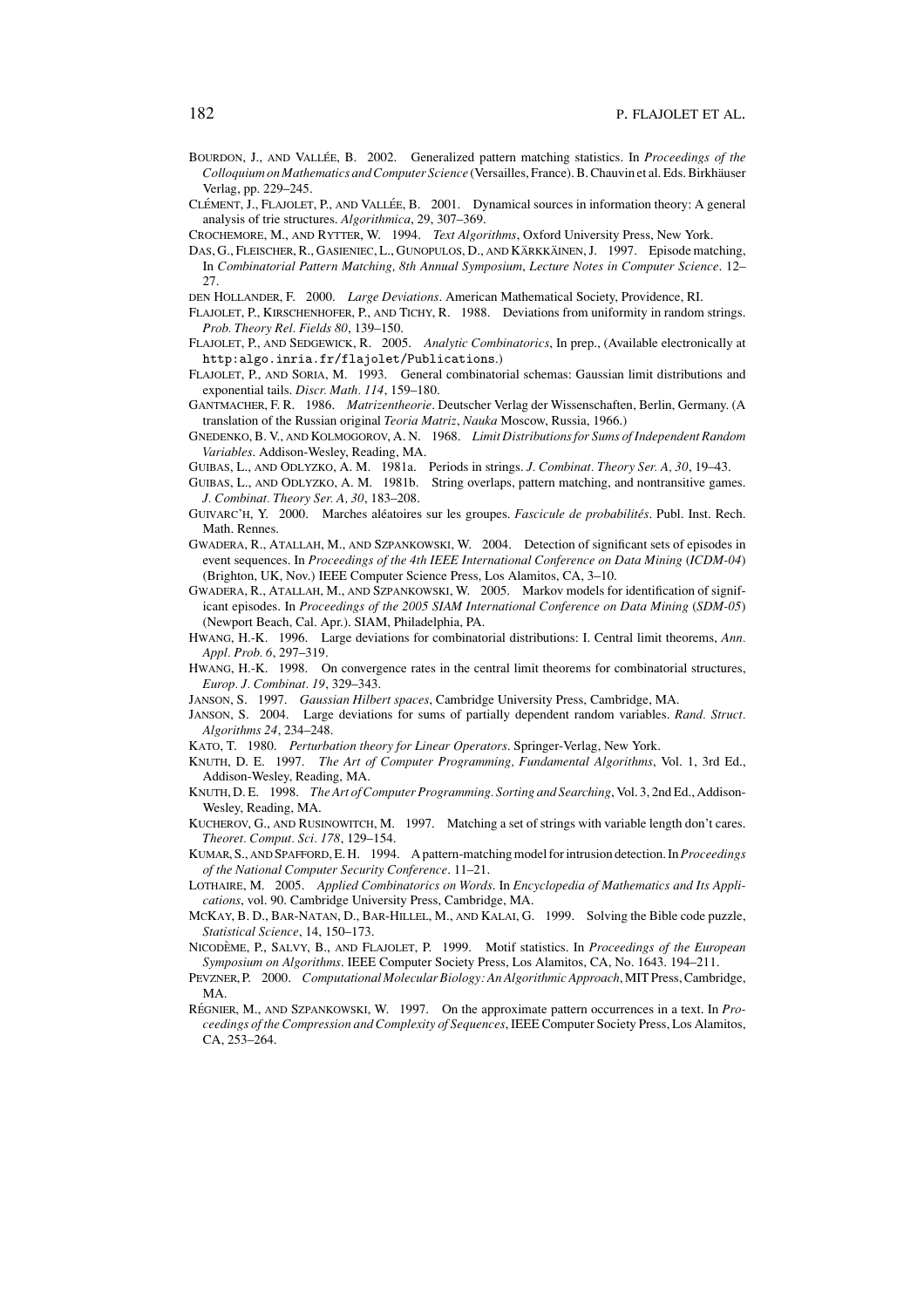BOURDON, J., AND VALLÉE, B. 2002. Generalized pattern matching statistics. In *Proceedings of the Colloquium on Mathematics and Computer Science* (Versailles, France). B. Chauvin et al. Eds. Birkhäuser Verlag, pp. 229–245.

CLÉMENT, J., FLAJOLET, P., AND VALLÉE, B. 2001. Dynamical sources in information theory: A general analysis of trie structures. *Algorithmica*, 29, 307–369.

CROCHEMORE, M., AND RYTTER, W. 1994. *Text Algorithms*, Oxford University Press, New York.

DAS, G., FLEISCHER, R., GASIENIEC, L., GUNOPULOS, D., AND KÄRKKÄINEN, J. 1997. Episode matching, In *Combinatorial Pattern Matching, 8th Annual Symposium, Lecture Notes in Computer Science*. 12–27.

DEN HOLLANDER, F. 2000. *Large Deviations*. American Mathematical Society, Providence, RI.

FLAJOLET, P., KIRSCHENHOFER, P., AND TICHY, R. 1988. Deviations from uniformity in random strings. *Prob. Theory Rel. Fields 80*, 139–150.

FLAJOLET, P., AND SEDGEWICK, R. 2005. *Analytic Combinatorics*, In prep., (Available electronically at `http:algo.inria.fr/flajolet/Publications`.)

FLAJOLET, P., AND SORIA, M. 1993. General combinatorial schemas: Gaussian limit distributions and exponential tails. *Discr. Math. 114*, 159–180.

GANTMACHER, F. R. 1986. *Matrizentheorie*. Deutscher Verlag der Wissenschaften, Berlin, Germany. (A translation of the Russian original *Teoria Matriz*, *Nauka* Moscow, Russia, 1966.)

GNEDENKO, B. V., AND KOLMOGOROV, A. N. 1968. *Limit Distributions for Sums of Independent Random Variables*. Addison-Wesley, Reading, MA.

GUIBAS, L., AND ODLYZKO, A. M. 1981a. Periods in strings. *J. Combinat. Theory Ser. A, 30*, 19–43.

GUIBAS, L., AND ODLYZKO, A. M. 1981b. String overlaps, pattern matching, and nontransitive games. *J. Combinat. Theory Ser. A, 30*, 183–208.

GUIVARC'H, Y. 2000. Marches aléatoires sur les groupes. *Fascicule de probabilités*. Publ. Inst. Rech. Math. Rennes.

GWADERA, R., ATALLAH, M., AND SZPANKOWSKI, W. 2004. Detection of significant sets of episodes in event sequences. In *Proceedings of the 4th IEEE International Conference on Data Mining* (*ICDM-04*) (Brighton, UK, Nov.) IEEE Computer Science Press, Los Alamitos, CA, 3–10.

GWADERA, R., ATALLAH, M., AND SZPANKOWSKI, W. 2005. Markov models for identification of significant episodes. In *Proceedings of the 2005 SIAM International Conference on Data Mining* (*SDM-05*) (Newport Beach, Cal. Apr.). SIAM, Philadelphia, PA.

HWANG, H.-K. 1996. Large deviations for combinatorial distributions: I. Central limit theorems, *Ann. Appl. Prob. 6*, 297–319.

HWANG, H.-K. 1998. On convergence rates in the central limit theorems for combinatorial structures, *Europ. J. Combinat. 19*, 329–343.

JANSON, S. 1997. *Gaussian Hilbert spaces*, Cambridge University Press, Cambridge, MA.

JANSON, S. 2004. Large deviations for sums of partially dependent random variables. *Rand. Struct. Algorithms 24*, 234–248.

KATO, T. 1980. *Perturbation theory for Linear Operators*. Springer-Verlag, New York.

KNUTH, D. E. 1997. *The Art of Computer Programming, Fundamental Algorithms*, Vol. 1, 3rd Ed., Addison-Wesley, Reading, MA.

KNUTH, D. E. 1998. *The Art of Computer Programming. Sorting and Searching*, Vol. 3, 2nd Ed., Addison-Wesley, Reading, MA.

KUCHEROV, G., AND RUSINOWITCH, M. 1997. Matching a set of strings with variable length don't cares. *Theoret. Comput. Sci. 178*, 129–154.

KUMAR, S., AND SPAFFORD, E. H. 1994. A pattern-matching model for intrusion detection. In *Proceedings of the National Computer Security Conference*. 11–21.

LOTHAIRE, M. 2005. *Applied Combinatorics on Words*. In *Encyclopedia of Mathematics and Its Applications*, vol. 90. Cambridge University Press, Cambridge, MA.

MCKAY, B. D., BAR-NATAN, D., BAR-HILLEL, M., AND KALAI, G. 1999. Solving the Bible code puzzle, *Statistical Science*, 14, 150–173.

NICODÈME, P., SALVY, B., AND FLAJOLET, P. 1999. Motif statistics. In *Proceedings of the European Symposium on Algorithms*. IEEE Computer Society Press, Los Alamitos, CA, No. 1643. 194–211.

PEVZNER, P. 2000. *Computational Molecular Biology: An Algorithmic Approach*, MIT Press, Cambridge, MA.

RÉGNIER, M., AND SZPANKOWSKI, W. 1997. On the approximate pattern occurrences in a text. In *Proceedings of the Compression and Complexity of Sequences*, IEEE Computer Society Press, Los Alamitos, CA, 253–264.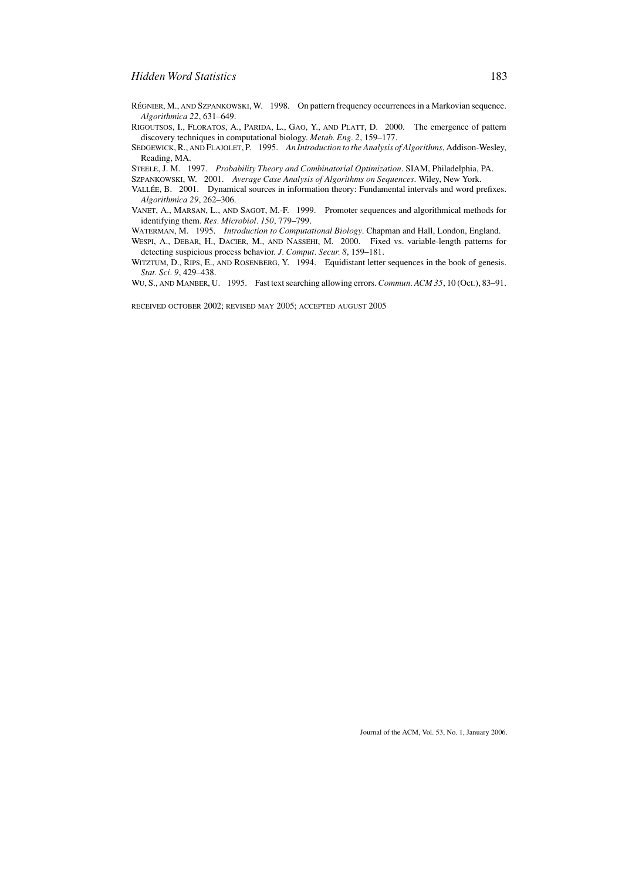RÉGNIER, M., AND SZPANKOWSKI, W. 1998. On pattern frequency occurrences in a Markovian sequence. *Algorithmica 22*, 631–649.

RIGOUTSOS, I., FLORATOS, A., PARIDA, L., GAO, Y., AND PLATT, D. 2000. The emergence of pattern discovery techniques in computational biology. *Metab. Eng. 2*, 159–177.

SEDGEWICK, R., AND FLAJOLET, P. 1995. *An Introduction to the Analysis of Algorithms*, Addison-Wesley, Reading, MA.

STEELE, J. M. 1997. *Probability Theory and Combinatorial Optimization*. SIAM, Philadelphia, PA.

SZPANKOWSKI, W. 2001. *Average Case Analysis of Algorithms on Sequences*. Wiley, New York.

VALLÉE, B. 2001. Dynamical sources in information theory: Fundamental intervals and word prefixes. *Algorithmica 29*, 262–306.

VANET, A., MARSAN, L., AND SAGOT, M.-F. 1999. Promoter sequences and algorithmical methods for identifying them. *Res. Microbiol. 150*, 779–799.

WATERMAN, M. 1995. *Introduction to Computational Biology*. Chapman and Hall, London, England.

WESPI, A., DEBAR, H., DACIER, M., AND NASSEHI, M. 2000. Fixed vs. variable-length patterns for detecting suspicious process behavior. *J. Comput. Secur. 8*, 159–181.

WITZTUM, D., RIPS, E., AND ROSENBERG, Y. 1994. Equidistant letter sequences in the book of genesis. *Stat. Sci. 9*, 429–438.

WU, S., AND MANBER, U. 1995. Fast text searching allowing errors. *Commun. ACM 35*, 10 (Oct.), 83–91.

RECEIVED OCTOBER 2002; REVISED MAY 2005; ACCEPTED AUGUST 2005